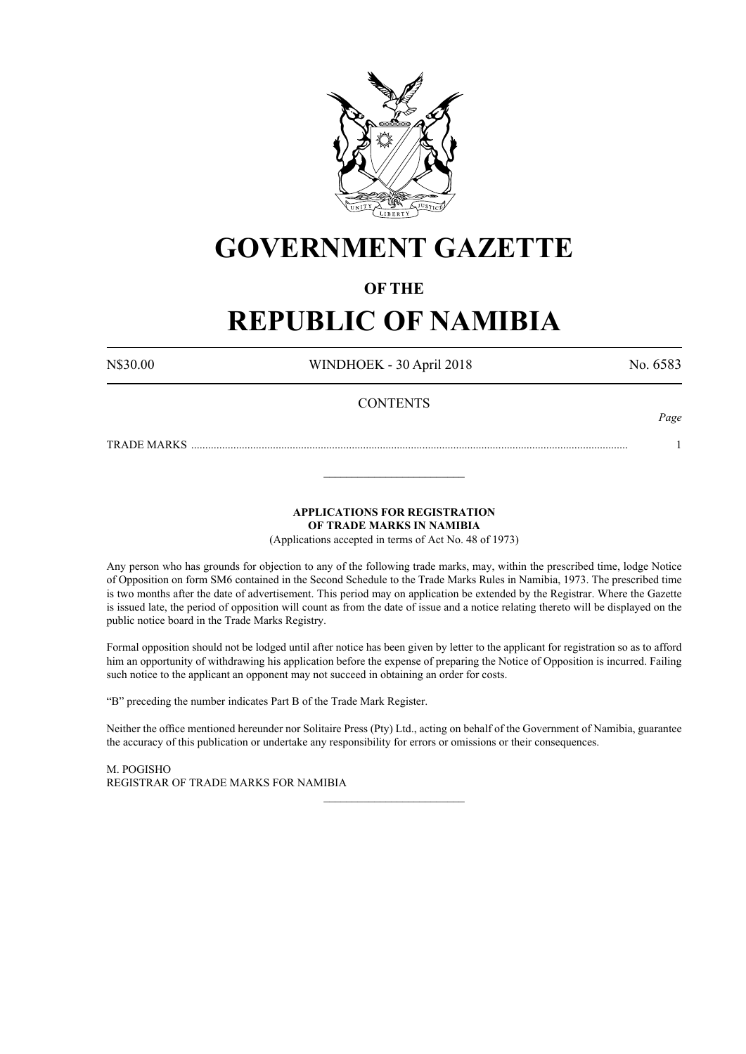# GOVERNMENT GAZETTE

## OF THE

# REPUBLIC OF NAMIBIA

N$30.00 WINDHOEK - 30 April 2018 No. 6583

CONTENTS

| | Page |
|---|---|
| TRADE MARKS | 1 |

---

**APPLICATIONS FOR REGISTRATION OF TRADE MARKS IN NAMIBIA**

(Applications accepted in terms of Act No. 48 of 1973)

Any person who has grounds for objection to any of the following trade marks, may, within the prescribed time, lodge Notice of Opposition on form SM6 contained in the Second Schedule to the Trade Marks Rules in Namibia, 1973. The prescribed time is two months after the date of advertisement. This period may on application be extended by the Registrar. Where the Gazette is issued late, the period of opposition will count as from the date of issue and a notice relating thereto will be displayed on the public notice board in the Trade Marks Registry.

Formal opposition should not be lodged until after notice has been given by letter to the applicant for registration so as to afford him an opportunity of withdrawing his application before the expense of preparing the Notice of Opposition is incurred. Failing such notice to the applicant an opponent may not succeed in obtaining an order for costs.

"B" preceding the number indicates Part B of the Trade Mark Register.

Neither the office mentioned hereunder nor Solitaire Press (Pty) Ltd., acting on behalf of the Government of Namibia, guarantee the accuracy of this publication or undertake any responsibility for errors or omissions or their consequences.

M. POGISHO
REGISTRAR OF TRADE MARKS FOR NAMIBIA

---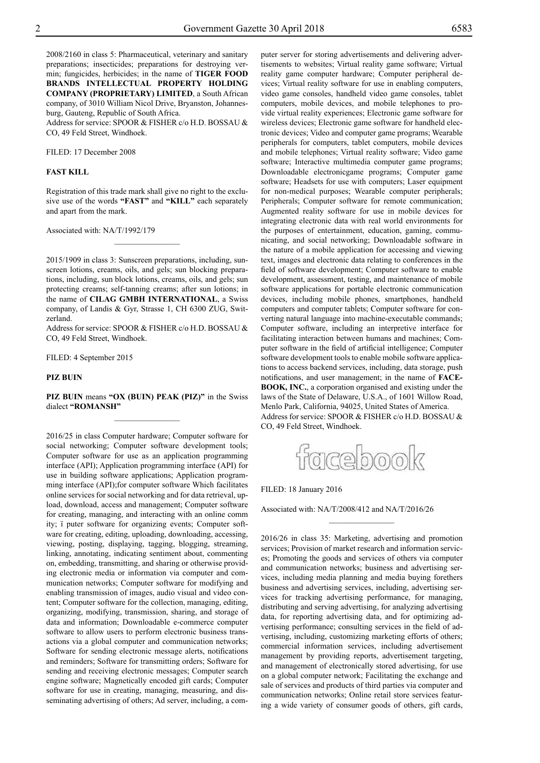2008/2160 in class 5: Pharmaceutical, veterinary and sanitary preparations; insecticides; preparations for destroying vermin; fungicides, herbicides; in the name of **TIGER FOOD BRANDS INTELLECTUAL PROPERTY HOLDING COMPANY (PROPRIETARY) LIMITED**, a South African company, of 3010 William Nicol Drive, Bryanston, Johannesburg, Gauteng, Republic of South Africa.
Address for service: SPOOR & FISHER c/o H.D. BOSSAU & CO, 49 Feld Street, Windhoek.

FILED: 17 December 2008

**FAST KILL**

Registration of this trade mark shall give no right to the exclusive use of the words **"FAST"** and **"KILL"** each separately and apart from the mark.

Associated with: NA/T/1992/179

---

2015/1909 in class 3: Sunscreen preparations, including, sunscreen lotions, creams, oils, and gels; sun blocking preparations, including, sun block lotions, creams, oils, and gels; sun protecting creams; self-tanning creams; after sun lotions; in the name of **CILAG GMBH INTERNATIONAL**, a Swiss company, of Landis & Gyr, Strasse 1, CH 6300 ZUG, Switzerland.
Address for service: SPOOR & FISHER c/o H.D. BOSSAU & CO, 49 Feld Street, Windhoek.

FILED: 4 September 2015

**PIZ BUIN**

**PIZ BUIN** means **"OX (BUIN) PEAK (PIZ)"** in the Swiss dialect **"ROMANSH"**

---

2016/25 in class Computer hardware; Computer software for social networking; Computer software development tools; Computer software for use as an application programming interface (API); Application programming interface (API) for use in building software applications; Application programming interface (API);for computer software Which facilitates online services for social networking and for data retrieval, upload, download, access and management; Computer software for creating, managing, and interacting with an online comm ity; ï puter software for organizing events; Computer software for creating, editing, uploading, downloading, accessing, viewing, posting, displaying, tagging, blogging, streaming, linking, annotating, indicating sentiment about, commenting on, embedding, transmitting, and sharing or otherwise providing electronic media or information via computer and communication networks; Computer software for modifying and enabling transmission of images, audio visual and video content; Computer software for the collection, managing, editing, organizing, modifying, transmission, sharing, and storage of data and information; Downloadable e-commerce computer software to allow users to perform electronic business transactions via a global computer and communication networks; Software for sending electronic message alerts, notifications and reminders; Software for transmitting orders; Software for sending and receiving electronic messages; Computer search engine software; Magnetically encoded gift cards; Computer software for use in creating, managing, measuring, and disseminating advertising of others; Ad server, including, a computer server for storing advertisements and delivering advertisements to websites; Virtual reality game software; Virtual reality game computer hardware; Computer peripheral devices; Virtual reality software for use in enabling computers, video game consoles, handheld video game consoles, tablet computers, mobile devices, and mobile telephones to provide virtual reality experiences; Electronic game software for wireless devices; Electronic game software for handheld electronic devices; Video and computer game programs; Wearable peripherals for computers, tablet computers, mobile devices and mobile telephones; Virtual reality software; Video game software; Interactive multimedia computer game programs; Downloadable electronicgame programs; Computer game software; Headsets for use with computers; Laser equipment for non-medical purposes; Wearable computer peripherals; Peripherals; Computer software for remote communication; Augmented reality software for use in mobile devices for integrating electronic data with real world environments for the purposes of entertainment, education, gaming, communicating, and social networking; Downloadable software in the nature of a mobile application for accessing and viewing text, images and electronic data relating to conferences in the field of software development; Computer software to enable development, assessment, testing, and maintenance of mobile software applications for portable electronic communication devices, including mobile phones, smartphones, handheld computers and computer tablets; Computer software for converting natural language into machine-executable commands; Computer software, including an interpretive interface for facilitating interaction between humans and machines; Computer software in the field of artificial intelligence; Computer software development tools to enable mobile software applications to access backend services, including, data storage, push notifications, and user management; in the name of **FACEBOOK, INC.**, a corporation organised and existing under the laws of the State of Delaware, U.S.A., of 1601 Willow Road, Menlo Park, California, 94025, United States of America.
Address for service: SPOOR & FISHER c/o H.D. BOSSAU & CO, 49 Feld Street, Windhoek.

facebook

FILED: 18 January 2016

Associated with: NA/T/2008/412 and NA/T/2016/26

---

2016/26 in class 35: Marketing, advertising and promotion services; Provision of market research and information services; Promoting the goods and services of others via computer and communication networks; business and advertising services, including media planning and media buying forethers business and advertising services, including, advertising services for tracking advertising performance, for managing, distributing and serving advertising, for analyzing advertising data, for reporting advertising data, and for optimizing advertising performance; consulting services in the field of advertising, including, customizing marketing efforts of others; commercial information services, including advertisement management by providing reports, advertisement targeting, and management of electronically stored advertising, for use on a global computer network; Facilitating the exchange and sale of services and products of third parties via computer and communication networks; Online retail store services featuring a wide variety of consumer goods of others, gift cards,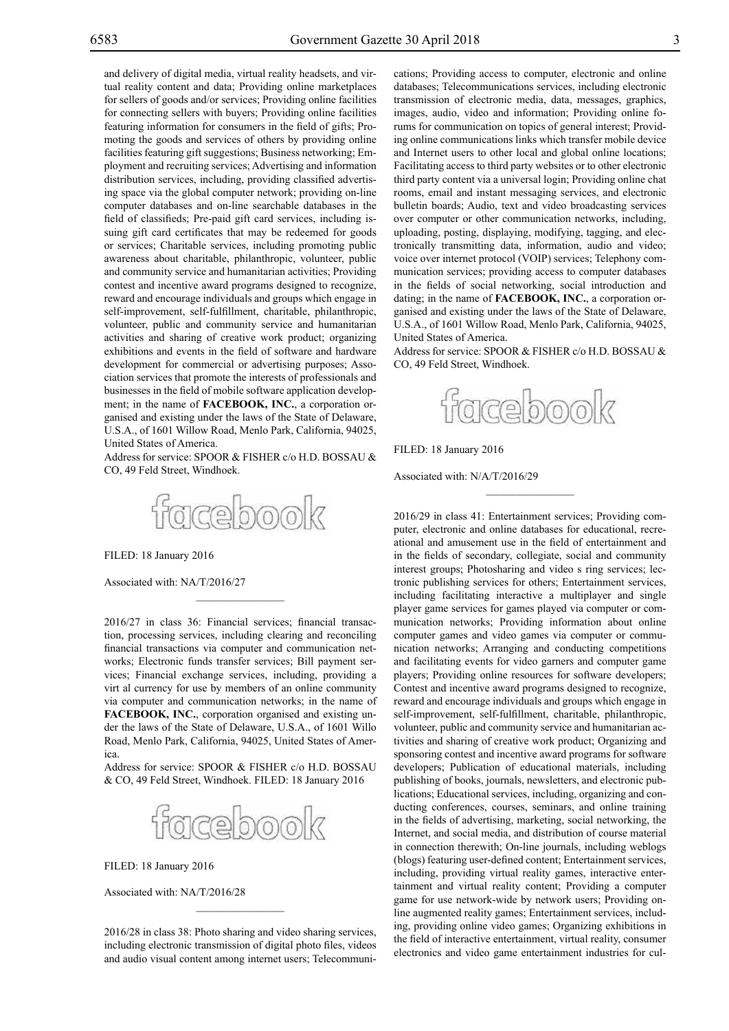and delivery of digital media, virtual reality headsets, and virtual reality content and data; Providing online marketplaces for sellers of goods and/or services; Providing online facilities for connecting sellers with buyers; Providing online facilities featuring information for consumers in the field of gifts; Promoting the goods and services of others by providing online facilities featuring gift suggestions; Business networking; Employment and recruiting services; Advertising and information distribution services, including, providing classified advertising space via the global computer network; providing on-line computer databases and on-line searchable databases in the field of classifieds; Pre-paid gift card services, including issuing gift card certificates that may be redeemed for goods or services; Charitable services, including promoting public awareness about charitable, philanthropic, volunteer, public and community service and humanitarian activities; Providing contest and incentive award programs designed to recognize, reward and encourage individuals and groups which engage in self-improvement, self-fulfillment, charitable, philanthropic, volunteer, public and community service and humanitarian activities and sharing of creative work product; organizing exhibitions and events in the field of software and hardware development for commercial or advertising purposes; Association services that promote the interests of professionals and businesses in the field of mobile software application development; in the name of **FACEBOOK, INC.**, a corporation organised and existing under the laws of the State of Delaware, U.S.A., of 1601 Willow Road, Menlo Park, California, 94025, United States of America.

Address for service: SPOOR & FISHER c/o H.D. BOSSAU & CO, 49 Feld Street, Windhoek.

facebook

FILED: 18 January 2016

Associated with: NA/T/2016/27

---

2016/27 in class 36: Financial services; financial transaction, processing services, including clearing and reconciling financial transactions via computer and communication networks; Electronic funds transfer services; Bill payment services; Financial exchange services, including, providing a virt al currency for use by members of an online community via computer and communication networks; in the name of **FACEBOOK, INC.**, corporation organised and existing under the laws of the State of Delaware, U.S.A., of 1601 Willo Road, Menlo Park, California, 94025, United States of America.

Address for service: SPOOR & FISHER c/o H.D. BOSSAU & CO, 49 Feld Street, Windhoek. FILED: 18 January 2016

facebook

FILED: 18 January 2016

Associated with: NA/T/2016/28

---

2016/28 in class 38: Photo sharing and video sharing services, including electronic transmission of digital photo files, videos and audio visual content among internet users; Telecommunications; Providing access to computer, electronic and online databases; Telecommunications services, including electronic transmission of electronic media, data, messages, graphics, images, audio, video and information; Providing online forums for communication on topics of general interest; Providing online communications links which transfer mobile device and Internet users to other local and global online locations; Facilitating access to third party websites or to other electronic third party content via a universal login; Providing online chat rooms, email and instant messaging services, and electronic bulletin boards; Audio, text and video broadcasting services over computer or other communication networks, including, uploading, posting, displaying, modifying, tagging, and electronically transmitting data, information, audio and video; voice over internet protocol (VOIP) services; Telephony communication services; providing access to computer databases in the fields of social networking, social introduction and dating; in the name of **FACEBOOK, INC.**, a corporation organised and existing under the laws of the State of Delaware, U.S.A., of 1601 Willow Road, Menlo Park, California, 94025, United States of America.

Address for service: SPOOR & FISHER c/o H.D. BOSSAU & CO, 49 Feld Street, Windhoek.

facebook

FILED: 18 January 2016

Associated with: N/A/T/2016/29

---

2016/29 in class 41: Entertainment services; Providing computer, electronic and online databases for educational, recreational and amusement use in the field of entertainment and in the fields of secondary, collegiate, social and community interest groups; Photosharing and video s ring services; lectronic publishing services for others; Entertainment services, including facilitating interactive a multiplayer and single player game services for games played via computer or communication networks; Providing information about online computer games and video games via computer or communication networks; Arranging and conducting competitions and facilitating events for video garners and computer game players; Providing online resources for software developers; Contest and incentive award programs designed to recognize, reward and encourage individuals and groups which engage in self-improvement, self-fulfillment, charitable, philanthropic, volunteer, public and community service and humanitarian activities and sharing of creative work product; Organizing and sponsoring contest and incentive award programs for software developers; Publication of educational materials, including publishing of books, journals, newsletters, and electronic publications; Educational services, including, organizing and conducting conferences, courses, seminars, and online training in the fields of advertising, marketing, social networking, the Internet, and social media, and distribution of course material in connection therewith; On-line journals, including weblogs (blogs) featuring user-defined content; Entertainment services, including, providing virtual reality games, interactive entertainment and virtual reality content; Providing a computer game for use network-wide by network users; Providing online augmented reality games; Entertainment services, including, providing online video games; Organizing exhibitions in the field of interactive entertainment, virtual reality, consumer electronics and video game entertainment industries for cul-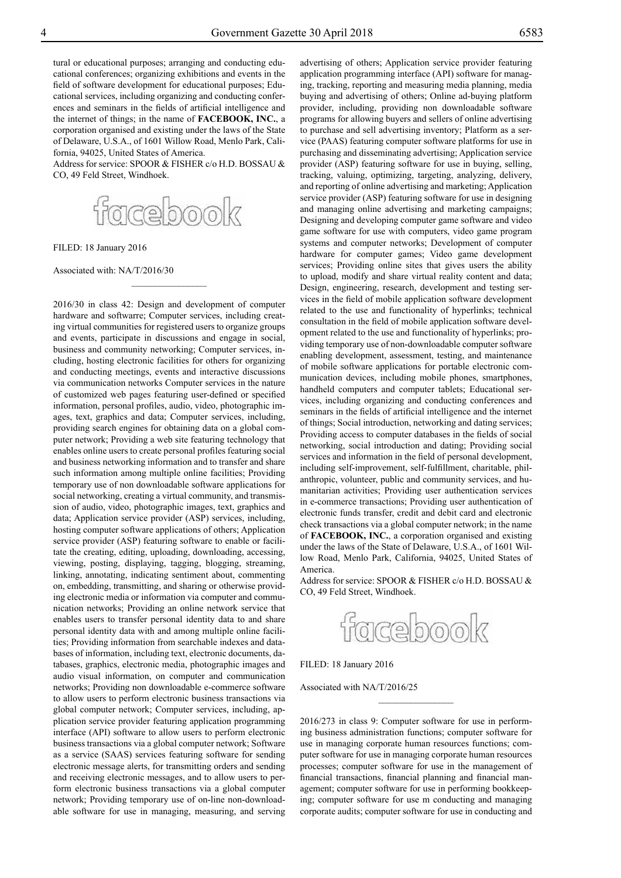tural or educational purposes; arranging and conducting educational conferences; organizing exhibitions and events in the field of software development for educational purposes; Educational services, including organizing and conducting conferences and seminars in the fields of artificial intelligence and the internet of things; in the name of **FACEBOOK, INC.**, a corporation organised and existing under the laws of the State of Delaware, U.S.A., of 1601 Willow Road, Menlo Park, California, 94025, United States of America.

Address for service: SPOOR & FISHER c/o H.D. BOSSAU & CO, 49 Feld Street, Windhoek.

facebook

FILED: 18 January 2016

Associated with: NA/T/2016/30

---

2016/30 in class 42: Design and development of computer hardware and softwarre; Computer services, including creating virtual communities for registered users to organize groups and events, participate in discussions and engage in social, business and community networking; Computer services, including, hosting electronic facilities for others for organizing and conducting meetings, events and interactive discussions via communication networks Computer services in the nature of customized web pages featuring user-defined or specified information, personal profiles, audio, video, photographic images, text, graphics and data; Computer services, including, providing search engines for obtaining data on a global computer network; Providing a web site featuring technology that enables online users to create personal profiles featuring social and business networking information and to transfer and share such information among multiple online facilities; Providing temporary use of non downloadable software applications for social networking, creating a virtual community, and transmission of audio, video, photographic images, text, graphics and data; Application service provider (ASP) services, including, hosting computer software applications of others; Application service provider (ASP) featuring software to enable or facilitate the creating, editing, uploading, downloading, accessing, viewing, posting, displaying, tagging, blogging, streaming, linking, annotating, indicating sentiment about, commenting on, embedding, transmitting, and sharing or otherwise providing electronic media or information via computer and communication networks; Providing an online network service that enables users to transfer personal identity data to and share personal identity data with and among multiple online facilities; Providing information from searchable indexes and databases of information, including text, electronic documents, databases, graphics, electronic media, photographic images and audio visual information, on computer and communication networks; Providing non downloadable e-commerce software to allow users to perform electronic business transactions via global computer network; Computer services, including, application service provider featuring application programming interface (API) software to allow users to perform electronic business transactions via a global computer network; Software as a service (SAAS) services featuring software for sending electronic message alerts, for transmitting orders and sending and receiving electronic messages, and to allow users to perform electronic business transactions via a global computer network; Providing temporary use of on-line non-downloadable software for use in managing, measuring, and serving advertising of others; Application service provider featuring application programming interface (API) software for managing, tracking, reporting and measuring media planning, media buying and advertising of others; Online ad-buying platform provider, including, providing non downloadable software programs for allowing buyers and sellers of online advertising to purchase and sell advertising inventory; Platform as a service (PAAS) featuring computer software platforms for use in purchasing and disseminating advertising; Application service provider (ASP) featuring software for use in buying, selling, tracking, valuing, optimizing, targeting, analyzing, delivery, and reporting of online advertising and marketing; Application service provider (ASP) featuring software for use in designing and managing online advertising and marketing campaigns; Designing and developing computer game software and video game software for use with computers, video game program systems and computer networks; Development of computer hardware for computer games; Video game development services; Providing online sites that gives users the ability to upload, modify and share virtual reality content and data; Design, engineering, research, development and testing services in the field of mobile application software development related to the use and functionality of hyperlinks; technical consultation in the field of mobile application software development related to the use and functionality of hyperlinks; providing temporary use of non-downloadable computer software enabling development, assessment, testing, and maintenance of mobile software applications for portable electronic communication devices, including mobile phones, smartphones, handheld computers and computer tablets; Educational services, including organizing and conducting conferences and seminars in the fields of artificial intelligence and the internet of things; Social introduction, networking and dating services; Providing access to computer databases in the fields of social networking, social introduction and dating; Providing social services and information in the field of personal development, including self-improvement, self-fulfillment, charitable, philanthropic, volunteer, public and community services, and humanitarian activities; Providing user authentication services in e-commerce transactions; Providing user authentication of electronic funds transfer, credit and debit card and electronic check transactions via a global computer network; in the name of **FACEBOOK, INC.**, a corporation organised and existing under the laws of the State of Delaware, U.S.A., of 1601 Willow Road, Menlo Park, California, 94025, United States of America.

Address for service: SPOOR & FISHER c/o H.D. BOSSAU & CO, 49 Feld Street, Windhoek.

facebook

FILED: 18 January 2016

Associated with NA/T/2016/25

---

2016/273 in class 9: Computer software for use in performing business administration functions; computer software for use in managing corporate human resources functions; computer software for use in managing corporate human resources processes; computer software for use in the management of financial transactions, financial planning and financial management; computer software for use in performing bookkeeping; computer software for use m conducting and managing corporate audits; computer software for use in conducting and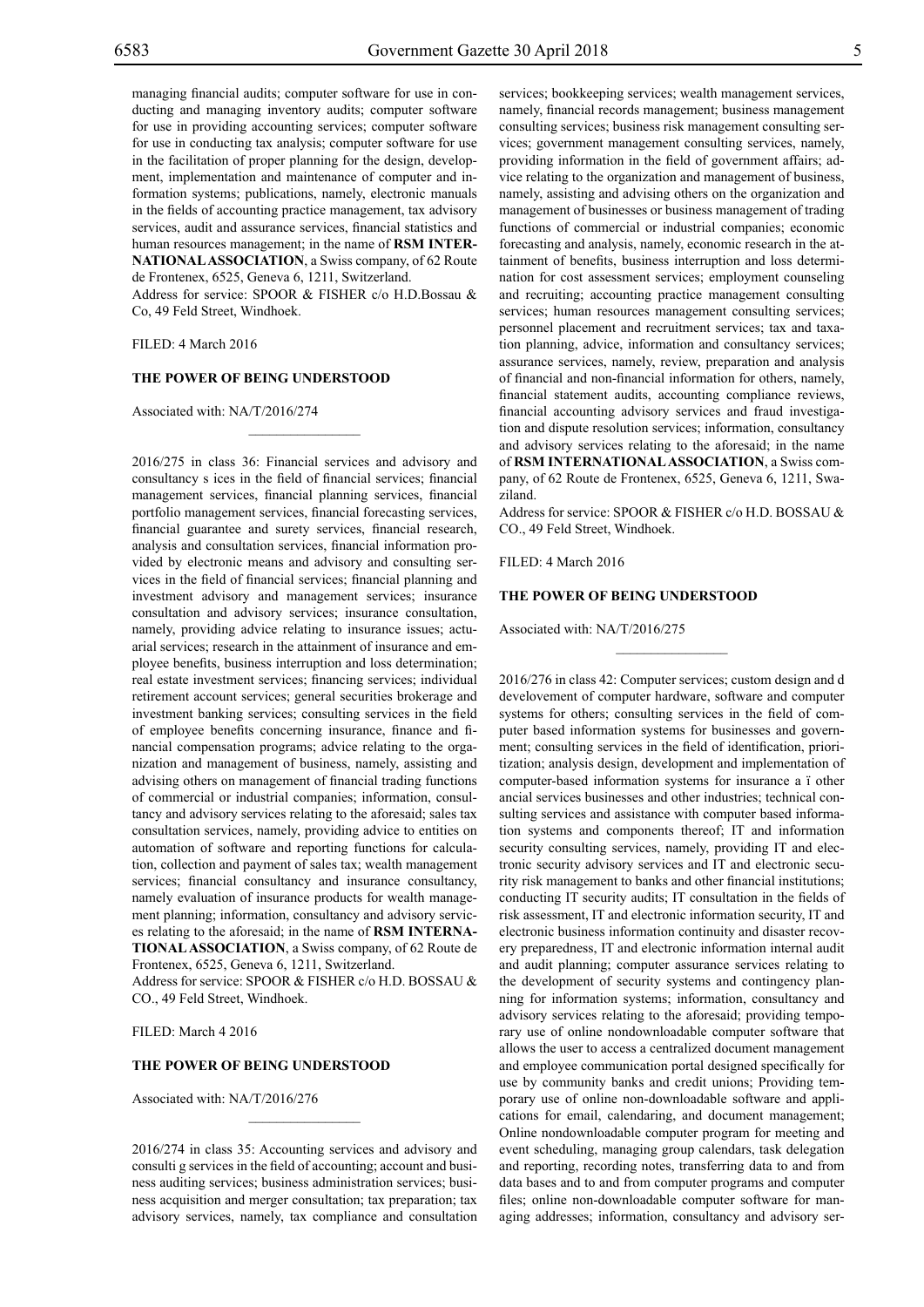managing financial audits; computer software for use in conducting and managing inventory audits; computer software for use in providing accounting services; computer software for use in conducting tax analysis; computer software for use in the facilitation of proper planning for the design, development, implementation and maintenance of computer and information systems; publications, namely, electronic manuals in the fields of accounting practice management, tax advisory services, audit and assurance services, financial statistics and human resources management; in the name of **RSM INTERNATIONAL ASSOCIATION**, a Swiss company, of 62 Route de Frontenex, 6525, Geneva 6, 1211, Switzerland.

Address for service: SPOOR & FISHER c/o H.D.Bossau & Co, 49 Feld Street, Windhoek.

FILED: 4 March 2016

**THE POWER OF BEING UNDERSTOOD**

Associated with: NA/T/2016/274

---

2016/275 in class 36: Financial services and advisory and consultancy s ices in the field of financial services; financial management services, financial planning services, financial portfolio management services, financial forecasting services, financial guarantee and surety services, financial research, analysis and consultation services, financial information provided by electronic means and advisory and consulting services in the field of financial services; financial planning and investment advisory and management services; insurance consultation and advisory services; insurance consultation, namely, providing advice relating to insurance issues; actuarial services; research in the attainment of insurance and employee benefits, business interruption and loss determination; real estate investment services; financing services; individual retirement account services; general securities brokerage and investment banking services; consulting services in the field of employee benefits concerning insurance, finance and financial compensation programs; advice relating to the organization and management of business, namely, assisting and advising others on management of financial trading functions of commercial or industrial companies; information, consultancy and advisory services relating to the aforesaid; sales tax consultation services, namely, providing advice to entities on automation of software and reporting functions for calculation, collection and payment of sales tax; wealth management services; financial consultancy and insurance consultancy, namely evaluation of insurance products for wealth management planning; information, consultancy and advisory services relating to the aforesaid; in the name of **RSM INTERNATIONAL ASSOCIATION**, a Swiss company, of 62 Route de Frontenex, 6525, Geneva 6, 1211, Switzerland.

Address for service: SPOOR & FISHER c/o H.D. BOSSAU & CO., 49 Feld Street, Windhoek.

FILED: March 4 2016

**THE POWER OF BEING UNDERSTOOD**

Associated with: NA/T/2016/276

---

2016/274 in class 35: Accounting services and advisory and consulti g services in the field of accounting; account and business auditing services; business administration services; business acquisition and merger consultation; tax preparation; tax advisory services, namely, tax compliance and consultation services; bookkeeping services; wealth management services, namely, financial records management; business management consulting services; business risk management consulting services; government management consulting services, namely, providing information in the field of government affairs; advice relating to the organization and management of business, namely, assisting and advising others on the organization and management of businesses or business management of trading functions of commercial or industrial companies; economic forecasting and analysis, namely, economic research in the attainment of benefits, business interruption and loss determination for cost assessment services; employment counseling and recruiting; accounting practice management consulting services; human resources management consulting services; personnel placement and recruitment services; tax and taxation planning, advice, information and consultancy services; assurance services, namely, review, preparation and analysis of financial and non-financial information for others, namely, financial statement audits, accounting compliance reviews, financial accounting advisory services and fraud investigation and dispute resolution services; information, consultancy and advisory services relating to the aforesaid; in the name of **RSM INTERNATIONAL ASSOCIATION**, a Swiss company, of 62 Route de Frontenex, 6525, Geneva 6, 1211, Swaziland.

Address for service: SPOOR & FISHER c/o H.D. BOSSAU & CO., 49 Feld Street, Windhoek.

FILED: 4 March 2016

**THE POWER OF BEING UNDERSTOOD**

Associated with: NA/T/2016/275

---

2016/276 in class 42: Computer services; custom design and d develovement of computer hardware, software and computer systems for others; consulting services in the field of computer based information systems for businesses and government; consulting services in the field of identification, prioritization; analysis design, development and implementation of computer-based information systems for insurance a ï other ancial services businesses and other industries; technical consulting services and assistance with computer based information systems and components thereof; IT and information security consulting services, namely, providing IT and electronic security advisory services and IT and electronic security risk management to banks and other financial institutions; conducting IT security audits; IT consultation in the fields of risk assessment, IT and electronic information security, IT and electronic business information continuity and disaster recovery preparedness, IT and electronic information internal audit and audit planning; computer assurance services relating to the development of security systems and contingency planning for information systems; information, consultancy and advisory services relating to the aforesaid; providing temporary use of online nondownloadable computer software that allows the user to access a centralized document management and employee communication portal designed specifically for use by community banks and credit unions; Providing temporary use of online non-downloadable software and applications for email, calendaring, and document management; Online nondownloadable computer program for meeting and event scheduling, managing group calendars, task delegation and reporting, recording notes, transferring data to and from data bases and to and from computer programs and computer files; online non-downloadable computer software for managing addresses; information, consultancy and advisory ser-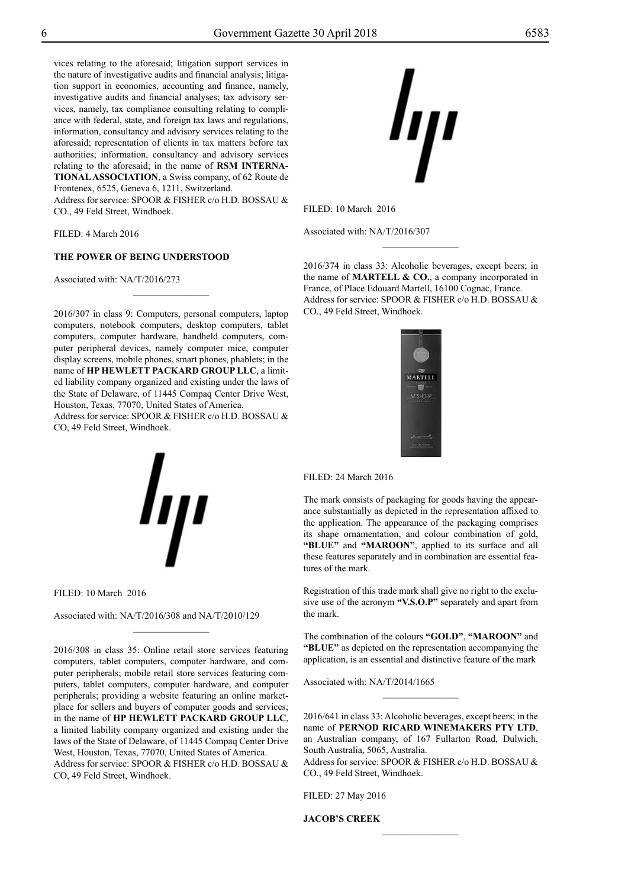vices relating to the aforesaid; litigation support services in the nature of investigative audits and financial analysis; litigation support in economics, accounting and finance, namely, investigative audits and financial analyses; tax advisory services, namely, tax compliance consulting relating to compliance with federal, state, and foreign tax laws and regulations, information, consultancy and advisory services relating to the aforesaid; representation of clients in tax matters before tax authorities; information, consultancy and advisory services relating to the aforesaid; in the name of **RSM INTERNATIONAL ASSOCIATION**, a Swiss company, of 62 Route de Frontenex, 6525, Geneva 6, 1211, Switzerland.
Address for service: SPOOR & FISHER c/o H.D. BOSSAU & CO., 49 Feld Street, Windhoek.

FILED: 4 March 2016

**THE POWER OF BEING UNDERSTOOD**

Associated with: NA/T/2016/273

---

2016/307 in class 9: Computers, personal computers, laptop computers, notebook computers, desktop computers, tablet computers, computer hardware, handheld computers, computer peripheral devices, namely computer mice, computer display screens, mobile phones, smart phones, phablets; in the name of **HP HEWLETT PACKARD GROUP LLC**, a limited liability company organized and existing under the laws of the State of Delaware, of 11445 Compaq Center Drive West, Houston, Texas, 77070, United States of America.
Address for service: SPOOR & FISHER c/o H.D. BOSSAU & CO, 49 Feld Street, Windhoek.

FILED: 10 March 2016

Associated with: NA/T/2016/308 and NA/T/2010/129

---

2016/308 in class 35: Online retail store services featuring computers, tablet computers, computer hardware, and computer peripherals; mobile retail store services featuring computers, tablet computers, computer hardware, and computer peripherals; providing a website featuring an online marketplace for sellers and buyers of computer goods and services; in the name of **HP HEWLETT PACKARD GROUP LLC**, a limited liability company organized and existing under the laws of the State of Delaware, of 11445 Compaq Center Drive West, Houston, Texas, 77070, United States of America.
Address for service: SPOOR & FISHER c/o H.D. BOSSAU & CO, 49 Feld Street, Windhoek.

FILED: 10 March 2016

Associated with: NA/T/2016/307

---

2016/374 in class 33: Alcoholic beverages, except beers; in the name of **MARTELL & CO.**, a company incorporated in France, of Place Edouard Martell, 16100 Cognac, France.
Address for service: SPOOR & FISHER c/o H.D. BOSSAU & CO., 49 Feld Street, Windhoek.

FILED: 24 March 2016

The mark consists of packaging for goods having the appearance substantially as depicted in the representation affixed to the application. The appearance of the packaging comprises its shape ornamentation, and colour combination of gold, **"BLUE"** and **"MAROON"**, applied to its surface and all these features separately and in combination are essential features of the mark.

Registration of this trade mark shall give no right to the exclusive use of the acronym **"V.S.O.P"** separately and apart from the mark.

The combination of the colours **"GOLD"**, **"MAROON"** and **"BLUE"** as depicted on the representation accompanying the application, is an essential and distinctive feature of the mark

Associated with: NA/T/2014/1665

---

2016/641 in class 33: Alcoholic beverages, except beers; in the name of **PERNOD RICARD WINEMAKERS PTY LTD**, an Australian company, of 167 Fullarton Road, Dulwich, South Australia, 5065, Australia.
Address for service: SPOOR & FISHER c/o H.D. BOSSAU & CO., 49 Feld Street, Windhoek.

FILED: 27 May 2016

**JACOB'S CREEK**

---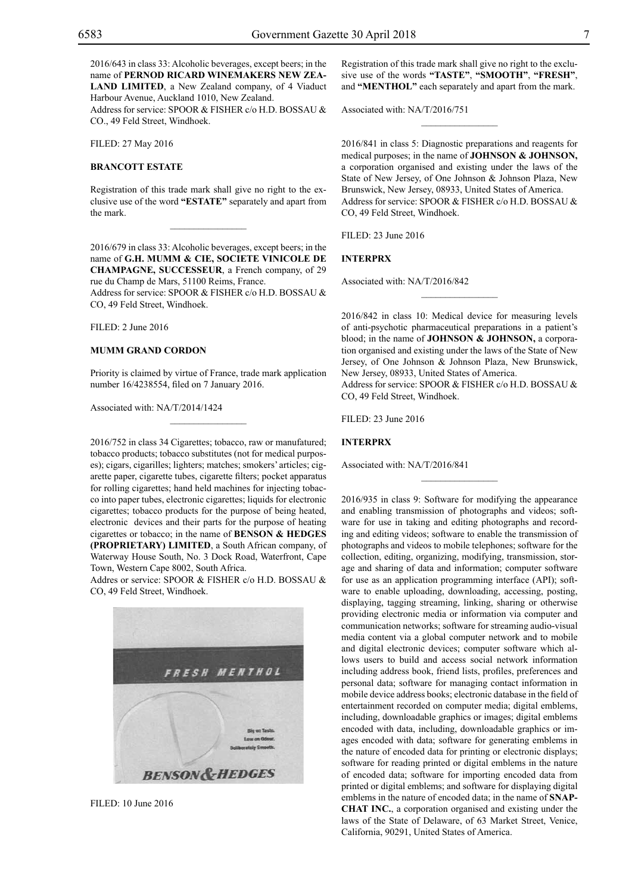2016/643 in class 33: Alcoholic beverages, except beers; in the name of **PERNOD RICARD WINEMAKERS NEW ZEALAND LIMITED**, a New Zealand company, of 4 Viaduct Harbour Avenue, Auckland 1010, New Zealand.
Address for service: SPOOR & FISHER c/o H.D. BOSSAU & CO., 49 Feld Street, Windhoek.

FILED: 27 May 2016

**BRANCOTT ESTATE**

Registration of this trade mark shall give no right to the exclusive use of the word **"ESTATE"** separately and apart from the mark.

________________

2016/679 in class 33: Alcoholic beverages, except beers; in the name of **G.H. MUMM & CIE, SOCIETE VINICOLE DE CHAMPAGNE, SUCCESSEUR**, a French company, of 29 rue du Champ de Mars, 51100 Reims, France.
Address for service: SPOOR & FISHER c/o H.D. BOSSAU & CO, 49 Feld Street, Windhoek.

FILED: 2 June 2016

**MUMM GRAND CORDON**

Priority is claimed by virtue of France, trade mark application number 16/4238554, filed on 7 January 2016.

Associated with: NA/T/2014/1424

________________

2016/752 in class 34 Cigarettes; tobacco, raw or manufatured; tobacco products; tobacco substitutes (not for medical purposes); cigars, cigarilles; lighters; matches; smokers' articles; cigarette paper, cigarette tubes, cigarette filters; pocket apparatus for rolling cigarettes; hand held machines for injecting tobacco into paper tubes, electronic cigarettes; liquids for electronic cigarettes; tobacco products for the purpose of being heated, electronic devices and their parts for the purpose of heating cigarettes or tobacco; in the name of **BENSON & HEDGES (PROPRIETARY) LIMITED**, a South African company, of Waterway House South, No. 3 Dock Road, Waterfront, Cape Town, Western Cape 8002, South Africa.
Addres or service: SPOOR & FISHER c/o H.D. BOSSAU & CO, 49 Feld Street, Windhoek.

FILED: 10 June 2016

Registration of this trade mark shall give no right to the exclusive use of the words **"TASTE"**, **"SMOOTH"**, **"FRESH"**, and **"MENTHOL"** each separately and apart from the mark.

Associated with: NA/T/2016/751

________________

2016/841 in class 5: Diagnostic preparations and reagents for medical purposes; in the name of **JOHNSON & JOHNSON,** a corporation organised and existing under the laws of the State of New Jersey, of One Johnson & Johnson Plaza, New Brunswick, New Jersey, 08933, United States of America.
Address for service: SPOOR & FISHER c/o H.D. BOSSAU & CO, 49 Feld Street, Windhoek.

FILED: 23 June 2016

**INTERPRX**

Associated with: NA/T/2016/842

________________

2016/842 in class 10: Medical device for measuring levels of anti-psychotic pharmaceutical preparations in a patient's blood; in the name of **JOHNSON & JOHNSON,** a corporation organised and existing under the laws of the State of New Jersey, of One Johnson & Johnson Plaza, New Brunswick, New Jersey, 08933, United States of America.
Address for service: SPOOR & FISHER c/o H.D. BOSSAU & CO, 49 Feld Street, Windhoek.

FILED: 23 June 2016

**INTERPRX**

Associated with: NA/T/2016/841

________________

2016/935 in class 9: Software for modifying the appearance and enabling transmission of photographs and videos; software for use in taking and editing photographs and recording and editing videos; software to enable the transmission of photographs and videos to mobile telephones; software for the collection, editing, organizing, modifying, transmission, storage and sharing of data and information; computer software for use as an application programming interface (API); software to enable uploading, downloading, accessing, posting, displaying, tagging streaming, linking, sharing or otherwise providing electronic media or information via computer and communication networks; software for streaming audio-visual media content via a global computer network and to mobile and digital electronic devices; computer software which allows users to build and access social network information including address book, friend lists, profiles, preferences and personal data; software for managing contact information in mobile device address books; electronic database in the field of entertainment recorded on computer media; digital emblems, including, downloadable graphics or images; digital emblems encoded with data, including, downloadable graphics or images encoded with data; software for generating emblems in the nature of encoded data for printing or electronic displays; software for reading printed or digital emblems in the nature of encoded data; software for importing encoded data from printed or digital emblems; and software for displaying digital emblems in the nature of encoded data; in the name of **SNAPCHAT INC.**, a corporation organised and existing under the laws of the State of Delaware, of 63 Market Street, Venice, California, 90291, United States of America.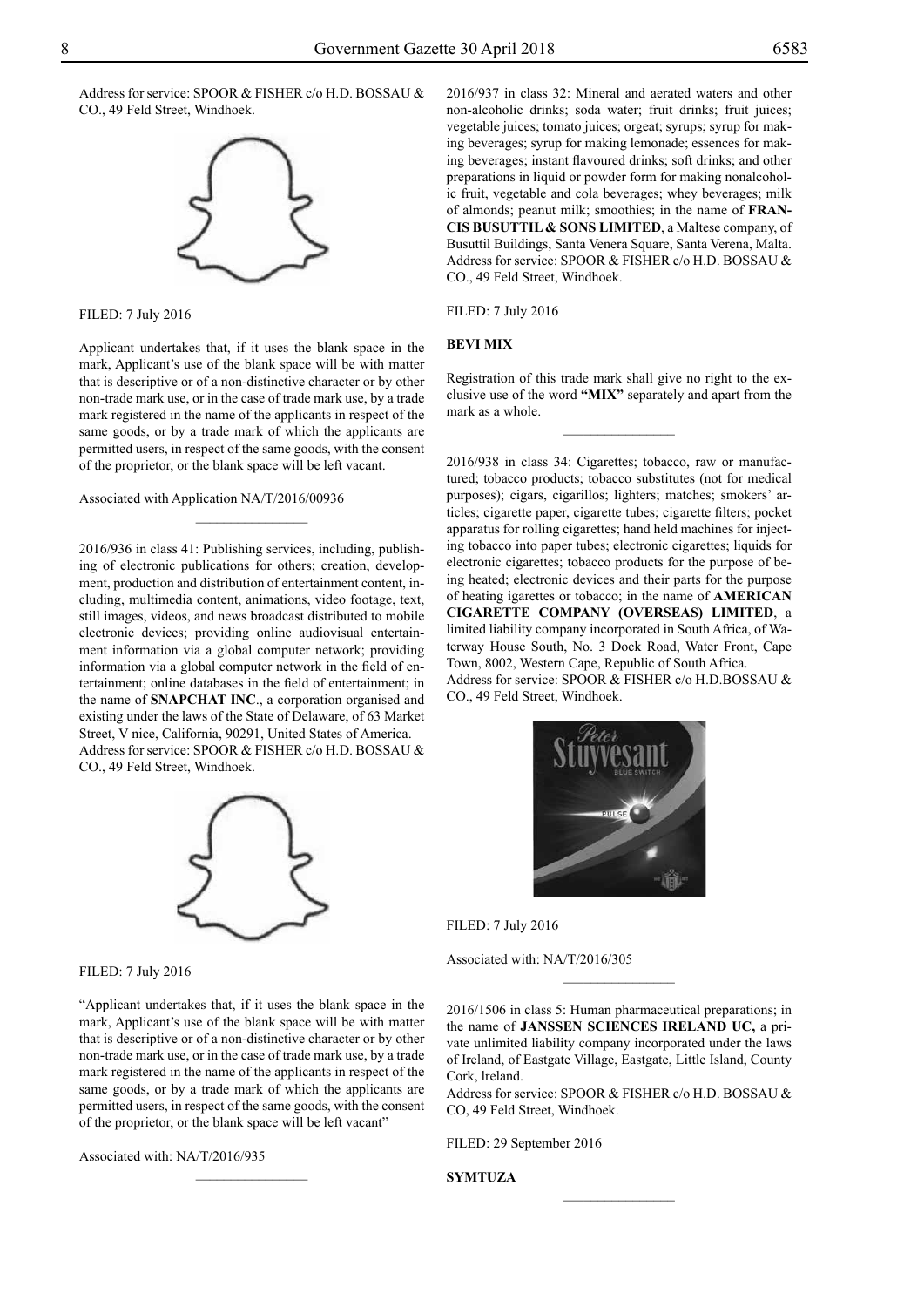Address for service: SPOOR & FISHER c/o H.D. BOSSAU & CO., 49 Feld Street, Windhoek.

FILED: 7 July 2016

Applicant undertakes that, if it uses the blank space in the mark, Applicant's use of the blank space will be with matter that is descriptive or of a non-distinctive character or by other non-trade mark use, or in the case of trade mark use, by a trade mark registered in the name of the applicants in respect of the same goods, or by a trade mark of which the applicants are permitted users, in respect of the same goods, with the consent of the proprietor, or the blank space will be left vacant.

Associated with Application NA/T/2016/00936

---

2016/936 in class 41: Publishing services, including, publishing of electronic publications for others; creation, development, production and distribution of entertainment content, including, multimedia content, animations, video footage, text, still images, videos, and news broadcast distributed to mobile electronic devices; providing online audiovisual entertainment information via a global computer network; providing information via a global computer network in the field of entertainment; online databases in the field of entertainment; in the name of **SNAPCHAT INC**., a corporation organised and existing under the laws of the State of Delaware, of 63 Market Street, V nice, California, 90291, United States of America.
Address for service: SPOOR & FISHER c/o H.D. BOSSAU & CO., 49 Feld Street, Windhoek.

FILED: 7 July 2016

"Applicant undertakes that, if it uses the blank space in the mark, Applicant's use of the blank space will be with matter that is descriptive or of a non-distinctive character or by other non-trade mark use, or in the case of trade mark use, by a trade mark registered in the name of the applicants in respect of the same goods, or by a trade mark of which the applicants are permitted users, in respect of the same goods, with the consent of the proprietor, or the blank space will be left vacant"

Associated with: NA/T/2016/935

---

2016/937 in class 32: Mineral and aerated waters and other non-alcoholic drinks; soda water; fruit drinks; fruit juices; vegetable juices; tomato juices; orgeat; syrups; syrup for making beverages; syrup for making lemonade; essences for making beverages; instant flavoured drinks; soft drinks; and other preparations in liquid or powder form for making nonalcoholic fruit, vegetable and cola beverages; whey beverages; milk of almonds; peanut milk; smoothies; in the name of **FRANCIS BUSUTTIL & SONS LIMITED**, a Maltese company, of Busuttil Buildings, Santa Venera Square, Santa Verena, Malta.
Address for service: SPOOR & FISHER c/o H.D. BOSSAU & CO., 49 Feld Street, Windhoek.

FILED: 7 July 2016

**BEVI MIX**

Registration of this trade mark shall give no right to the exclusive use of the word **"MIX"** separately and apart from the mark as a whole.

---

2016/938 in class 34: Cigarettes; tobacco, raw or manufactured; tobacco products; tobacco substitutes (not for medical purposes); cigars, cigarillos; lighters; matches; smokers' articles; cigarette paper, cigarette tubes; cigarette filters; pocket apparatus for rolling cigarettes; hand held machines for injecting tobacco into paper tubes; electronic cigarettes; liquids for electronic cigarettes; tobacco products for the purpose of being heated; electronic devices and their parts for the purpose of heating igarettes or tobacco; in the name of **AMERICAN CIGARETTE COMPANY (OVERSEAS) LIMITED**, a limited liability company incorporated in South Africa, of Waterway House South, No. 3 Dock Road, Water Front, Cape Town, 8002, Western Cape, Republic of South Africa.
Address for service: SPOOR & FISHER c/o H.D.BOSSAU & CO., 49 Feld Street, Windhoek.

FILED: 7 July 2016

Associated with: NA/T/2016/305

---

2016/1506 in class 5: Human pharmaceutical preparations; in the name of **JANSSEN SCIENCES IRELAND UC,** a private unlimited liability company incorporated under the laws of Ireland, of Eastgate Village, Eastgate, Little Island, County Cork, lreland.
Address for service: SPOOR & FISHER c/o H.D. BOSSAU & CO, 49 Feld Street, Windhoek.

FILED: 29 September 2016

**SYMTUZA**

---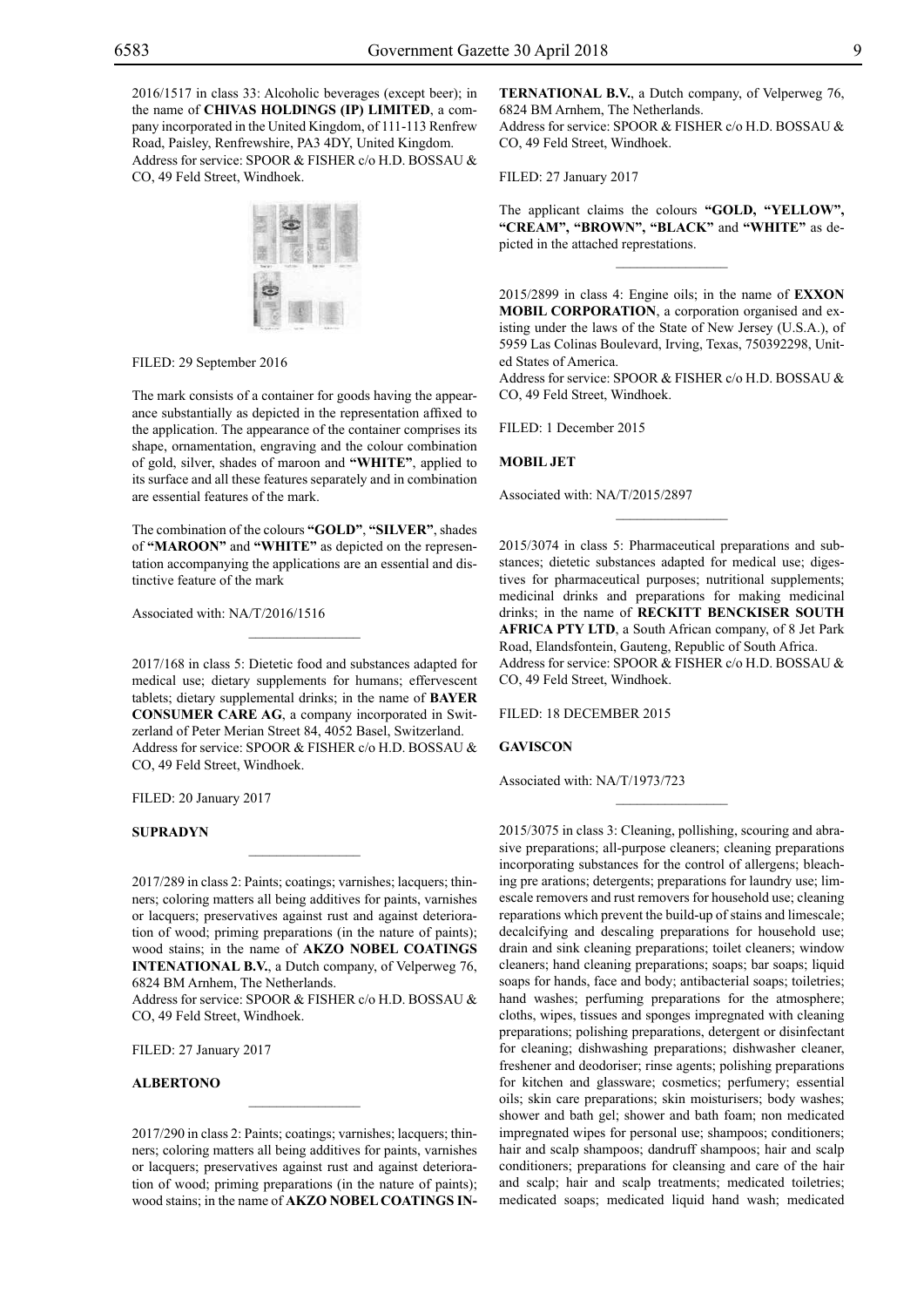2016/1517 in class 33: Alcoholic beverages (except beer); in the name of **CHIVAS HOLDINGS (IP) LIMITED**, a company incorporated in the United Kingdom, of 111-113 Renfrew Road, Paisley, Renfrewshire, PA3 4DY, United Kingdom.
Address for service: SPOOR & FISHER c/o H.D. BOSSAU & CO, 49 Feld Street, Windhoek.

FILED: 29 September 2016

The mark consists of a container for goods having the appearance substantially as depicted in the representation affixed to the application. The appearance of the container comprises its shape, ornamentation, engraving and the colour combination of gold, silver, shades of maroon and **"WHITE"**, applied to its surface and all these features separately and in combination are essential features of the mark.

The combination of the colours **"GOLD"**, **"SILVER"**, shades of **"MAROON"** and **"WHITE"** as depicted on the representation accompanying the applications are an essential and distinctive feature of the mark

Associated with: NA/T/2016/1516

---

2017/168 in class 5: Dietetic food and substances adapted for medical use; dietary supplements for humans; effervescent tablets; dietary supplemental drinks; in the name of **BAYER CONSUMER CARE AG**, a company incorporated in Switzerland of Peter Merian Street 84, 4052 Basel, Switzerland.
Address for service: SPOOR & FISHER c/o H.D. BOSSAU & CO, 49 Feld Street, Windhoek.

FILED: 20 January 2017

**SUPRADYN**

---

2017/289 in class 2: Paints; coatings; varnishes; lacquers; thinners; coloring matters all being additives for paints, varnishes or lacquers; preservatives against rust and against deterioration of wood; priming preparations (in the nature of paints); wood stains; in the name of **AKZO NOBEL COATINGS INTENATIONAL B.V.**, a Dutch company, of Velperweg 76, 6824 BM Arnhem, The Netherlands.
Address for service: SPOOR & FISHER c/o H.D. BOSSAU & CO, 49 Feld Street, Windhoek.

FILED: 27 January 2017

**ALBERTONO**

---

2017/290 in class 2: Paints; coatings; varnishes; lacquers; thinners; coloring matters all being additives for paints, varnishes or lacquers; preservatives against rust and against deterioration of wood; priming preparations (in the nature of paints); wood stains; in the name of **AKZO NOBEL COATINGS INTERNATIONAL B.V.**, a Dutch company, of Velperweg 76, 6824 BM Arnhem, The Netherlands.
Address for service: SPOOR & FISHER c/o H.D. BOSSAU & CO, 49 Feld Street, Windhoek.

FILED: 27 January 2017

The applicant claims the colours **"GOLD, "YELLOW", "CREAM", "BROWN", "BLACK"** and **"WHITE"** as depicted in the attached represtations.

---

2015/2899 in class 4: Engine oils; in the name of **EXXON MOBIL CORPORATION**, a corporation organised and existing under the laws of the State of New Jersey (U.S.A.), of 5959 Las Colinas Boulevard, Irving, Texas, 750392298, United States of America.
Address for service: SPOOR & FISHER c/o H.D. BOSSAU & CO, 49 Feld Street, Windhoek.

FILED: 1 December 2015

**MOBIL JET**

Associated with: NA/T/2015/2897

---

2015/3074 in class 5: Pharmaceutical preparations and substances; dietetic substances adapted for medical use; digestives for pharmaceutical purposes; nutritional supplements; medicinal drinks and preparations for making medicinal drinks; in the name of **RECKITT BENCKISER SOUTH AFRICA PTY LTD**, a South African company, of 8 Jet Park Road, Elandsfontein, Gauteng, Republic of South Africa.
Address for service: SPOOR & FISHER c/o H.D. BOSSAU & CO, 49 Feld Street, Windhoek.

FILED: 18 DECEMBER 2015

**GAVISCON**

Associated with: NA/T/1973/723

---

2015/3075 in class 3: Cleaning, pollishing, scouring and abrasive preparations; all-purpose cleaners; cleaning preparations incorporating substances for the control of allergens; bleaching pre arations; detergents; preparations for laundry use; limescale removers and rust removers for household use; cleaning reparations which prevent the build-up of stains and limescale; decalcifying and descaling preparations for household use; drain and sink cleaning preparations; toilet cleaners; window cleaners; hand cleaning preparations; soaps; bar soaps; liquid soaps for hands, face and body; antibacterial soaps; toiletries; hand washes; perfuming preparations for the atmosphere; cloths, wipes, tissues and sponges impregnated with cleaning preparations; polishing preparations, detergent or disinfectant for cleaning; dishwashing preparations; dishwasher cleaner, freshener and deodoriser; rinse agents; polishing preparations for kitchen and glassware; cosmetics; perfumery; essential oils; skin care preparations; skin moisturisers; body washes; shower and bath gel; shower and bath foam; non medicated impregnated wipes for personal use; shampoos; conditioners; hair and scalp shampoos; dandruff shampoos; hair and scalp conditioners; preparations for cleansing and care of the hair and scalp; hair and scalp treatments; medicated toiletries; medicated soaps; medicated liquid hand wash; medicated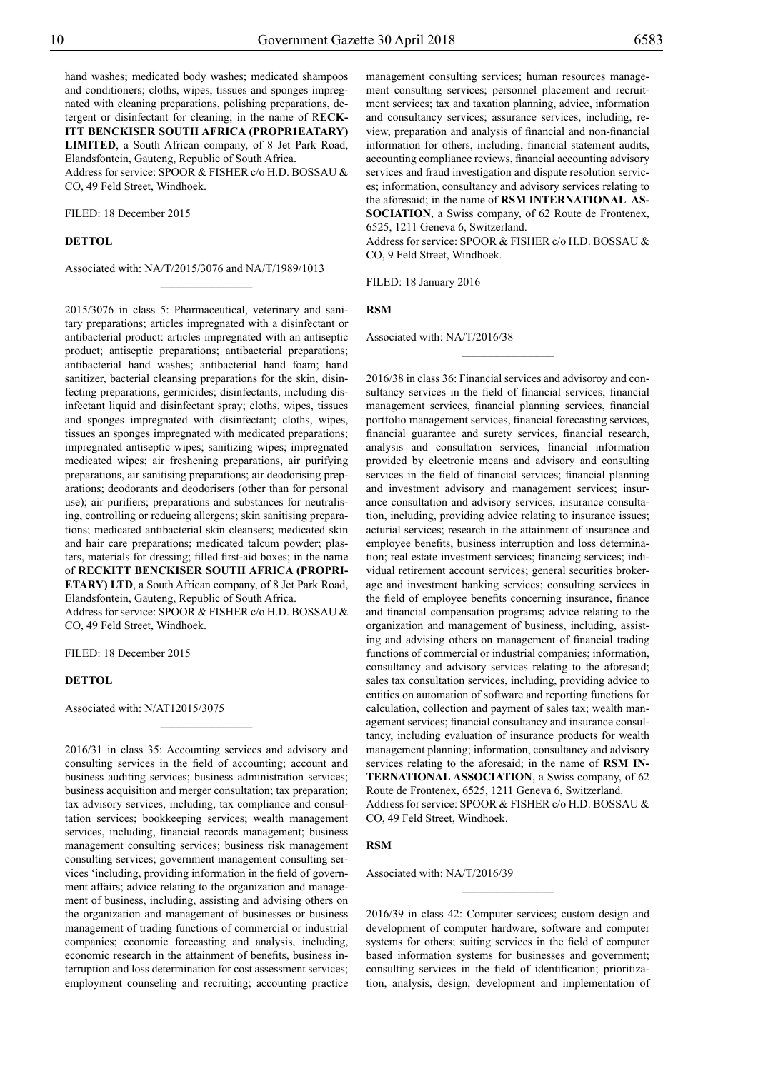hand washes; medicated body washes; medicated shampoos and conditioners; cloths, wipes, tissues and sponges impregnated with cleaning preparations, polishing preparations, detergent or disinfectant for cleaning; in the name of R**ECKITT BENCKISER SOUTH AFRICA (PROPR1EATARY) LIMITED**, a South African company, of 8 Jet Park Road, Elandsfontein, Gauteng, Republic of South Africa.
Address for service: SPOOR & FISHER c/o H.D. BOSSAU & CO, 49 Feld Street, Windhoek.

FILED: 18 December 2015

**DETTOL**

Associated with: NA/T/2015/3076 and NA/T/1989/1013

---

2015/3076 in class 5: Pharmaceutical, veterinary and sanitary preparations; articles impregnated with a disinfectant or antibacterial product: articles impregnated with an antiseptic product; antiseptic preparations; antibacterial preparations; antibacterial hand washes; antibacterial hand foam; hand sanitizer, bacterial cleansing preparations for the skin, disinfecting preparations, germicides; disinfectants, including disinfectant liquid and disinfectant spray; cloths, wipes, tissues and sponges impregnated with disinfectant; cloths, wipes, tissues an sponges impregnated with medicated preparations; impregnated antiseptic wipes; sanitizing wipes; impregnated medicated wipes; air freshening preparations, air purifying preparations, air sanitising preparations; air deodorising preparations; deodorants and deodorisers (other than for personal use); air purifiers; preparations and substances for neutralising, controlling or reducing allergens; skin sanitising preparations; medicated antibacterial skin cleansers; medicated skin and hair care preparations; medicated talcum powder; plasters, materials for dressing; filled first-aid boxes; in the name of **RECKITT BENCKISER SOUTH AFRICA (PROPRIETARY) LTD**, a South African company, of 8 Jet Park Road, Elandsfontein, Gauteng, Republic of South Africa.
Address for service: SPOOR & FISHER c/o H.D. BOSSAU & CO, 49 Feld Street, Windhoek.

FILED: 18 December 2015

**DETTOL**

Associated with: N/AT12015/3075

---

2016/31 in class 35: Accounting services and advisory and consulting services in the field of accounting; account and business auditing services; business administration services; business acquisition and merger consultation; tax preparation; tax advisory services, including, tax compliance and consultation services; bookkeeping services; wealth management services, including, financial records management; business management consulting services; business risk management consulting services; government management consulting services 'including, providing information in the field of government affairs; advice relating to the organization and management of business, including, assisting and advising others on the organization and management of businesses or business management of trading functions of commercial or industrial companies; economic forecasting and analysis, including, economic research in the attainment of benefits, business interruption and loss determination for cost assessment services; employment counseling and recruiting; accounting practice management consulting services; human resources management consulting services; personnel placement and recruitment services; tax and taxation planning, advice, information and consultancy services; assurance services, including, review, preparation and analysis of financial and non-financial information for others, including, financial statement audits, accounting compliance reviews, financial accounting advisory services and fraud investigation and dispute resolution services; information, consultancy and advisory services relating to the aforesaid; in the name of **RSM INTERNATIONAL ASSOCIATION**, a Swiss company, of 62 Route de Frontenex, 6525, 1211 Geneva 6, Switzerland.
Address for service: SPOOR & FISHER c/o H.D. BOSSAU & CO, 9 Feld Street, Windhoek.

FILED: 18 January 2016

**RSM**

Associated with: NA/T/2016/38

---

2016/38 in class 36: Financial services and advisoroy and consultancy services in the field of financial services; financial management services, financial planning services, financial portfolio management services, financial forecasting services, financial guarantee and surety services, financial research, analysis and consultation services, financial information provided by electronic means and advisory and consulting services in the field of financial services; financial planning and investment advisory and management services; insurance consultation and advisory services; insurance consultation, including, providing advice relating to insurance issues; acturial services; research in the attainment of insurance and employee benefits, business interruption and loss determination; real estate investment services; financing services; individual retirement account services; general securities brokerage and investment banking services; consulting services in the field of employee benefits concerning insurance, finance and financial compensation programs; advice relating to the organization and management of business, including, assisting and advising others on management of financial trading functions of commercial or industrial companies; information, consultancy and advisory services relating to the aforesaid; sales tax consultation services, including, providing advice to entities on automation of software and reporting functions for calculation, collection and payment of sales tax; wealth management services; financial consultancy and insurance consultancy, including evaluation of insurance products for wealth management planning; information, consultancy and advisory services relating to the aforesaid; in the name of **RSM INTERNATIONAL ASSOCIATION**, a Swiss company, of 62 Route de Frontenex, 6525, 1211 Geneva 6, Switzerland.
Address for service: SPOOR & FISHER c/o H.D. BOSSAU & CO, 49 Feld Street, Windhoek.

**RSM**

Associated with: NA/T/2016/39

---

2016/39 in class 42: Computer services; custom design and development of computer hardware, software and computer systems for others; suiting services in the field of computer based information systems for businesses and government; consulting services in the field of identification; prioritization, analysis, design, development and implementation of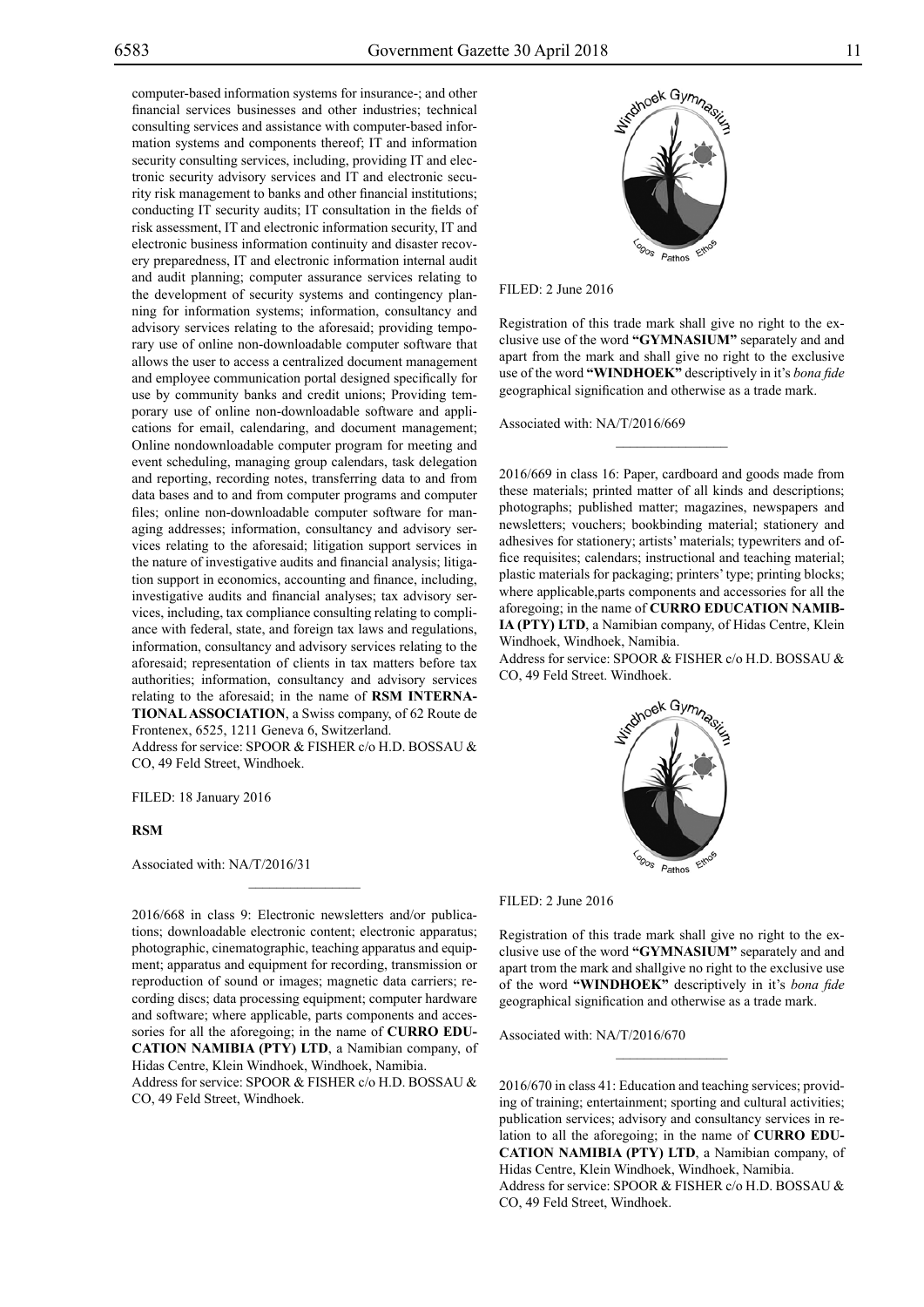computer-based information systems for insurance-; and other financial services businesses and other industries; technical consulting services and assistance with computer-based information systems and components thereof; IT and information security consulting services, including, providing IT and electronic security advisory services and IT and electronic security risk management to banks and other financial institutions; conducting IT security audits; IT consultation in the fields of risk assessment, IT and electronic information security, IT and electronic business information continuity and disaster recovery preparedness, IT and electronic information internal audit and audit planning; computer assurance services relating to the development of security systems and contingency planning for information systems; information, consultancy and advisory services relating to the aforesaid; providing temporary use of online non-downloadable computer software that allows the user to access a centralized document management and employee communication portal designed specifically for use by community banks and credit unions; Providing temporary use of online non-downloadable software and applications for email, calendaring, and document management; Online nondownloadable computer program for meeting and event scheduling, managing group calendars, task delegation and reporting, recording notes, transferring data to and from data bases and to and from computer programs and computer files; online non-downloadable computer software for managing addresses; information, consultancy and advisory services relating to the aforesaid; litigation support services in the nature of investigative audits and financial analysis; litigation support in economics, accounting and finance, including, investigative audits and financial analyses; tax advisory services, including, tax compliance consulting relating to compliance with federal, state, and foreign tax laws and regulations, information, consultancy and advisory services relating to the aforesaid; representation of clients in tax matters before tax authorities; information, consultancy and advisory services relating to the aforesaid; in the name of **RSM INTERNATIONAL ASSOCIATION**, a Swiss company, of 62 Route de Frontenex, 6525, 1211 Geneva 6, Switzerland.
Address for service: SPOOR & FISHER c/o H.D. BOSSAU & CO, 49 Feld Street, Windhoek.

FILED: 18 January 2016

**RSM**

Associated with: NA/T/2016/31

---

2016/668 in class 9: Electronic newsletters and/or publications; downloadable electronic content; electronic apparatus; photographic, cinematographic, teaching apparatus and equipment; apparatus and equipment for recording, transmission or reproduction of sound or images; magnetic data carriers; recording discs; data processing equipment; computer hardware and software; where applicable, parts components and accessories for all the aforegoing; in the name of **CURRO EDUCATION NAMIBIA (PTY) LTD**, a Namibian company, of Hidas Centre, Klein Windhoek, Windhoek, Namibia.
Address for service: SPOOR & FISHER c/o H.D. BOSSAU & CO, 49 Feld Street, Windhoek.

FILED: 2 June 2016

Registration of this trade mark shall give no right to the exclusive use of the word **"GYMNASIUM"** separately and and apart from the mark and shall give no right to the exclusive use of the word **"WINDHOEK"** descriptively in it's *bona fide* geographical signification and otherwise as a trade mark.

Associated with: NA/T/2016/669

---

2016/669 in class 16: Paper, cardboard and goods made from these materials; printed matter of all kinds and descriptions; photographs; published matter; magazines, newspapers and newsletters; vouchers; bookbinding material; stationery and adhesives for stationery; artists' materials; typewriters and office requisites; calendars; instructional and teaching material; plastic materials for packaging; printers' type; printing blocks; where applicable,parts components and accessories for all the aforegoing; in the name of **CURRO EDUCATION NAMIBIA (PTY) LTD**, a Namibian company, of Hidas Centre, Klein Windhoek, Windhoek, Namibia.
Address for service: SPOOR & FISHER c/o H.D. BOSSAU & CO, 49 Feld Street. Windhoek.

FILED: 2 June 2016

Registration of this trade mark shall give no right to the exclusive use of the word **"GYMNASIUM"** separately and and apart trom the mark and shallgive no right to the exclusive use of the word **"WINDHOEK"** descriptively in it's *bona fide* geographical signification and otherwise as a trade mark.

Associated with: NA/T/2016/670

---

2016/670 in class 41: Education and teaching services; providing of training; entertainment; sporting and cultural activities; publication services; advisory and consultancy services in relation to all the aforegoing; in the name of **CURRO EDUCATION NAMIBIA (PTY) LTD**, a Namibian company, of Hidas Centre, Klein Windhoek, Windhoek, Namibia.
Address for service: SPOOR & FISHER c/o H.D. BOSSAU & CO, 49 Feld Street, Windhoek.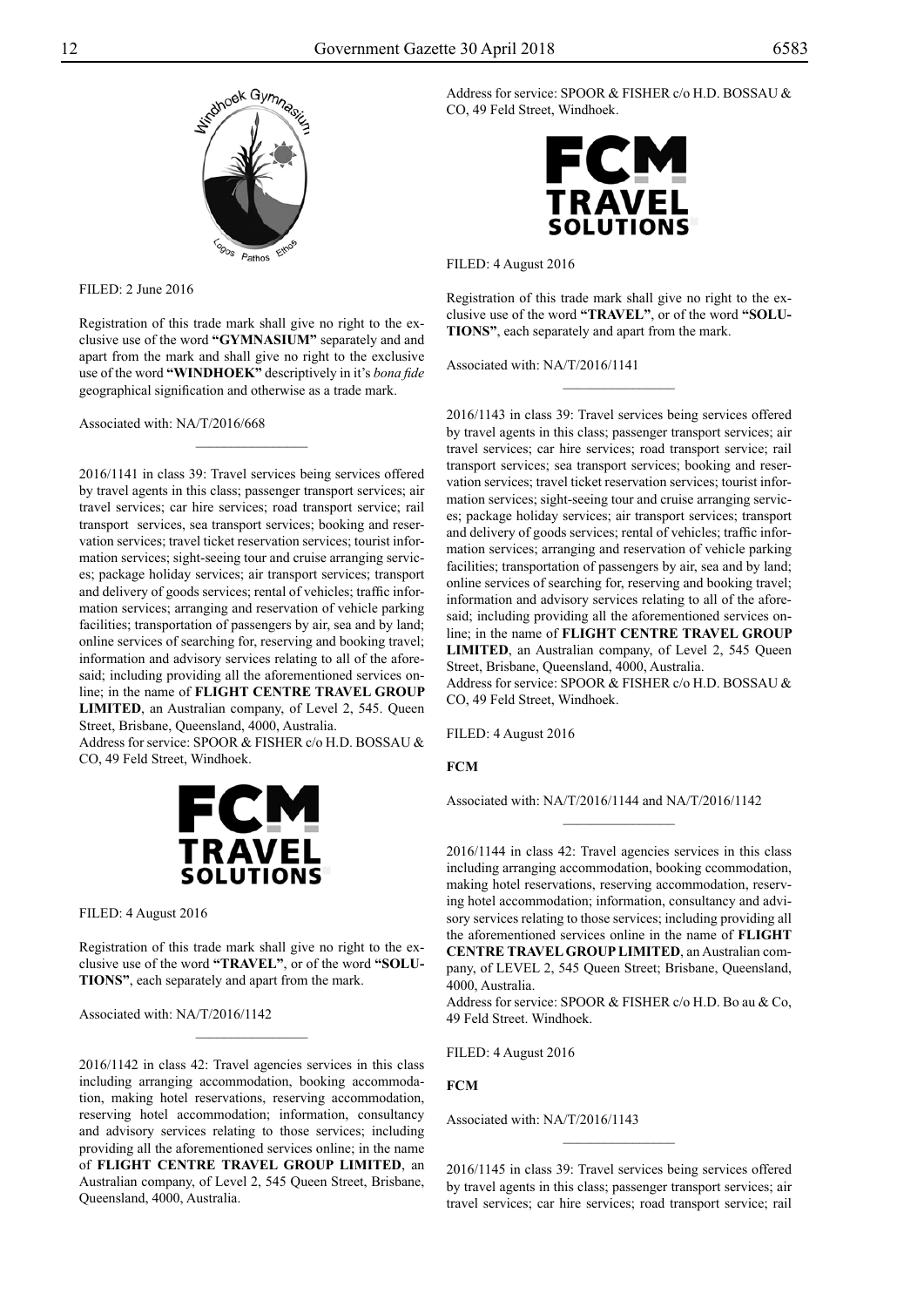FILED: 2 June 2016

Registration of this trade mark shall give no right to the exclusive use of the word **"GYMNASIUM"** separately and and apart from the mark and shall give no right to the exclusive use of the word **"WINDHOEK"** descriptively in it's *bona fide* geographical signification and otherwise as a trade mark.

Associated with: NA/T/2016/668

________________

2016/1141 in class 39: Travel services being services offered by travel agents in this class; passenger transport services; air travel services; car hire services; road transport service; rail transport services, sea transport services; booking and reservation services; travel ticket reservation services; tourist information services; sight-seeing tour and cruise arranging services; package holiday services; air transport services; transport and delivery of goods services; rental of vehicles; traffic information services; arranging and reservation of vehicle parking facilities; transportation of passengers by air, sea and by land; online services of searching for, reserving and booking travel; information and advisory services relating to all of the aforesaid; including providing all the aforementioned services online; in the name of **FLIGHT CENTRE TRAVEL GROUP LIMITED**, an Australian company, of Level 2, 545. Queen Street, Brisbane, Queensland, 4000, Australia.
Address for service: SPOOR & FISHER c/o H.D. BOSSAU & CO, 49 Feld Street, Windhoek.

FILED: 4 August 2016

Registration of this trade mark shall give no right to the exclusive use of the word **"TRAVEL"**, or of the word **"SOLUTIONS"**, each separately and apart from the mark.

Associated with: NA/T/2016/1142

________________

2016/1142 in class 42: Travel agencies services in this class including arranging accommodation, booking accommodation, making hotel reservations, reserving accommodation, reserving hotel accommodation; information, consultancy and advisory services relating to those services; including providing all the aforementioned services online; in the name of **FLIGHT CENTRE TRAVEL GROUP LIMITED**, an Australian company, of Level 2, 545 Queen Street, Brisbane, Queensland, 4000, Australia.
Address for service: SPOOR & FISHER c/o H.D. BOSSAU & CO, 49 Feld Street, Windhoek.

FILED: 4 August 2016

Registration of this trade mark shall give no right to the exclusive use of the word **"TRAVEL"**, or of the word **"SOLUTIONS"**, each separately and apart from the mark.

Associated with: NA/T/2016/1141

________________

2016/1143 in class 39: Travel services being services offered by travel agents in this class; passenger transport services; air travel services; car hire services; road transport service; rail transport services; sea transport services; booking and reservation services; travel ticket reservation services; tourist information services; sight-seeing tour and cruise arranging services; package holiday services; air transport services; transport and delivery of goods services; rental of vehicles; traffic information services; arranging and reservation of vehicle parking facilities; transportation of passengers by air, sea and by land; online services of searching for, reserving and booking travel; information and advisory services relating to all of the aforesaid; including providing all the aforementioned services online; in the name of **FLIGHT CENTRE TRAVEL GROUP LIMITED**, an Australian company, of Level 2, 545 Queen Street, Brisbane, Queensland, 4000, Australia.
Address for service: SPOOR & FISHER c/o H.D. BOSSAU & CO, 49 Feld Street, Windhoek.

FILED: 4 August 2016

**FCM**

Associated with: NA/T/2016/1144 and NA/T/2016/1142

________________

2016/1144 in class 42: Travel agencies services in this class including arranging accommodation, booking ccommodation, making hotel reservations, reserving accommodation, reserving hotel accommodation; information, consultancy and advisory services relating to those services; including providing all the aforementioned services online in the name of **FLIGHT CENTRE TRAVEL GROUP LIMITED**, an Australian company, of LEVEL 2, 545 Queen Street; Brisbane, Queensland, 4000, Australia.
Address for service: SPOOR & FISHER c/o H.D. Bo au & Co, 49 Feld Street. Windhoek.

FILED: 4 August 2016

**FCM**

Associated with: NA/T/2016/1143

________________

2016/1145 in class 39: Travel services being services offered by travel agents in this class; passenger transport services; air travel services; car hire services; road transport service; rail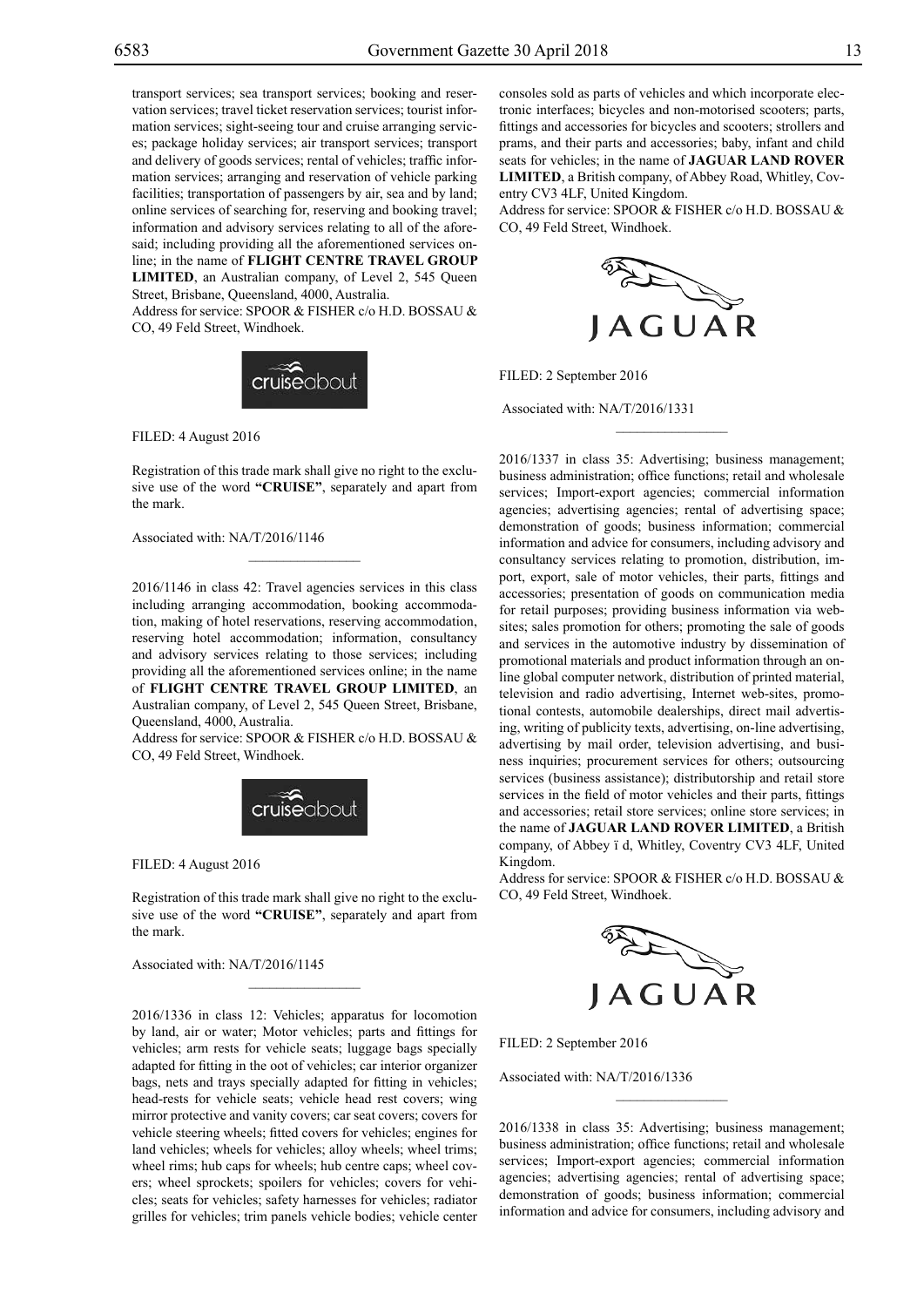transport services; sea transport services; booking and reservation services; travel ticket reservation services; tourist information services; sight-seeing tour and cruise arranging services; package holiday services; air transport services; transport and delivery of goods services; rental of vehicles; traffic information services; arranging and reservation of vehicle parking facilities; transportation of passengers by air, sea and by land; online services of searching for, reserving and booking travel; information and advisory services relating to all of the aforesaid; including providing all the aforementioned services online; in the name of **FLIGHT CENTRE TRAVEL GROUP LIMITED**, an Australian company, of Level 2, 545 Queen Street, Brisbane, Queensland, 4000, Australia.

Address for service: SPOOR & FISHER c/o H.D. BOSSAU & CO, 49 Feld Street, Windhoek.

cruiseabout

FILED: 4 August 2016

Registration of this trade mark shall give no right to the exclusive use of the word **"CRUISE"**, separately and apart from the mark.

Associated with: NA/T/2016/1146

---

2016/1146 in class 42: Travel agencies services in this class including arranging accommodation, booking accommodation, making of hotel reservations, reserving accommodation, reserving hotel accommodation; information, consultancy and advisory services relating to those services; including providing all the aforementioned services online; in the name of **FLIGHT CENTRE TRAVEL GROUP LIMITED**, an Australian company, of Level 2, 545 Queen Street, Brisbane, Queensland, 4000, Australia.

Address for service: SPOOR & FISHER c/o H.D. BOSSAU & CO, 49 Feld Street, Windhoek.

cruiseabout

FILED: 4 August 2016

Registration of this trade mark shall give no right to the exclusive use of the word **"CRUISE"**, separately and apart from the mark.

Associated with: NA/T/2016/1145

---

2016/1336 in class 12: Vehicles; apparatus for locomotion by land, air or water; Motor vehicles; parts and fittings for vehicles; arm rests for vehicle seats; luggage bags specially adapted for fitting in the oot of vehicles; car interior organizer bags, nets and trays specially adapted for fitting in vehicles; head-rests for vehicle seats; vehicle head rest covers; wing mirror protective and vanity covers; car seat covers; covers for vehicle steering wheels; fitted covers for vehicles; engines for land vehicles; wheels for vehicles; alloy wheels; wheel trims; wheel rims; hub caps for wheels; hub centre caps; wheel covers; wheel sprockets; spoilers for vehicles; covers for vehicles; seats for vehicles; safety harnesses for vehicles; radiator grilles for vehicles; trim panels vehicle bodies; vehicle center consoles sold as parts of vehicles and which incorporate electronic interfaces; bicycles and non-motorised scooters; parts, fittings and accessories for bicycles and scooters; strollers and prams, and their parts and accessories; baby, infant and child seats for vehicles; in the name of **JAGUAR LAND ROVER LIMITED**, a British company, of Abbey Road, Whitley, Coventry CV3 4LF, United Kingdom.

Address for service: SPOOR & FISHER c/o H.D. BOSSAU & CO, 49 Feld Street, Windhoek.

JAGUAR

FILED: 2 September 2016

Associated with: NA/T/2016/1331

---

2016/1337 in class 35: Advertising; business management; business administration; office functions; retail and wholesale services; Import-export agencies; commercial information agencies; advertising agencies; rental of advertising space; demonstration of goods; business information; commercial information and advice for consumers, including advisory and consultancy services relating to promotion, distribution, import, export, sale of motor vehicles, their parts, fittings and accessories; presentation of goods on communication media for retail purposes; providing business information via websites; sales promotion for others; promoting the sale of goods and services in the automotive industry by dissemination of promotional materials and product information through an online global computer network, distribution of printed material, television and radio advertising, Internet web-sites, promotional contests, automobile dealerships, direct mail advertising, writing of publicity texts, advertising, on-line advertising, advertising by mail order, television advertising, and business inquiries; procurement services for others; outsourcing services (business assistance); distributorship and retail store services in the field of motor vehicles and their parts, fittings and accessories; retail store services; online store services; in the name of **JAGUAR LAND ROVER LIMITED**, a British company, of Abbey ï d, Whitley, Coventry CV3 4LF, United Kingdom.

Address for service: SPOOR & FISHER c/o H.D. BOSSAU & CO, 49 Feld Street, Windhoek.

JAGUAR

FILED: 2 September 2016

Associated with: NA/T/2016/1336

---

2016/1338 in class 35: Advertising; business management; business administration; office functions; retail and wholesale services; Import-export agencies; commercial information agencies; advertising agencies; rental of advertising space; demonstration of goods; business information; commercial information and advice for consumers, including advisory and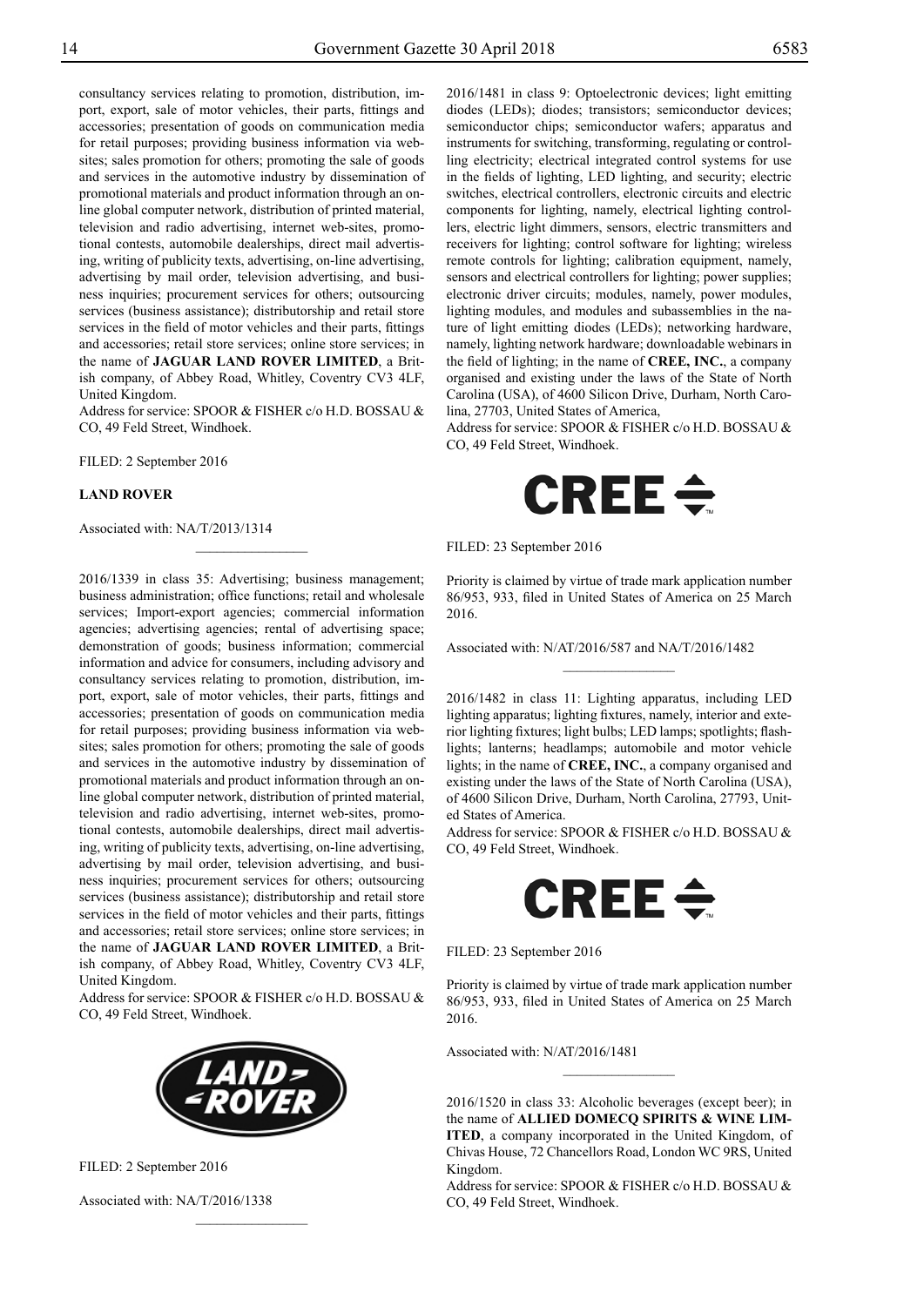consultancy services relating to promotion, distribution, import, export, sale of motor vehicles, their parts, fittings and accessories; presentation of goods on communication media for retail purposes; providing business information via websites; sales promotion for others; promoting the sale of goods and services in the automotive industry by dissemination of promotional materials and product information through an online global computer network, distribution of printed material, television and radio advertising, internet web-sites, promotional contests, automobile dealerships, direct mail advertising, writing of publicity texts, advertising, on-line advertising, advertising by mail order, television advertising, and business inquiries; procurement services for others; outsourcing services (business assistance); distributorship and retail store services in the field of motor vehicles and their parts, fittings and accessories; retail store services; online store services; in the name of **JAGUAR LAND ROVER LIMITED**, a British company, of Abbey Road, Whitley, Coventry CV3 4LF, United Kingdom.

Address for service: SPOOR & FISHER c/o H.D. BOSSAU & CO, 49 Feld Street, Windhoek.

FILED: 2 September 2016

**LAND ROVER**

Associated with: NA/T/2013/1314

---

2016/1339 in class 35: Advertising; business management; business administration; office functions; retail and wholesale services; Import-export agencies; commercial information agencies; advertising agencies; rental of advertising space; demonstration of goods; business information; commercial information and advice for consumers, including advisory and consultancy services relating to promotion, distribution, import, export, sale of motor vehicles, their parts, fittings and accessories; presentation of goods on communication media for retail purposes; providing business information via websites; sales promotion for others; promoting the sale of goods and services in the automotive industry by dissemination of promotional materials and product information through an online global computer network, distribution of printed material, television and radio advertising, internet web-sites, promotional contests, automobile dealerships, direct mail advertising, writing of publicity texts, advertising, on-line advertising, advertising by mail order, television advertising, and business inquiries; procurement services for others; outsourcing services (business assistance); distributorship and retail store services in the field of motor vehicles and their parts, fittings and accessories; retail store services; online store services; in the name of **JAGUAR LAND ROVER LIMITED**, a British company, of Abbey Road, Whitley, Coventry CV3 4LF, United Kingdom.

Address for service: SPOOR & FISHER c/o H.D. BOSSAU & CO, 49 Feld Street, Windhoek.

LAND ROVER

FILED: 2 September 2016

Associated with: NA/T/2016/1338

---

2016/1481 in class 9: Optoelectronic devices; light emitting diodes (LEDs); diodes; transistors; semiconductor devices; semiconductor chips; semiconductor wafers; apparatus and instruments for switching, transforming, regulating or controlling electricity; electrical integrated control systems for use in the fields of lighting, LED lighting, and security; electric switches, electrical controllers, electronic circuits and electric components for lighting, namely, electrical lighting controllers, electric light dimmers, sensors, electric transmitters and receivers for lighting; control software for lighting; wireless remote controls for lighting; calibration equipment, namely, sensors and electrical controllers for lighting; power supplies; electronic driver circuits; modules, namely, power modules, lighting modules, and modules and subassemblies in the nature of light emitting diodes (LEDs); networking hardware, namely, lighting network hardware; downloadable webinars in the field of lighting; in the name of **CREE, INC.**, a company organised and existing under the laws of the State of North Carolina (USA), of 4600 Silicon Drive, Durham, North Carolina, 27703, United States of America,

Address for service: SPOOR & FISHER c/o H.D. BOSSAU & CO, 49 Feld Street, Windhoek.

CREE

FILED: 23 September 2016

Priority is claimed by virtue of trade mark application number 86/953, 933, filed in United States of America on 25 March 2016.

Associated with: N/AT/2016/587 and NA/T/2016/1482

---

2016/1482 in class 11: Lighting apparatus, including LED lighting apparatus; lighting fixtures, namely, interior and exterior lighting fixtures; light bulbs; LED lamps; spotlights; flashlights; lanterns; headlamps; automobile and motor vehicle lights; in the name of **CREE, INC.**, a company organised and existing under the laws of the State of North Carolina (USA), of 4600 Silicon Drive, Durham, North Carolina, 27793, United States of America.

Address for service: SPOOR & FISHER c/o H.D. BOSSAU & CO, 49 Feld Street, Windhoek.

CREE

FILED: 23 September 2016

Priority is claimed by virtue of trade mark application number 86/953, 933, filed in United States of America on 25 March 2016.

Associated with: N/AT/2016/1481

---

2016/1520 in class 33: Alcoholic beverages (except beer); in the name of **ALLIED DOMECQ SPIRITS & WINE LIMITED**, a company incorporated in the United Kingdom, of Chivas House, 72 Chancellors Road, London WC 9RS, United Kingdom.

Address for service: SPOOR & FISHER c/o H.D. BOSSAU & CO, 49 Feld Street, Windhoek.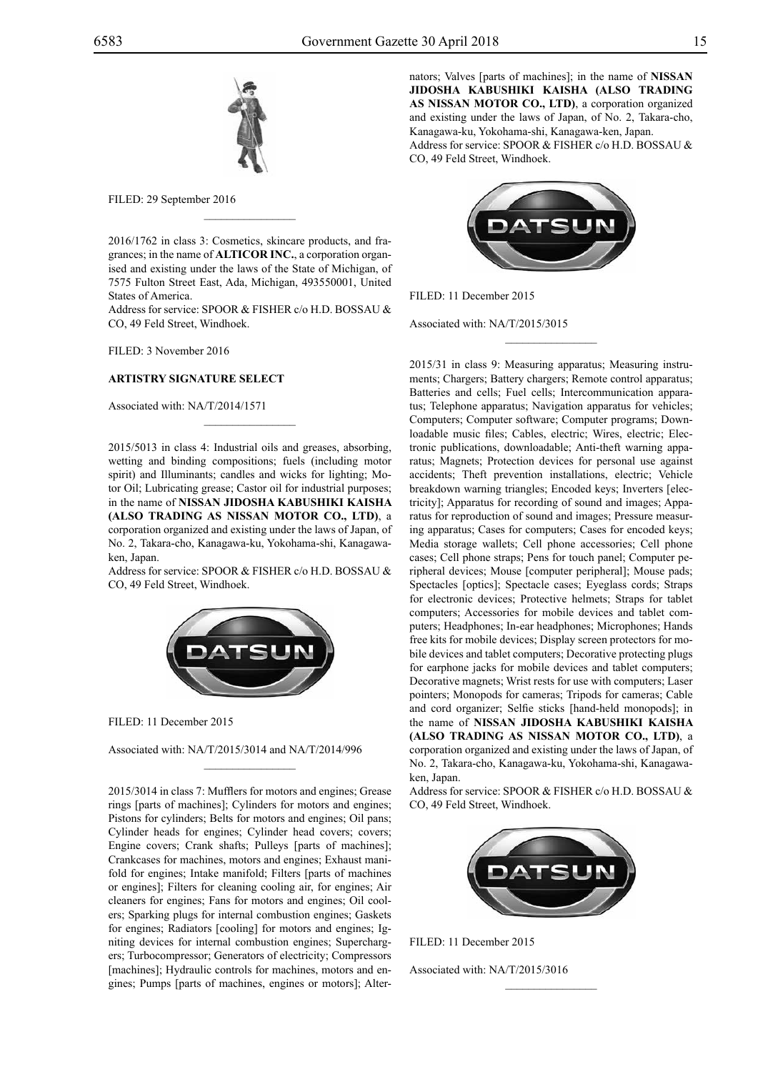FILED: 29 September 2016

2016/1762 in class 3: Cosmetics, skincare products, and fragrances; in the name of **ALTICOR INC.**, a corporation organised and existing under the laws of the State of Michigan, of 7575 Fulton Street East, Ada, Michigan, 493550001, United States of America.
Address for service: SPOOR & FISHER c/o H.D. BOSSAU & CO, 49 Feld Street, Windhoek.

FILED: 3 November 2016

**ARTISTRY SIGNATURE SELECT**

Associated with: NA/T/2014/1571

2015/5013 in class 4: Industrial oils and greases, absorbing, wetting and binding compositions; fuels (including motor spirit) and Illuminants; candles and wicks for lighting; Motor Oil; Lubricating grease; Castor oil for industrial purposes; in the name of **NISSAN JIDOSHA KABUSHIKI KAISHA (ALSO TRADING AS NISSAN MOTOR CO., LTD)**, a corporation organized and existing under the laws of Japan, of No. 2, Takara-cho, Kanagawa-ku, Yokohama-shi, Kanagawa-ken, Japan.
Address for service: SPOOR & FISHER c/o H.D. BOSSAU & CO, 49 Feld Street, Windhoek.

FILED: 11 December 2015

Associated with: NA/T/2015/3014 and NA/T/2014/996

2015/3014 in class 7: Mufflers for motors and engines; Grease rings [parts of machines]; Cylinders for motors and engines; Pistons for cylinders; Belts for motors and engines; Oil pans; Cylinder heads for engines; Cylinder head covers; covers; Engine covers; Crank shafts; Pulleys [parts of machines]; Crankcases for machines, motors and engines; Exhaust manifold for engines; Intake manifold; Filters [parts of machines or engines]; Filters for cleaning cooling air, for engines; Air cleaners for engines; Fans for motors and engines; Oil coolers; Sparking plugs for internal combustion engines; Gaskets for engines; Radiators [cooling] for motors and engines; Igniting devices for internal combustion engines; Superchargers; Turbocompressor; Generators of electricity; Compressors [machines]; Hydraulic controls for machines, motors and engines; Pumps [parts of machines, engines or motors]; Alternators; Valves [parts of machines]; in the name of **NISSAN JIDOSHA KABUSHIKI KAISHA (ALSO TRADING AS NISSAN MOTOR CO., LTD)**, a corporation organized and existing under the laws of Japan, of No. 2, Takara-cho, Kanagawa-ku, Yokohama-shi, Kanagawa-ken, Japan.
Address for service: SPOOR & FISHER c/o H.D. BOSSAU & CO, 49 Feld Street, Windhoek.

FILED: 11 December 2015

Associated with: NA/T/2015/3015

2015/31 in class 9: Measuring apparatus; Measuring instruments; Chargers; Battery chargers; Remote control apparatus; Batteries and cells; Fuel cells; Intercommunication apparatus; Telephone apparatus; Navigation apparatus for vehicles; Computers; Computer software; Computer programs; Downloadable music files; Cables, electric; Wires, electric; Electronic publications, downloadable; Anti-theft warning apparatus; Magnets; Protection devices for personal use against accidents; Theft prevention installations, electric; Vehicle breakdown warning triangles; Encoded keys; Inverters [electricity]; Apparatus for recording of sound and images; Apparatus for reproduction of sound and images; Pressure measuring apparatus; Cases for computers; Cases for encoded keys; Media storage wallets; Cell phone accessories; Cell phone cases; Cell phone straps; Pens for touch panel; Computer peripheral devices; Mouse [computer peripheral]; Mouse pads; Spectacles [optics]; Spectacle cases; Eyeglass cords; Straps for electronic devices; Protective helmets; Straps for tablet computers; Accessories for mobile devices and tablet computers; Headphones; In-ear headphones; Microphones; Hands free kits for mobile devices; Display screen protectors for mobile devices and tablet computers; Decorative protecting plugs for earphone jacks for mobile devices and tablet computers; Decorative magnets; Wrist rests for use with computers; Laser pointers; Monopods for cameras; Tripods for cameras; Cable and cord organizer; Selfie sticks [hand-held monopods]; in the name of **NISSAN JIDOSHA KABUSHIKI KAISHA (ALSO TRADING AS NISSAN MOTOR CO., LTD)**, a corporation organized and existing under the laws of Japan, of No. 2, Takara-cho, Kanagawa-ku, Yokohama-shi, Kanagawa-ken, Japan.
Address for service: SPOOR & FISHER c/o H.D. BOSSAU & CO, 49 Feld Street, Windhoek.

FILED: 11 December 2015

Associated with: NA/T/2015/3016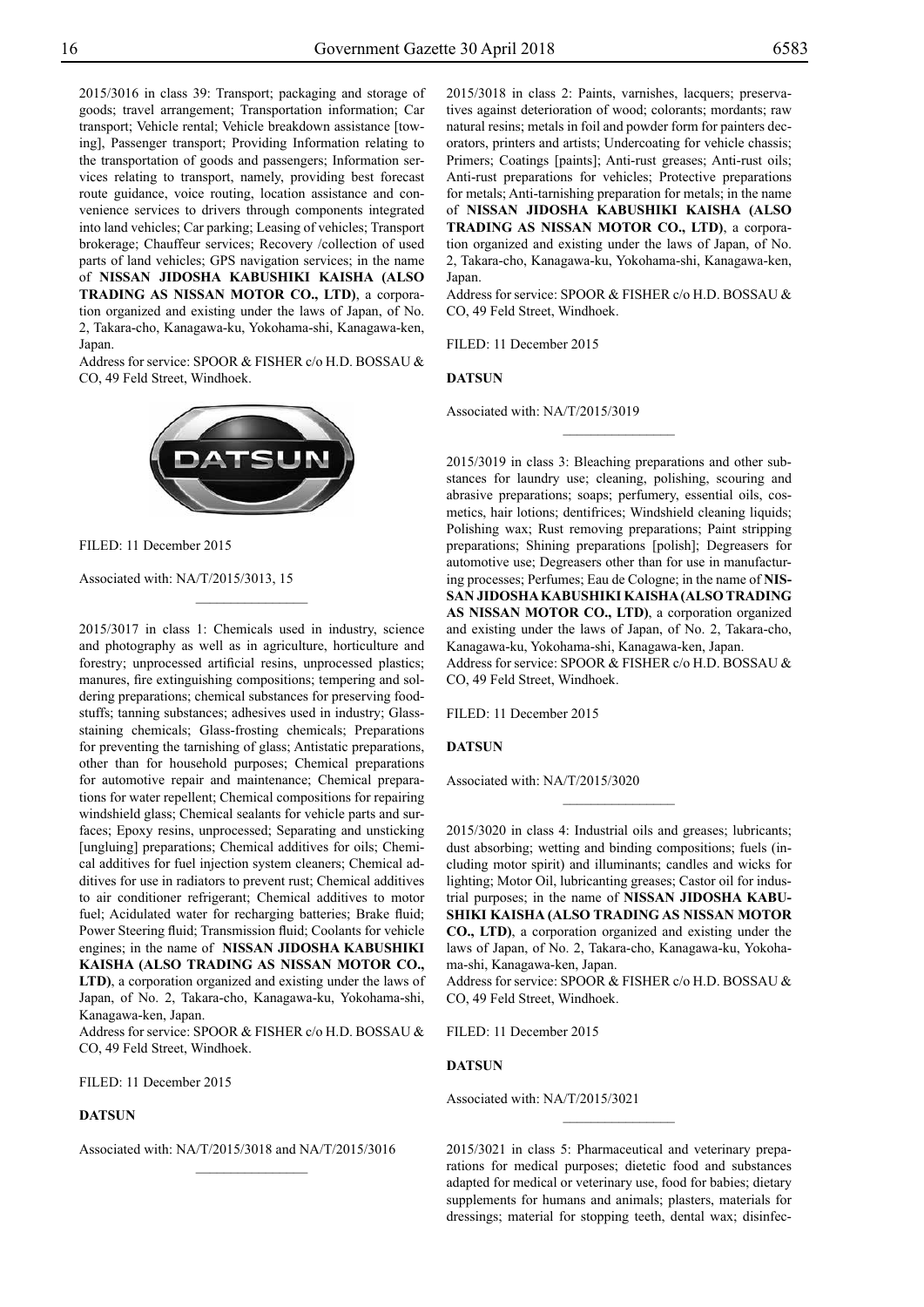2015/3016 in class 39: Transport; packaging and storage of goods; travel arrangement; Transportation information; Car transport; Vehicle rental; Vehicle breakdown assistance [towing], Passenger transport; Providing Information relating to the transportation of goods and passengers; Information services relating to transport, namely, providing best forecast route guidance, voice routing, location assistance and convenience services to drivers through components integrated into land vehicles; Car parking; Leasing of vehicles; Transport brokerage; Chauffeur services; Recovery /collection of used parts of land vehicles; GPS navigation services; in the name of **NISSAN JIDOSHA KABUSHIKI KAISHA (ALSO TRADING AS NISSAN MOTOR CO., LTD)**, a corporation organized and existing under the laws of Japan, of No. 2, Takara-cho, Kanagawa-ku, Yokohama-shi, Kanagawa-ken, Japan.

Address for service: SPOOR & FISHER c/o H.D. BOSSAU & CO, 49 Feld Street, Windhoek.

FILED: 11 December 2015

Associated with: NA/T/2015/3013, 15

---

2015/3017 in class 1: Chemicals used in industry, science and photography as well as in agriculture, horticulture and forestry; unprocessed artificial resins, unprocessed plastics; manures, fire extinguishing compositions; tempering and soldering preparations; chemical substances for preserving foodstuffs; tanning substances; adhesives used in industry; Glass-staining chemicals; Glass-frosting chemicals; Preparations for preventing the tarnishing of glass; Antistatic preparations, other than for household purposes; Chemical preparations for automotive repair and maintenance; Chemical preparations for water repellent; Chemical compositions for repairing windshield glass; Chemical sealants for vehicle parts and surfaces; Epoxy resins, unprocessed; Separating and unsticking [ungluing] preparations; Chemical additives for oils; Chemical additives for fuel injection system cleaners; Chemical additives for use in radiators to prevent rust; Chemical additives to air conditioner refrigerant; Chemical additives to motor fuel; Acidulated water for recharging batteries; Brake fluid; Power Steering fluid; Transmission fluid; Coolants for vehicle engines; in the name of **NISSAN JIDOSHA KABUSHIKI KAISHA (ALSO TRADING AS NISSAN MOTOR CO., LTD)**, a corporation organized and existing under the laws of Japan, of No. 2, Takara-cho, Kanagawa-ku, Yokohama-shi, Kanagawa-ken, Japan.

Address for service: SPOOR & FISHER c/o H.D. BOSSAU & CO, 49 Feld Street, Windhoek.

FILED: 11 December 2015

**DATSUN**

Associated with: NA/T/2015/3018 and NA/T/2015/3016

---

2015/3018 in class 2: Paints, varnishes, lacquers; preservatives against deterioration of wood; colorants; mordants; raw natural resins; metals in foil and powder form for painters decorators, printers and artists; Undercoating for vehicle chassis; Primers; Coatings [paints]; Anti-rust greases; Anti-rust oils; Anti-rust preparations for vehicles; Protective preparations for metals; Anti-tarnishing preparation for metals; in the name of **NISSAN JIDOSHA KABUSHIKI KAISHA (ALSO TRADING AS NISSAN MOTOR CO., LTD)**, a corporation organized and existing under the laws of Japan, of No. 2, Takara-cho, Kanagawa-ku, Yokohama-shi, Kanagawa-ken, Japan.

Address for service: SPOOR & FISHER c/o H.D. BOSSAU & CO, 49 Feld Street, Windhoek.

FILED: 11 December 2015

**DATSUN**

Associated with: NA/T/2015/3019

---

2015/3019 in class 3: Bleaching preparations and other substances for laundry use; cleaning, polishing, scouring and abrasive preparations; soaps; perfumery, essential oils, cosmetics, hair lotions; dentifrices; Windshield cleaning liquids; Polishing wax; Rust removing preparations; Paint stripping preparations; Shining preparations [polish]; Degreasers for automotive use; Degreasers other than for use in manufacturing processes; Perfumes; Eau de Cologne; in the name of **NISSAN JIDOSHA KABUSHIKI KAISHA (ALSO TRADING AS NISSAN MOTOR CO., LTD)**, a corporation organized and existing under the laws of Japan, of No. 2, Takara-cho, Kanagawa-ku, Yokohama-shi, Kanagawa-ken, Japan.

Address for service: SPOOR & FISHER c/o H.D. BOSSAU & CO, 49 Feld Street, Windhoek.

FILED: 11 December 2015

**DATSUN**

Associated with: NA/T/2015/3020

---

2015/3020 in class 4: Industrial oils and greases; lubricants; dust absorbing; wetting and binding compositions; fuels (including motor spirit) and illuminants; candles and wicks for lighting; Motor Oil, lubricanting greases; Castor oil for industrial purposes; in the name of **NISSAN JIDOSHA KABUSHIKI KAISHA (ALSO TRADING AS NISSAN MOTOR CO., LTD)**, a corporation organized and existing under the laws of Japan, of No. 2, Takara-cho, Kanagawa-ku, Yokohama-shi, Kanagawa-ken, Japan.

Address for service: SPOOR & FISHER c/o H.D. BOSSAU & CO, 49 Feld Street, Windhoek.

FILED: 11 December 2015

**DATSUN**

Associated with: NA/T/2015/3021

---

2015/3021 in class 5: Pharmaceutical and veterinary preparations for medical purposes; dietetic food and substances adapted for medical or veterinary use, food for babies; dietary supplements for humans and animals; plasters, materials for dressings; material for stopping teeth, dental wax; disinfec-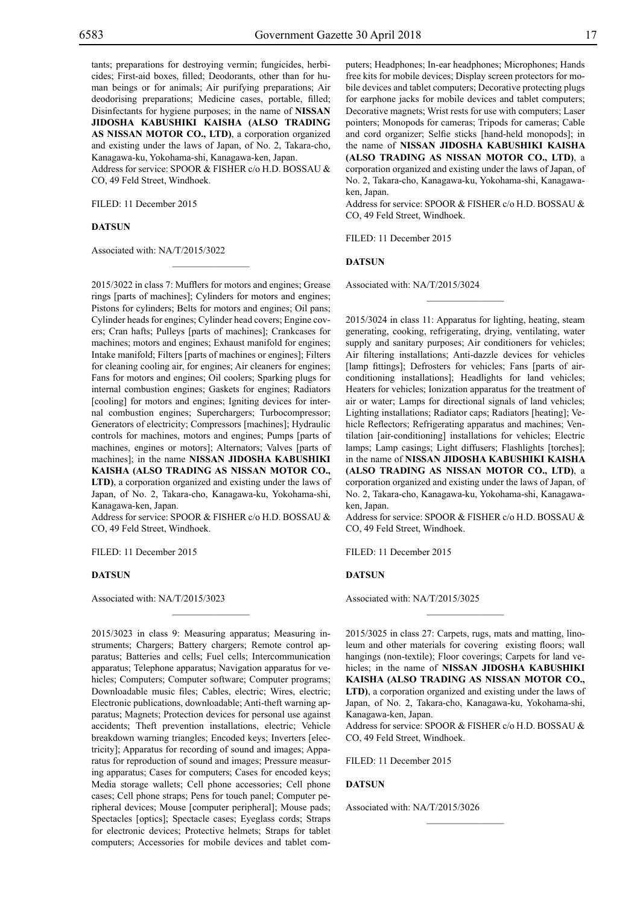tants; preparations for destroying vermin; fungicides, herbicides; First-aid boxes, filled; Deodorants, other than for human beings or for animals; Air purifying preparations; Air deodorising preparations; Medicine cases, portable, filled; Disinfectants for hygiene purposes; in the name of **NISSAN JIDOSHA KABUSHIKI KAISHA (ALSO TRADING AS NISSAN MOTOR CO., LTD)**, a corporation organized and existing under the laws of Japan, of No. 2, Takara-cho, Kanagawa-ku, Yokohama-shi, Kanagawa-ken, Japan.
Address for service: SPOOR & FISHER c/o H.D. BOSSAU & CO, 49 Feld Street, Windhoek.

FILED: 11 December 2015

**DATSUN**

Associated with: NA/T/2015/3022

---

2015/3022 in class 7: Mufflers for motors and engines; Grease rings [parts of machines]; Cylinders for motors and engines; Pistons for cylinders; Belts for motors and engines; Oil pans; Cylinder heads for engines; Cylinder head covers; Engine covers; Cran hafts; Pulleys [parts of machines]; Crankcases for machines; motors and engines; Exhaust manifold for engines; Intake manifold; Filters [parts of machines or engines]; Filters for cleaning cooling air, for engines; Air cleaners for engines; Fans for motors and engines; Oil coolers; Sparking plugs for internal combustion engines; Gaskets for engines; Radiators [cooling] for motors and engines; Igniting devices for internal combustion engines; Superchargers; Turbocompressor; Generators of electricity; Compressors [machines]; Hydraulic controls for machines, motors and engines; Pumps [parts of machines, engines or motors]; Alternators; Valves [parts of machines]; in the name **NISSAN JIDOSHA KABUSHIKI KAISHA (ALSO TRADING AS NISSAN MOTOR CO., LTD)**, a corporation organized and existing under the laws of Japan, of No. 2, Takara-cho, Kanagawa-ku, Yokohama-shi, Kanagawa-ken, Japan.
Address for service: SPOOR & FISHER c/o H.D. BOSSAU & CO, 49 Feld Street, Windhoek.

FILED: 11 December 2015

**DATSUN**

Associated with: NA/T/2015/3023

---

2015/3023 in class 9: Measuring apparatus; Measuring instruments; Chargers; Battery chargers; Remote control apparatus; Batteries and cells; Fuel cells; Intercommunication apparatus; Telephone apparatus; Navigation apparatus for vehicles; Computers; Computer software; Computer programs; Downloadable music files; Cables, electric; Wires, electric; Electronic publications, downloadable; Anti-theft warning apparatus; Magnets; Protection devices for personal use against accidents; Theft prevention installations, electric; Vehicle breakdown warning triangles; Encoded keys; Inverters [electricity]; Apparatus for recording of sound and images; Apparatus for reproduction of sound and images; Pressure measuring apparatus; Cases for computers; Cases for encoded keys; Media storage wallets; Cell phone accessories; Cell phone cases; Cell phone straps; Pens for touch panel; Computer peripheral devices; Mouse [computer peripheral]; Mouse pads; Spectacles [optics]; Spectacle cases; Eyeglass cords; Straps for electronic devices; Protective helmets; Straps for tablet computers; Accessories for mobile devices and tablet computers; Headphones; In-ear headphones; Microphones; Hands free kits for mobile devices; Display screen protectors for mobile devices and tablet computers; Decorative protecting plugs for earphone jacks for mobile devices and tablet computers; Decorative magnets; Wrist rests for use with computers; Laser pointers; Monopods for cameras; Tripods for cameras; Cable and cord organizer; Selfie sticks [hand-held monopods]; in the name of **NISSAN JIDOSHA KABUSHIKI KAISHA (ALSO TRADING AS NISSAN MOTOR CO., LTD)**, a corporation organized and existing under the laws of Japan, of No. 2, Takara-cho, Kanagawa-ku, Yokohama-shi, Kanagawa-ken, Japan.
Address for service: SPOOR & FISHER c/o H.D. BOSSAU & CO, 49 Feld Street, Windhoek.

FILED: 11 December 2015

**DATSUN**

Associated with: NA/T/2015/3024

---

2015/3024 in class 11: Apparatus for lighting, heating, steam generating, cooking, refrigerating, drying, ventilating, water supply and sanitary purposes; Air conditioners for vehicles; Air filtering installations; Anti-dazzle devices for vehicles [lamp fittings]; Defrosters for vehicles; Fans [parts of air-conditioning installations]; Headlights for land vehicles; Heaters for vehicles; Ionization apparatus for the treatment of air or water; Lamps for directional signals of land vehicles; Lighting installations; Radiator caps; Radiators [heating]; Vehicle Reflectors; Refrigerating apparatus and machines; Ventilation [air-conditioning] installations for vehicles; Electric lamps; Lamp casings; Light diffusers; Flashlights [torches]; in the name of **NISSAN JIDOSHA KABUSHIKI KAISHA (ALSO TRADING AS NISSAN MOTOR CO., LTD)**, a corporation organized and existing under the laws of Japan, of No. 2, Takara-cho, Kanagawa-ku, Yokohama-shi, Kanagawa-ken, Japan.
Address for service: SPOOR & FISHER c/o H.D. BOSSAU & CO, 49 Feld Street, Windhoek.

FILED: 11 December 2015

**DATSUN**

Associated with: NA/T/2015/3025

---

2015/3025 in class 27: Carpets, rugs, mats and matting, linoleum and other materials for covering existing floors; wall hangings (non-textile); Floor coverings; Carpets for land vehicles; in the name of **NISSAN JIDOSHA KABUSHIKI KAISHA (ALSO TRADING AS NISSAN MOTOR CO., LTD)**, a corporation organized and existing under the laws of Japan, of No. 2, Takara-cho, Kanagawa-ku, Yokohama-shi, Kanagawa-ken, Japan.
Address for service: SPOOR & FISHER c/o H.D. BOSSAU & CO, 49 Feld Street, Windhoek.

FILED: 11 December 2015

**DATSUN**

Associated with: NA/T/2015/3026

---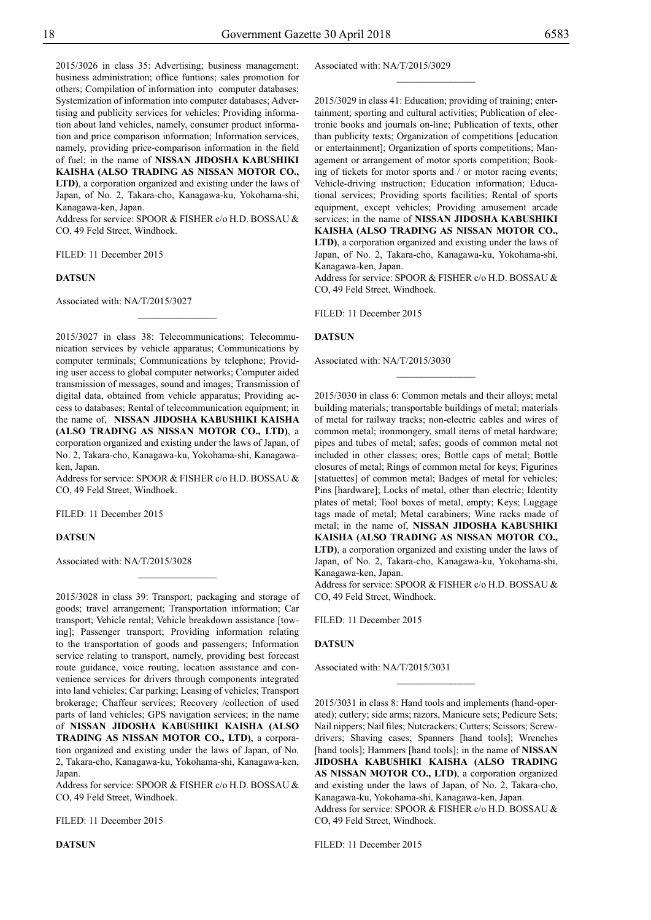2015/3026 in class 35: Advertising; business management; business administration; office funtions; sales promotion for others; Compilation of information into computer databases; Systemization of information into computer databases; Advertising and publicity services for vehicles; Providing information about land vehicles, namely, consumer product information and price comparison information; Information services, namely, providing price-comparison information in the field of fuel; in the name of **NISSAN JIDOSHA KABUSHIKI KAISHA (ALSO TRADING AS NISSAN MOTOR CO., LTD)**, a corporation organized and existing under the laws of Japan, of No. 2, Takara-cho, Kanagawa-ku, Yokohama-shi, Kanagawa-ken, Japan.

Address for service: SPOOR & FISHER c/o H.D. BOSSAU & CO, 49 Feld Street, Windhoek.

FILED: 11 December 2015

**DATSUN**

Associated with: NA/T/2015/3027

---

2015/3027 in class 38: Telecommunications; Telecommunication services by vehicle apparatus; Communications by computer terminals; Communications by telephone; Providing user access to global computer networks; Computer aided transmission of messages, sound and images; Transmission of digital data, obtained from vehicle apparatus; Providing access to databases; Rental of telecommunication equipment; in the name of, **NISSAN JIDOSHA KABUSHIKI KAISHA (ALSO TRADING AS NISSAN MOTOR CO., LTD)**, a corporation organized and existing under the laws of Japan, of No. 2, Takara-cho, Kanagawa-ku, Yokohama-shi, Kanagawa-ken, Japan.

Address for service: SPOOR & FISHER c/o H.D. BOSSAU & CO, 49 Feld Street, Windhoek.

FILED: 11 December 2015

**DATSUN**

Associated with: NA/T/2015/3028

---

2015/3028 in class 39: Transport; packaging and storage of goods; travel arrangement; Transportation information; Car transport; Vehicle rental; Vehicle breakdown assistance [towing]; Passenger transport; Providing information relating to the transportation of goods and passengers; Information service relating to transport, namely, providing best forecast route guidance, voice routing, location assistance and convenience services for drivers through components integrated into land vehicles; Car parking; Leasing of vehicles; Transport brokerage; Chaffeur services; Recovery /collection of used parts of land vehicles; GPS navigation services; in the name of **NISSAN JIDOSHA KABUSHIKI KAISHA (ALSO TRADING AS NISSAN MOTOR CO., LTD)**, a corporation organized and existing under the laws of Japan, of No. 2, Takara-cho, Kanagawa-ku, Yokohama-shi, Kanagawa-ken, Japan.

Address for service: SPOOR & FISHER c/o H.D. BOSSAU & CO, 49 Feld Street, Windhoek.

FILED: 11 December 2015

**DATSUN**

Associated with: NA/T/2015/3029

---

2015/3029 in class 41: Education; providing of training; entertainment; sporting and cultural activities; Publication of electronic books and journals on-line; Publication of texts, other than publicity texts; Organization of competitions [education or entertainment]; Organization of sports competitions; Management or arrangement of motor sports competition; Booking of tickets for motor sports and / or motor racing events; Vehicle-driving instruction; Education information; Educational services; Providing sports facilities; Rental of sports equipment, except vehicles; Providing amusement arcade services; in the name of **NISSAN JIDOSHA KABUSHIKI KAISHA (ALSO TRADING AS NISSAN MOTOR CO., LTD)**, a corporation organized and existing under the laws of Japan, of No. 2, Takara-cho, Kanagawa-ku, Yokohama-shi, Kanagawa-ken, Japan.

Address for service: SPOOR & FISHER c/o H.D. BOSSAU & CO, 49 Feld Street, Windhoek.

FILED: 11 December 2015

**DATSUN**

Associated with: NA/T/2015/3030

---

2015/3030 in class 6: Common metals and their alloys; metal building materials; transportable buildings of metal; materials of metal for railway tracks; non-electric cables and wires of common metal; ironmongery, small items of metal hardware; pipes and tubes of metal; safes; goods of common metal not included in other classes; ores; Bottle caps of metal; Bottle closures of metal; Rings of common metal for keys; Figurines [statuettes] of common metal; Badges of metal for vehicles; Pins [hardware]; Locks of metal, other than electric; Identity plates of metal; Tool boxes of metal, empty; Keys; Luggage tags made of metal; Metal carabiners; Wine racks made of metal; in the name of, **NISSAN JIDOSHA KABUSHIKI KAISHA (ALSO TRADING AS NISSAN MOTOR CO., LTD)**, a corporation organized and existing under the laws of Japan, of No. 2, Takara-cho, Kanagawa-ku, Yokohama-shi, Kanagawa-ken, Japan.

Address for service: SPOOR & FISHER c/o H.D. BOSSAU & CO, 49 Feld Street, Windhoek.

FILED: 11 December 2015

**DATSUN**

Associated with: NA/T/2015/3031

---

2015/3031 in class 8: Hand tools and implements (hand-operated); cutlery; side arms; razors, Manicure sets; Pedicure Sets; Nail nippers; Nail files; Nutcrackers; Cutters; Scissors; Screwdrivers; Shaving cases; Spanners [hand tools]; Wrenches [hand tools]; Hammers [hand tools]; in the name of **NISSAN JIDOSHA KABUSHIKI KAISHA (ALSO TRADING AS NISSAN MOTOR CO., LTD)**, a corporation organized and existing under the laws of Japan, of No. 2, Takara-cho, Kanagawa-ku, Yokohama-shi, Kanagawa-ken, Japan.

Address for service: SPOOR & FISHER c/o H.D. BOSSAU & CO, 49 Feld Street, Windhoek.

FILED: 11 December 2015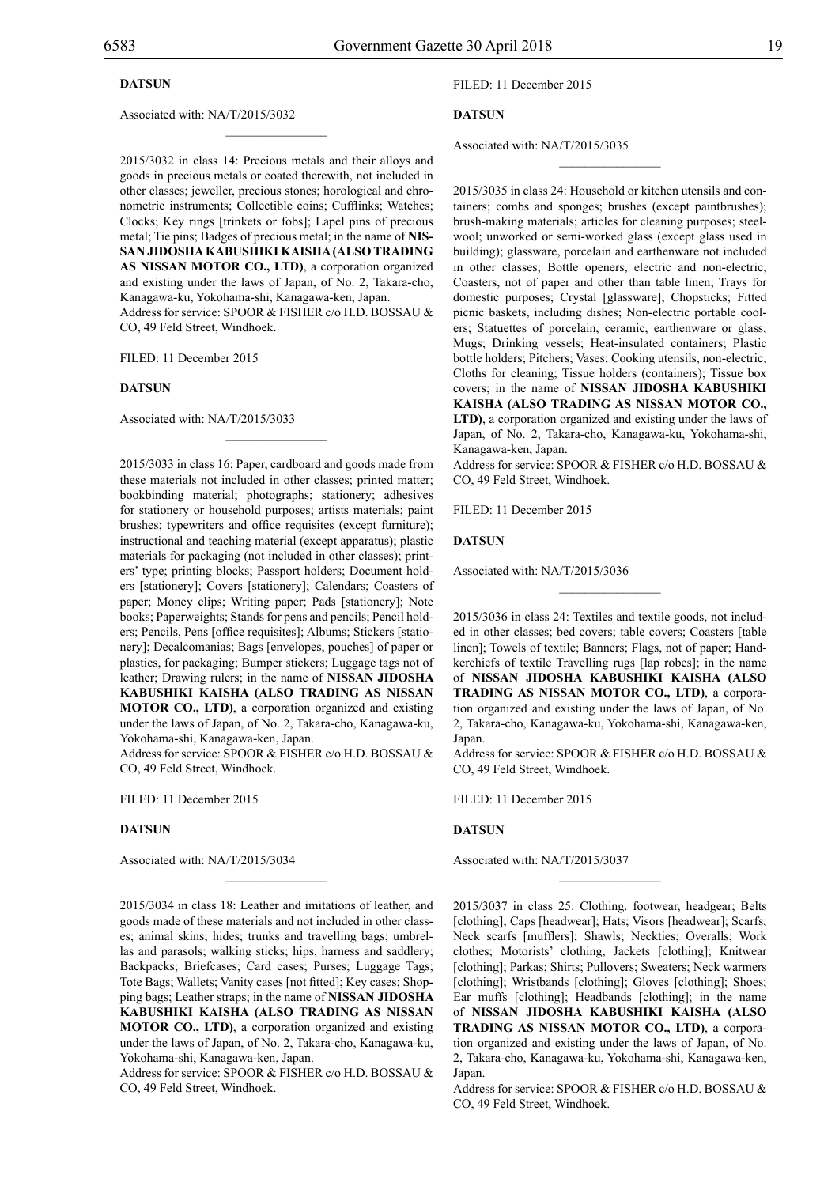**DATSUN**

Associated with: NA/T/2015/3032

---

2015/3032 in class 14: Precious metals and their alloys and goods in precious metals or coated therewith, not included in other classes; jeweller, precious stones; horological and chronometric instruments; Collectible coins; Cufflinks; Watches; Clocks; Key rings [trinkets or fobs]; Lapel pins of precious metal; Tie pins; Badges of precious metal; in the name of **NISSAN JIDOSHA KABUSHIKI KAISHA (ALSO TRADING AS NISSAN MOTOR CO., LTD)**, a corporation organized and existing under the laws of Japan, of No. 2, Takara-cho, Kanagawa-ku, Yokohama-shi, Kanagawa-ken, Japan.
Address for service: SPOOR & FISHER c/o H.D. BOSSAU & CO, 49 Feld Street, Windhoek.

FILED: 11 December 2015

**DATSUN**

Associated with: NA/T/2015/3033

---

2015/3033 in class 16: Paper, cardboard and goods made from these materials not included in other classes; printed matter; bookbinding material; photographs; stationery; adhesives for stationery or household purposes; artists materials; paint brushes; typewriters and office requisites (except furniture); instructional and teaching material (except apparatus); plastic materials for packaging (not included in other classes); printers' type; printing blocks; Passport holders; Document holders [stationery]; Covers [stationery]; Calendars; Coasters of paper; Money clips; Writing paper; Pads [stationery]; Note books; Paperweights; Stands for pens and pencils; Pencil holders; Pencils, Pens [office requisites]; Albums; Stickers [stationery]; Decalcomanias; Bags [envelopes, pouches] of paper or plastics, for packaging; Bumper stickers; Luggage tags not of leather; Drawing rulers; in the name of **NISSAN JIDOSHA KABUSHIKI KAISHA (ALSO TRADING AS NISSAN MOTOR CO., LTD)**, a corporation organized and existing under the laws of Japan, of No. 2, Takara-cho, Kanagawa-ku, Yokohama-shi, Kanagawa-ken, Japan.
Address for service: SPOOR & FISHER c/o H.D. BOSSAU & CO, 49 Feld Street, Windhoek.

FILED: 11 December 2015

**DATSUN**

Associated with: NA/T/2015/3034

---

2015/3034 in class 18: Leather and imitations of leather, and goods made of these materials and not included in other classes; animal skins; hides; trunks and travelling bags; umbrellas and parasols; walking sticks; hips, harness and saddlery; Backpacks; Briefcases; Card cases; Purses; Luggage Tags; Tote Bags; Wallets; Vanity cases [not fitted]; Key cases; Shopping bags; Leather straps; in the name of **NISSAN JIDOSHA KABUSHIKI KAISHA (ALSO TRADING AS NISSAN MOTOR CO., LTD)**, a corporation organized and existing under the laws of Japan, of No. 2, Takara-cho, Kanagawa-ku, Yokohama-shi, Kanagawa-ken, Japan.
Address for service: SPOOR & FISHER c/o H.D. BOSSAU & CO, 49 Feld Street, Windhoek.

FILED: 11 December 2015

**DATSUN**

Associated with: NA/T/2015/3035

---

2015/3035 in class 24: Household or kitchen utensils and containers; combs and sponges; brushes (except paintbrushes); brush-making materials; articles for cleaning purposes; steelwool; unworked or semi-worked glass (except glass used in building); glassware, porcelain and earthenware not included in other classes; Bottle openers, electric and non-electric; Coasters, not of paper and other than table linen; Trays for domestic purposes; Crystal [glassware]; Chopsticks; Fitted picnic baskets, including dishes; Non-electric portable coolers; Statuettes of porcelain, ceramic, earthenware or glass; Mugs; Drinking vessels; Heat-insulated containers; Plastic bottle holders; Pitchers; Vases; Cooking utensils, non-electric; Cloths for cleaning; Tissue holders (containers); Tissue box covers; in the name of **NISSAN JIDOSHA KABUSHIKI KAISHA (ALSO TRADING AS NISSAN MOTOR CO., LTD)**, a corporation organized and existing under the laws of Japan, of No. 2, Takara-cho, Kanagawa-ku, Yokohama-shi, Kanagawa-ken, Japan.
Address for service: SPOOR & FISHER c/o H.D. BOSSAU & CO, 49 Feld Street, Windhoek.

FILED: 11 December 2015

**DATSUN**

Associated with: NA/T/2015/3036

---

2015/3036 in class 24: Textiles and textile goods, not included in other classes; bed covers; table covers; Coasters [table linen]; Towels of textile; Banners; Flags, not of paper; Handkerchiefs of textile Travelling rugs [lap robes]; in the name of **NISSAN JIDOSHA KABUSHIKI KAISHA (ALSO TRADING AS NISSAN MOTOR CO., LTD)**, a corporation organized and existing under the laws of Japan, of No. 2, Takara-cho, Kanagawa-ku, Yokohama-shi, Kanagawa-ken, Japan.
Address for service: SPOOR & FISHER c/o H.D. BOSSAU & CO, 49 Feld Street, Windhoek.

FILED: 11 December 2015

**DATSUN**

Associated with: NA/T/2015/3037

---

2015/3037 in class 25: Clothing. footwear, headgear; Belts [clothing]; Caps [headwear]; Hats; Visors [headwear]; Scarfs; Neck scarfs [mufflers]; Shawls; Neckties; Overalls; Work clothes; Motorists' clothing, Jackets [clothing]; Knitwear [clothing]; Parkas; Shirts; Pullovers; Sweaters; Neck warmers [clothing]; Wristbands [clothing]; Gloves [clothing]; Shoes; Ear muffs [clothing]; Headbands [clothing]; in the name of **NISSAN JIDOSHA KABUSHIKI KAISHA (ALSO TRADING AS NISSAN MOTOR CO., LTD)**, a corporation organized and existing under the laws of Japan, of No. 2, Takara-cho, Kanagawa-ku, Yokohama-shi, Kanagawa-ken, Japan.
Address for service: SPOOR & FISHER c/o H.D. BOSSAU & CO, 49 Feld Street, Windhoek.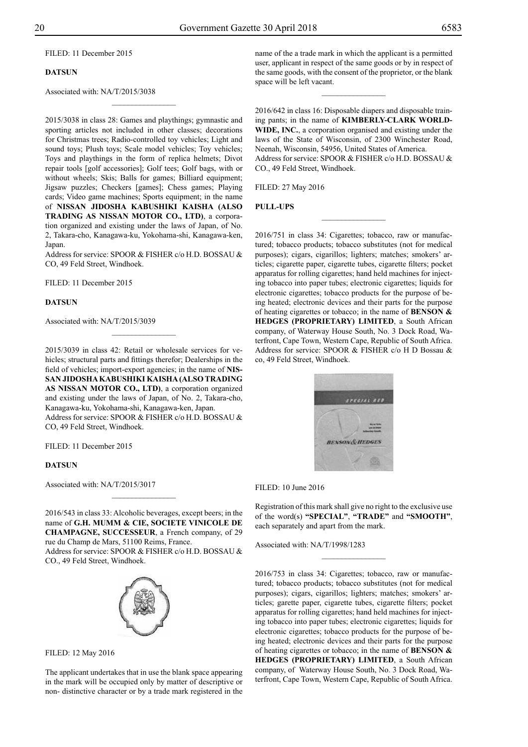FILED: 11 December 2015

**DATSUN**

Associated with: NA/T/2015/3038

2015/3038 in class 28: Games and playthings; gymnastic and sporting articles not included in other classes; decorations for Christmas trees; Radio-controlled toy vehicles; Light and sound toys; Plush toys; Scale model vehicles; Toy vehicles; Toys and playthings in the form of replica helmets; Divot repair tools [golf accessories]; Golf tees; Golf bags, with or without wheels; Skis; Balls for games; Billiard equipment; Jigsaw puzzles; Checkers [games]; Chess games; Playing cards; Video game machines; Sports equipment; in the name of **NISSAN JIDOSHA KABUSHIKI KAISHA (ALSO TRADING AS NISSAN MOTOR CO., LTD)**, a corporation organized and existing under the laws of Japan, of No. 2, Takara-cho, Kanagawa-ku, Yokohama-shi, Kanagawa-ken, Japan.
Address for service: SPOOR & FISHER c/o H.D. BOSSAU & CO, 49 Feld Street, Windhoek.

FILED: 11 December 2015

**DATSUN**

Associated with: NA/T/2015/3039

2015/3039 in class 42: Retail or wholesale services for vehicles; structural parts and fittings therefor; Dealerships in the field of vehicles; import-export agencies; in the name of **NISSAN JIDOSHA KABUSHIKI KAISHA (ALSO TRADING AS NISSAN MOTOR CO., LTD)**, a corporation organized and existing under the laws of Japan, of No. 2, Takara-cho, Kanagawa-ku, Yokohama-shi, Kanagawa-ken, Japan.
Address for service: SPOOR & FISHER c/o H.D. BOSSAU & CO, 49 Feld Street, Windhoek.

FILED: 11 December 2015

**DATSUN**

Associated with: NA/T/2015/3017

2016/543 in class 33: Alcoholic beverages, except beers; in the name of **G.H. MUMM & CIE, SOCIETE VINICOLE DE CHAMPAGNE, SUCCESSEUR**, a French company, of 29 rue du Champ de Mars, 51100 Reims, France.
Address for service: SPOOR & FISHER c/o H.D. BOSSAU & CO., 49 Feld Street, Windhoek.

FILED: 12 May 2016

The applicant undertakes that in use the blank space appearing in the mark will be occupied only by matter of descriptive or non- distinctive character or by a trade mark registered in the name of the a trade mark in which the applicant is a permitted user, applicant in respect of the same goods or by in respect of the same goods, with the consent of the proprietor, or the blank space will be left vacant.

2016/642 in class 16: Disposable diapers and disposable training pants; in the name of **KIMBERLY-CLARK WORLDWIDE, INC.**, a corporation organised and existing under the laws of the State of Wisconsin, of 2300 Winchester Road, Neenah, Wisconsin, 54956, United States of America.
Address for service: SPOOR & FISHER c/o H.D. BOSSAU & CO., 49 Feld Street, Windhoek.

FILED: 27 May 2016

**PULL-UPS**

2016/751 in class 34: Cigarettes; tobacco, raw or manufactured; tobacco products; tobacco substitutes (not for medical purposes); cigars, cigarillos; lighters; matches; smokers' articles; cigarette paper, cigarette tubes, cigarette filters; pocket apparatus for rolling cigarettes; hand held machines for injecting tobacco into paper tubes; electronic cigarettes; liquids for electronic cigarettes; tobacco products for the purpose of being heated; electronic devices and their parts for the purpose of heating cigarettes or tobacco; in the name of **BENSON & HEDGES (PROPRIETARY) LIMITED**, a South African company, of Waterway House South, No. 3 Dock Road, Waterfront, Cape Town, Western Cape, Republic of South Africa.
Address for service: SPOOR & FISHER c/o H D Bossau & co, 49 Feld Street, Windhoek.

FILED: 10 June 2016

Registration of this mark shall give no right to the exclusive use of the word(s) **"SPECIAL"**, **"TRADE"** and **"SMOOTH"**, each separately and apart from the mark.

Associated with: NA/T/1998/1283

2016/753 in class 34: Cigarettes; tobacco, raw or manufactured; tobacco products; tobacco substitutes (not for medical purposes); cigars, cigarillos; lighters; matches; smokers' articles; garette paper, cigarette tubes, cigarette filters; pocket apparatus for rolling cigarettes; hand held machines for injecting tobacco into paper tubes; electronic cigarettes; liquids for electronic cigarettes; tobacco products for the purpose of being heated; electronic devices and their parts for the purpose of heating cigarettes or tobacco; in the name of **BENSON & HEDGES (PROPRIETARY) LIMITED**, a South African company, of Waterway House South, No. 3 Dock Road, Waterfront, Cape Town, Western Cape, Republic of South Africa.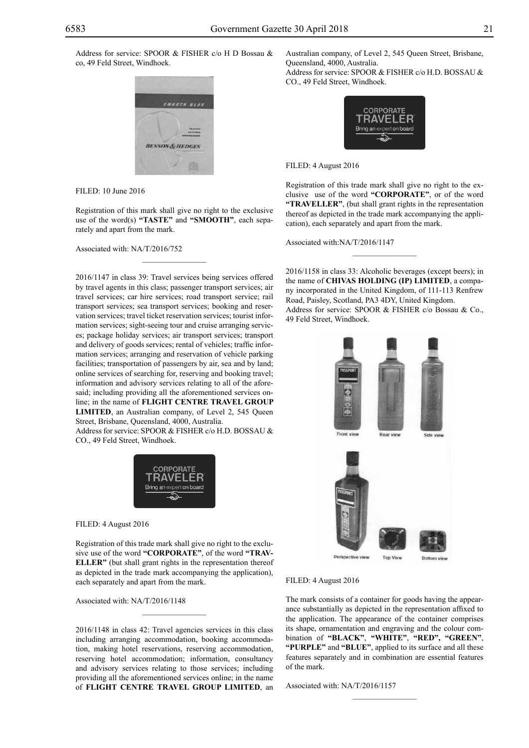Address for service: SPOOR & FISHER c/o H D Bossau & co, 49 Feld Street, Windhoek.

FILED: 10 June 2016

Registration of this mark shall give no right to the exclusive use of the word(s) **"TASTE"** and **"SMOOTH"**, each separately and apart from the mark.

Associated with: NA/T/2016/752

---

2016/1147 in class 39: Travel services being services offered by travel agents in this class; passenger transport services; air travel services; car hire services; road transport service; rail transport services; sea transport services; booking and reservation services; travel ticket reservation services; tourist information services; sight-seeing tour and cruise arranging services; package holiday services; air transport services; transport and delivery of goods services; rental of vehicles; traffic information services; arranging and reservation of vehicle parking facilities; transportation of passengers by air, sea and by land; online services of searching for, reserving and booking travel; information and advisory services relating to all of the aforesaid; including providing all the aforementioned services online; in the name of **FLIGHT CENTRE TRAVEL GROUP LIMITED**, an Australian company, of Level 2, 545 Queen Street, Brisbane, Queensland, 4000, Australia.
Address for service: SPOOR & FISHER c/o H.D. BOSSAU & CO., 49 Feld Street, Windhoek.

FILED: 4 August 2016

Registration of this trade mark shall give no right to the exclusive use of the word **"CORPORATE"**, of the word **"TRAVELLER"** (but shall grant rights in the representation thereof as depicted in the trade mark accompanying the application), each separately and apart from the mark.

Associated with: NA/T/2016/1148

---

2016/1148 in class 42: Travel agencies services in this class including arranging accommodation, booking accommodation, making hotel reservations, reserving accommodation, reserving hotel accommodation; information, consultancy and advisory services relating to those services; including providing all the aforementioned services online; in the name of **FLIGHT CENTRE TRAVEL GROUP LIMITED**, an Australian company, of Level 2, 545 Queen Street, Brisbane, Queensland, 4000, Australia.
Address for service: SPOOR & FISHER c/o H.D. BOSSAU & CO., 49 Feld Street, Windhoek.

FILED: 4 August 2016

Registration of this trade mark shall give no right to the exclusive use of the word **"CORPORATE"**, or of the word **"TRAVELLER"**, (but shall grant rights in the representation thereof as depicted in the trade mark accompanying the application), each separately and apart from the mark.

Associated with:NA/T/2016/1147

---

2016/1158 in class 33: Alcoholic beverages (except beers); in the name of **CHIVAS HOLDING (IP) LIMITED**, a company incorporated in the United Kingdom, of 111-113 Renfrew Road, Paisley, Scotland, PA3 4DY, United Kingdom.
Address for service: SPOOR & FISHER c/o Bossau & Co., 49 Feld Street, Windhoek.

FILED: 4 August 2016

The mark consists of a container for goods having the appearance substantially as depicted in the representation affixed to the application. The appearance of the container comprises its shape, ornamentation and engraving and the colour combination of **"BLACK"**, **"WHITE"**, **"RED", "GREEN"**, **"PURPLE"** and **"BLUE"**, applied to its surface and all these features separately and in combination are essential features of the mark.

Associated with: NA/T/2016/1157

---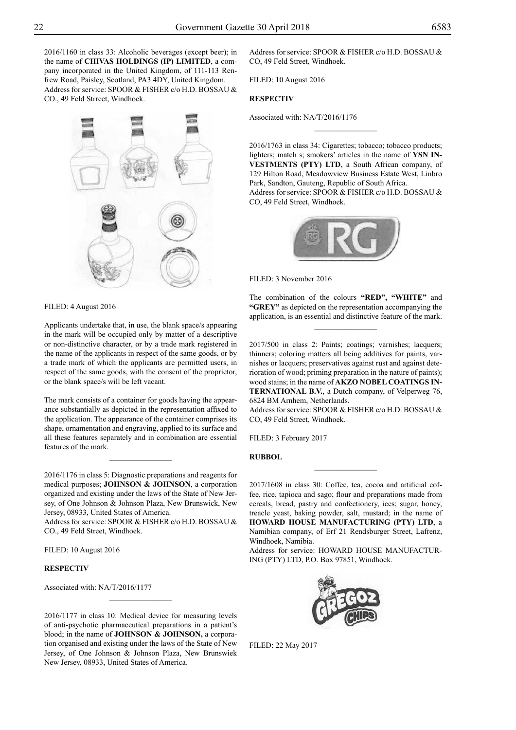2016/1160 in class 33: Alcoholic beverages (except beer); in the name of **CHIVAS HOLDINGS (IP) LIMITED**, a company incorporated in the United Kingdom, of 111-113 Renfrew Road, Paisley, Scotland, PA3 4DY, United Kingdom.
Address for service: SPOOR & FISHER c/o H.D. BOSSAU & CO., 49 Feld Strreet, Windhoek.

FILED: 4 August 2016

Applicants undertake that, in use, the blank space/s appearing in the mark will be occupied only by matter of a descriptive or non-distinctive character, or by a trade mark registered in the name of the applicants in respect of the same goods, or by a trade mark of which the applicants are permitted users, in respect of the same goods, with the consent of the proprietor, or the blank space/s will be left vacant.

The mark consists of a container for goods having the appearance substantially as depicted in the representation affixed to the application. The appearance of the container comprises its shape, ornamentation and engraving, applied to its surface and all these features separately and in combination are essential features of the mark.

---

2016/1176 in class 5: Diagnostic preparations and reagents for medical purposes; **JOHNSON & JOHNSON**, a corporation organized and existing under the laws of the State of New Jersey, of One Johnson & Johnson Plaza, New Brunswick, New Jersey, 08933, United States of America.
Address for service: SPOOR & FISHER c/o H.D. BOSSAU & CO., 49 Feld Street, Windhoek.

FILED: 10 August 2016

**RESPECTIV**

Associated with: NA/T/2016/1177

---

2016/1177 in class 10: Medical device for measuring levels of anti-psychotic pharmaceutical preparations in a patient's blood; in the name of **JOHNSON & JOHNSON,** a corporation organised and existing under the laws of the State of New Jersey, of One Johnson & Johnson Plaza, New Brunswiek New Jersey, 08933, United States of America.
Address for service: SPOOR & FISHER c/o H.D. BOSSAU & CO, 49 Feld Street, Windhoek.

FILED: 10 August 2016

**RESPECTIV**

Associated with: NA/T/2016/1176

---

2016/1763 in class 34: Cigarettes; tobacco; tobacco products; lighters; match s; smokers' articles in the name of **YSN INVESTMENTS (PTY) LTD**, a South African company, of 129 Hilton Road, Meadowview Business Estate West, Linbro Park, Sandton, Gauteng, Republic of South Africa.
Address for service: SPOOR & FISHER c/o H.D. BOSSAU & CO, 49 Feld Street, Windhoek.

FILED: 3 November 2016

The combination of the colours **"RED", "WHITE"** and **"GREY"** as depicted on the representation accompanying the application, is an essential and distinctive feature of the mark.

---

2017/500 in class 2: Paints; coatings; varnishes; lacquers; thinners; coloring matters all being additives for paints, varnishes or lacquers; preservatives against rust and against deterioration of wood; priming preparation in the nature of paints); wood stains; in the name of **AKZO NOBEL COATINGS INTERNATIONAL B.V.**, a Dutch company, of Velperweg 76, 6824 BM Arnhem, Netherlands.
Address for service: SPOOR & FISHER c/o H.D. BOSSAU & CO, 49 Feld Street, Windhoek.

FILED: 3 February 2017

**RUBBOL**

---

2017/1608 in class 30: Coffee, tea, cocoa and artificial coffee, rice, tapioca and sago; flour and preparations made from cereals, bread, pastry and confectionery, ices; sugar, honey, treacle yeast, baking powder, salt, mustard; in the name of **HOWARD HOUSE MANUFACTURING (PTY) LTD**, a Namibian company, of Erf 21 Rendsburger Street, Lafrenz, Windhoek, Namibia.
Address for service: HOWARD HOUSE MANUFACTURING (PTY) LTD, P.O. Box 97851, Windhoek.

FILED: 22 May 2017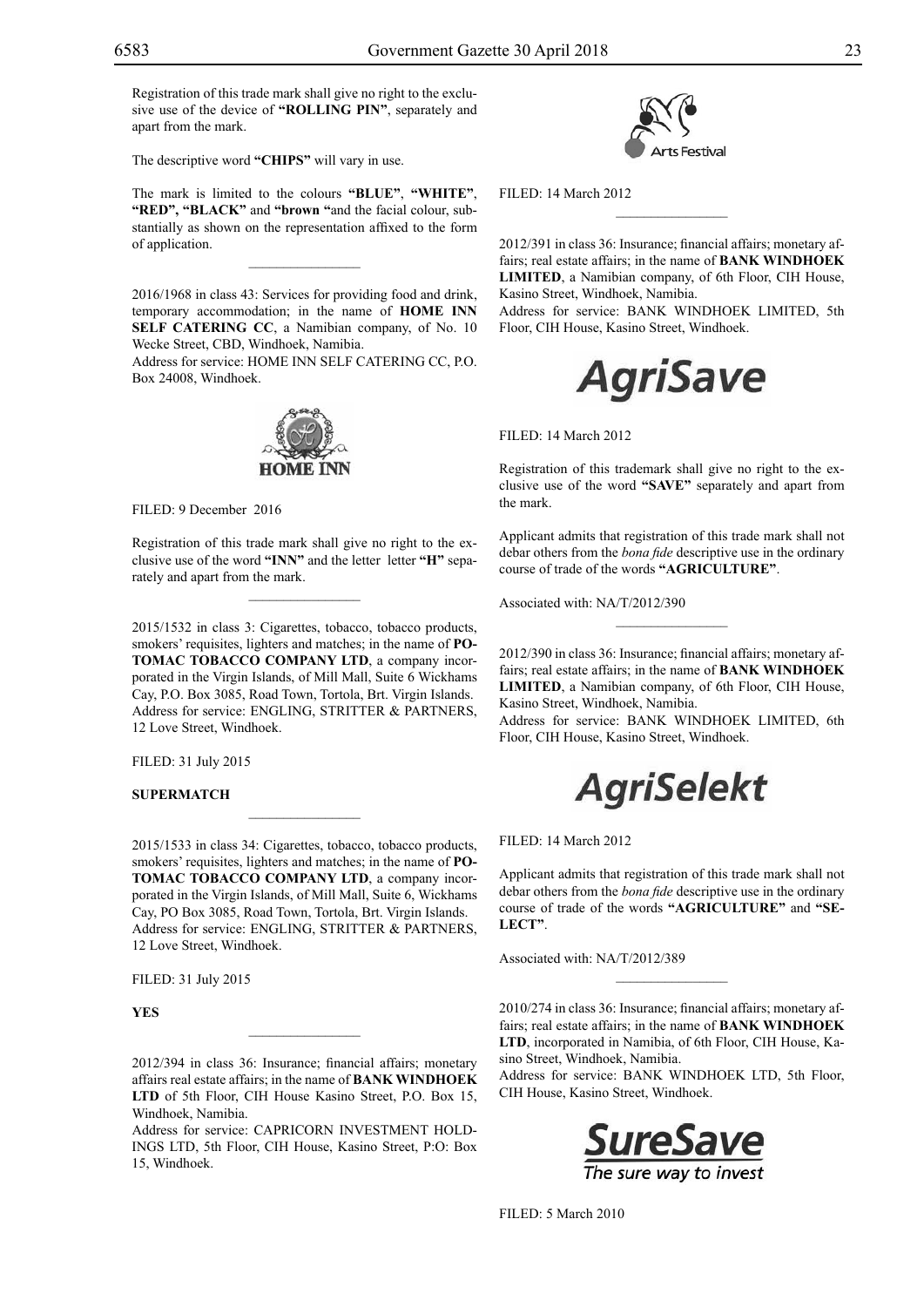Registration of this trade mark shall give no right to the exclusive use of the device of **"ROLLING PIN"**, separately and apart from the mark.

The descriptive word **"CHIPS"** will vary in use.

The mark is limited to the colours **"BLUE"**, **"WHITE"**, **"RED"**, **"BLACK"** and **"brown "**and the facial colour, substantially as shown on the representation affixed to the form of application.

---

2016/1968 in class 43: Services for providing food and drink, temporary accommodation; in the name of **HOME INN SELF CATERING CC**, a Namibian company, of No. 10 Wecke Street, CBD, Windhoek, Namibia.
Address for service: HOME INN SELF CATERING CC, P.O. Box 24008, Windhoek.

HOME INN

FILED: 9 December 2016

Registration of this trade mark shall give no right to the exclusive use of the word **"INN"** and the letter letter **"H"** separately and apart from the mark.

---

2015/1532 in class 3: Cigarettes, tobacco, tobacco products, smokers' requisites, lighters and matches; in the name of **POTOMAC TOBACCO COMPANY LTD**, a company incorporated in the Virgin Islands, of Mill Mall, Suite 6 Wickhams Cay, P.O. Box 3085, Road Town, Tortola, Brt. Virgin Islands.
Address for service: ENGLING, STRITTER & PARTNERS, 12 Love Street, Windhoek.

FILED: 31 July 2015

**SUPERMATCH**

---

2015/1533 in class 34: Cigarettes, tobacco, tobacco products, smokers' requisites, lighters and matches; in the name of **POTOMAC TOBACCO COMPANY LTD**, a company incorporated in the Virgin Islands, of Mill Mall, Suite 6, Wickhams Cay, PO Box 3085, Road Town, Tortola, Brt. Virgin Islands.
Address for service: ENGLING, STRITTER & PARTNERS, 12 Love Street, Windhoek.

FILED: 31 July 2015

**YES**

---

2012/394 in class 36: Insurance; financial affairs; monetary affairs real estate affairs; in the name of **BANK WINDHOEK LTD** of 5th Floor, CIH House Kasino Street, P.O. Box 15, Windhoek, Namibia.
Address for service: CAPRICORN INVESTMENT HOLDINGS LTD, 5th Floor, CIH House, Kasino Street, P:O: Box 15, Windhoek.

Arts Festival

FILED: 14 March 2012

---

2012/391 in class 36: Insurance; financial affairs; monetary affairs; real estate affairs; in the name of **BANK WINDHOEK LIMITED**, a Namibian company, of 6th Floor, CIH House, Kasino Street, Windhoek, Namibia.
Address for service: BANK WINDHOEK LIMITED, 5th Floor, CIH House, Kasino Street, Windhoek.

AgriSave

FILED: 14 March 2012

Registration of this trademark shall give no right to the exclusive use of the word **"SAVE"** separately and apart from the mark.

Applicant admits that registration of this trade mark shall not debar others from the *bona fide* descriptive use in the ordinary course of trade of the words **"AGRICULTURE"**.

Associated with: NA/T/2012/390

---

2012/390 in class 36: Insurance; financial affairs; monetary affairs; real estate affairs; in the name of **BANK WINDHOEK LIMITED**, a Namibian company, of 6th Floor, CIH House, Kasino Street, Windhoek, Namibia.
Address for service: BANK WINDHOEK LIMITED, 6th Floor, CIH House, Kasino Street, Windhoek.

AgriSelekt

FILED: 14 March 2012

Applicant admits that registration of this trade mark shall not debar others from the *bona fide* descriptive use in the ordinary course of trade of the words **"AGRICULTURE"** and **"SELECT"**.

Associated with: NA/T/2012/389

---

2010/274 in class 36: Insurance; financial affairs; monetary affairs; real estate affairs; in the name of **BANK WINDHOEK LTD**, incorporated in Namibia, of 6th Floor, CIH House, Kasino Street, Windhoek, Namibia.
Address for service: BANK WINDHOEK LTD, 5th Floor, CIH House, Kasino Street, Windhoek.

SureSave
The sure way to invest

FILED: 5 March 2010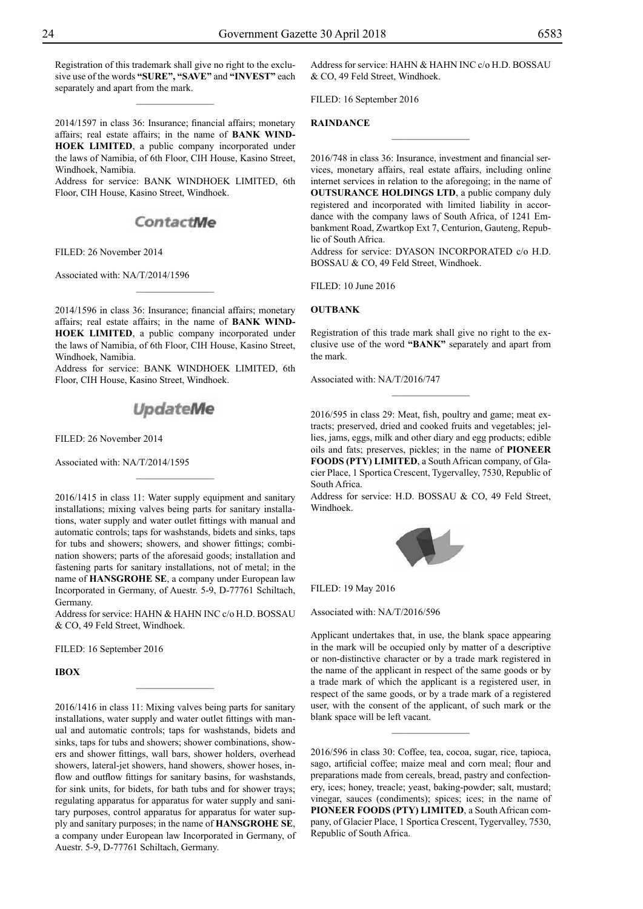Registration of this trademark shall give no right to the exclusive use of the words **"SURE", "SAVE"** and **"INVEST"** each separately and apart from the mark.

---

2014/1597 in class 36: Insurance; financial affairs; monetary affairs; real estate affairs; in the name of **BANK WINDHOEK LIMITED**, a public company incorporated under the laws of Namibia, of 6th Floor, CIH House, Kasino Street, Windhoek, Namibia.

Address for service: BANK WINDHOEK LIMITED, 6th Floor, CIH House, Kasino Street, Windhoek.

ContactMe

FILED: 26 November 2014

Associated with: NA/T/2014/1596

---

2014/1596 in class 36: Insurance; financial affairs; monetary affairs; real estate affairs; in the name of **BANK WINDHOEK LIMITED**, a public company incorporated under the laws of Namibia, of 6th Floor, CIH House, Kasino Street, Windhoek, Namibia.

Address for service: BANK WINDHOEK LIMITED, 6th Floor, CIH House, Kasino Street, Windhoek.

UpdateMe

FILED: 26 November 2014

Associated with: NA/T/2014/1595

---

2016/1415 in class 11: Water supply equipment and sanitary installations; mixing valves being parts for sanitary installations, water supply and water outlet fittings with manual and automatic controls; taps for washstands, bidets and sinks, taps for tubs and showers; showers, and shower fittings; combination showers; parts of the aforesaid goods; installation and fastening parts for sanitary installations, not of metal; in the name of **HANSGROHE SE**, a company under European law Incorporated in Germany, of Auestr. 5-9, D-77761 Schiltach, Germany.

Address for service: HAHN & HAHN INC c/o H.D. BOSSAU & CO, 49 Feld Street, Windhoek.

FILED: 16 September 2016

**IBOX**

---

2016/1416 in class 11: Mixing valves being parts for sanitary installations, water supply and water outlet fittings with manual and automatic controls; taps for washstands, bidets and sinks, taps for tubs and showers; shower combinations, showers and shower fittings, wall bars, shower holders, overhead showers, lateral-jet showers, hand showers, shower hoses, inflow and outflow fittings for sanitary basins, for washstands, for sink units, for bidets, for bath tubs and for shower trays; regulating apparatus for apparatus for water supply and sanitary purposes, control apparatus for apparatus for water supply and sanitary purposes; in the name of **HANSGROHE SE**, a company under European law Incorporated in Germany, of Auestr. 5-9, D-77761 Schiltach, Germany.

Address for service: HAHN & HAHN INC c/o H.D. BOSSAU & CO, 49 Feld Street, Windhoek.

FILED: 16 September 2016

**RAINDANCE**

---

2016/748 in class 36: Insurance, investment and financial services, monetary affairs, real estate affairs, including online internet services in relation to the aforegoing; in the name of **OUTSURANCE HOLDINGS LTD**, a public company duly registered and incorporated with limited liability in accordance with the company laws of South Africa, of 1241 Embankment Road, Zwartkop Ext 7, Centurion, Gauteng, Republic of South Africa.

Address for service: DYASON INCORPORATED c/o H.D. BOSSAU & CO, 49 Feld Street, Windhoek.

FILED: 10 June 2016

**OUTBANK**

Registration of this trade mark shall give no right to the exclusive use of the word **"BANK"** separately and apart from the mark.

Associated with: NA/T/2016/747

---

2016/595 in class 29: Meat, fish, poultry and game; meat extracts; preserved, dried and cooked fruits and vegetables; jellies, jams, eggs, milk and other diary and egg products; edible oils and fats; preserves, pickles; in the name of **PIONEER FOODS (PTY) LIMITED**, a South African company, of Glacier Place, 1 Sportica Crescent, Tygervalley, 7530, Republic of South Africa.

Address for service: H.D. BOSSAU & CO, 49 Feld Street, Windhoek.

FILED: 19 May 2016

Associated with: NA/T/2016/596

Applicant undertakes that, in use, the blank space appearing in the mark will be occupied only by matter of a descriptive or non-distinctive character or by a trade mark registered in the name of the applicant in respect of the same goods or by a trade mark of which the applicant is a registered user, in respect of the same goods, or by a trade mark of a registered user, with the consent of the applicant, of such mark or the blank space will be left vacant.

---

2016/596 in class 30: Coffee, tea, cocoa, sugar, rice, tapioca, sago, artificial coffee; maize meal and corn meal; flour and preparations made from cereals, bread, pastry and confectionery, ices; honey, treacle; yeast, baking-powder; salt, mustard; vinegar, sauces (condiments); spices; ices; in the name of **PIONEER FOODS (PTY) LIMITED**, a South African company, of Glacier Place, 1 Sportica Crescent, Tygervalley, 7530, Republic of South Africa.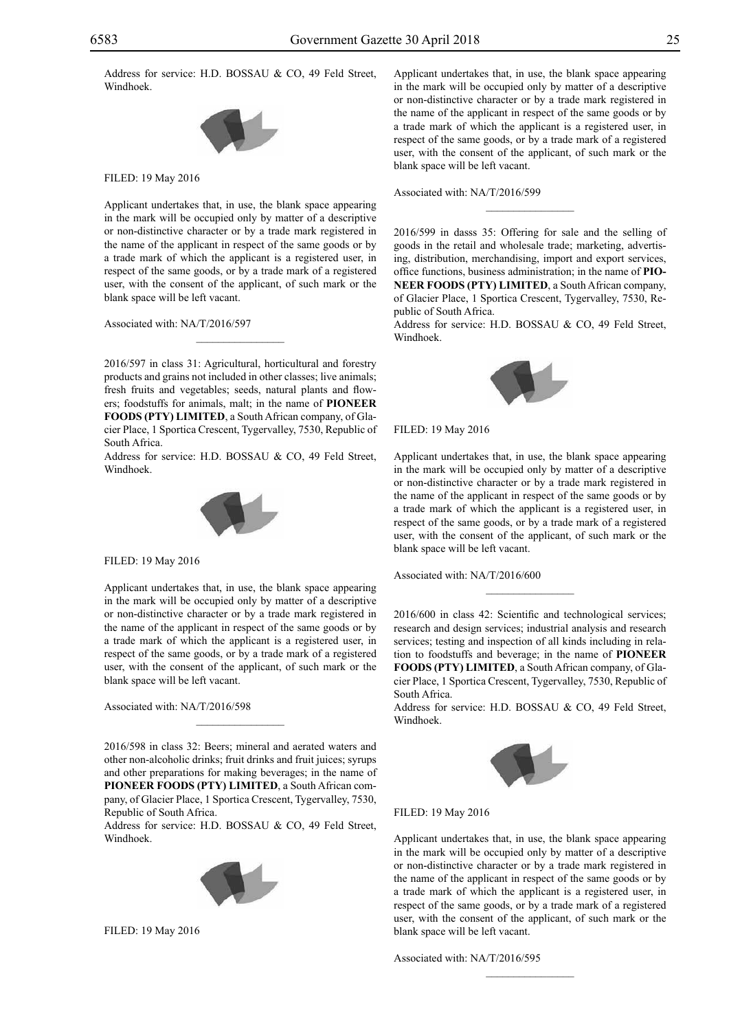Address for service: H.D. BOSSAU & CO, 49 Feld Street, Windhoek.

FILED: 19 May 2016

Applicant undertakes that, in use, the blank space appearing in the mark will be occupied only by matter of a descriptive or non-distinctive character or by a trade mark registered in the name of the applicant in respect of the same goods or by a trade mark of which the applicant is a registered user, in respect of the same goods, or by a trade mark of a registered user, with the consent of the applicant, of such mark or the blank space will be left vacant.

Associated with: NA/T/2016/597

---

2016/597 in class 31: Agricultural, horticultural and forestry products and grains not included in other classes; live animals; fresh fruits and vegetables; seeds, natural plants and flowers; foodstuffs for animals, malt; in the name of **PIONEER FOODS (PTY) LIMITED**, a South African company, of Glacier Place, 1 Sportica Crescent, Tygervalley, 7530, Republic of South Africa.

Address for service: H.D. BOSSAU & CO, 49 Feld Street, Windhoek.

FILED: 19 May 2016

Applicant undertakes that, in use, the blank space appearing in the mark will be occupied only by matter of a descriptive or non-distinctive character or by a trade mark registered in the name of the applicant in respect of the same goods or by a trade mark of which the applicant is a registered user, in respect of the same goods, or by a trade mark of a registered user, with the consent of the applicant, of such mark or the blank space will be left vacant.

Associated with: NA/T/2016/598

---

2016/598 in class 32: Beers; mineral and aerated waters and other non-alcoholic drinks; fruit drinks and fruit juices; syrups and other preparations for making beverages; in the name of **PIONEER FOODS (PTY) LIMITED**, a South African company, of Glacier Place, 1 Sportica Crescent, Tygervalley, 7530, Republic of South Africa.

Address for service: H.D. BOSSAU & CO, 49 Feld Street, Windhoek.

FILED: 19 May 2016

Applicant undertakes that, in use, the blank space appearing in the mark will be occupied only by matter of a descriptive or non-distinctive character or by a trade mark registered in the name of the applicant in respect of the same goods or by a trade mark of which the applicant is a registered user, in respect of the same goods, or by a trade mark of a registered user, with the consent of the applicant, of such mark or the blank space will be left vacant.

Associated with: NA/T/2016/599

---

2016/599 in dasss 35: Offering for sale and the selling of goods in the retail and wholesale trade; marketing, advertising, distribution, merchandising, import and export services, office functions, business administration; in the name of **PIONEER FOODS (PTY) LIMITED**, a South African company, of Glacier Place, 1 Sportica Crescent, Tygervalley, 7530, Republic of South Africa.

Address for service: H.D. BOSSAU & CO, 49 Feld Street, Windhoek.

FILED: 19 May 2016

Applicant undertakes that, in use, the blank space appearing in the mark will be occupied only by matter of a descriptive or non-distinctive character or by a trade mark registered in the name of the applicant in respect of the same goods or by a trade mark of which the applicant is a registered user, in respect of the same goods, or by a trade mark of a registered user, with the consent of the applicant, of such mark or the blank space will be left vacant.

Associated with: NA/T/2016/600

---

2016/600 in class 42: Scientific and technological services; research and design services; industrial analysis and research services; testing and inspection of all kinds including in relation to foodstuffs and beverage; in the name of **PIONEER FOODS (PTY) LIMITED**, a South African company, of Glacier Place, 1 Sportica Crescent, Tygervalley, 7530, Republic of South Africa.

Address for service: H.D. BOSSAU & CO, 49 Feld Street, Windhoek.

FILED: 19 May 2016

Applicant undertakes that, in use, the blank space appearing in the mark will be occupied only by matter of a descriptive or non-distinctive character or by a trade mark registered in the name of the applicant in respect of the same goods or by a trade mark of which the applicant is a registered user, in respect of the same goods, or by a trade mark of a registered user, with the consent of the applicant, of such mark or the blank space will be left vacant.

Associated with: NA/T/2016/595

---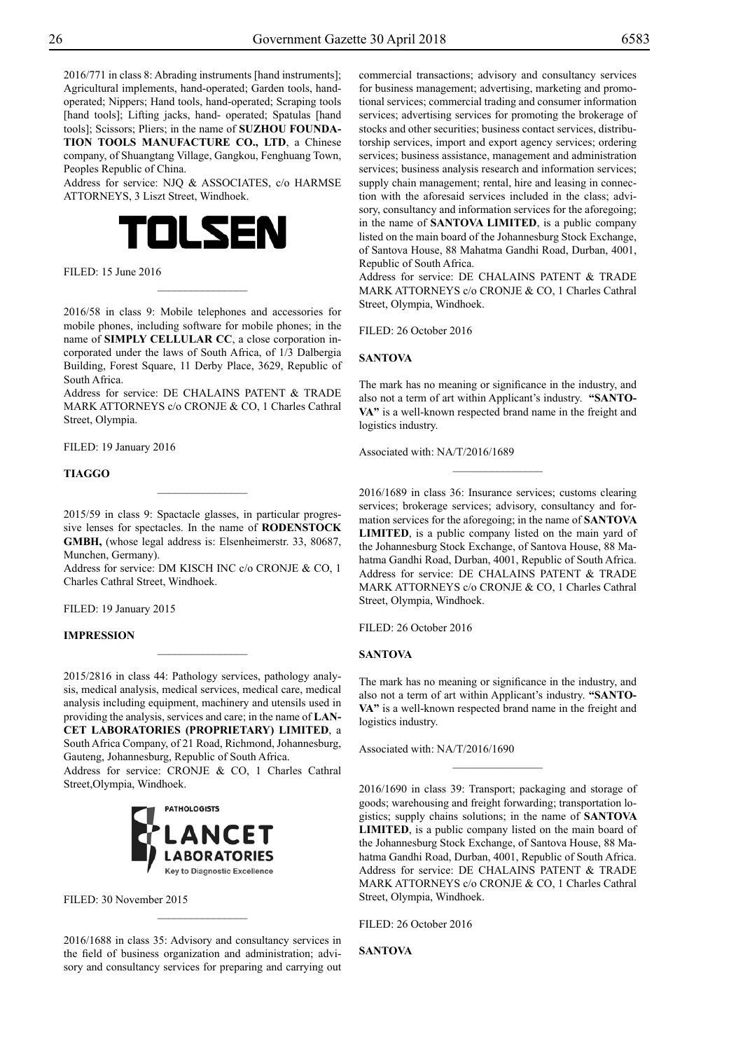2016/771 in class 8: Abrading instruments [hand instruments]; Agricultural implements, hand-operated; Garden tools, hand-operated; Nippers; Hand tools, hand-operated; Scraping tools [hand tools]; Lifting jacks, hand- operated; Spatulas [hand tools]; Scissors; Pliers; in the name of **SUZHOU FOUNDATION TOOLS MANUFACTURE CO., LTD**, a Chinese company, of Shuangtang Village, Gangkou, Fenghuang Town, Peoples Republic of China.

Address for service: NJQ & ASSOCIATES, c/o HARMSE ATTORNEYS, 3 Liszt Street, Windhoek.

TOLSEN

FILED: 15 June 2016

---

2016/58 in class 9: Mobile telephones and accessories for mobile phones, including software for mobile phones; in the name of **SIMPLY CELLULAR CC**, a close corporation incorporated under the laws of South Africa, of 1/3 Dalbergia Building, Forest Square, 11 Derby Place, 3629, Republic of South Africa.

Address for service: DE CHALAINS PATENT & TRADE MARK ATTORNEYS c/o CRONJE & CO, 1 Charles Cathral Street, Olympia.

FILED: 19 January 2016

**TIAGGO**

---

2015/59 in class 9: Spactacle glasses, in particular progressive lenses for spectacles. In the name of **RODENSTOCK GMBH,** (whose legal address is: Elsenheimerstr. 33, 80687, Munchen, Germany).

Address for service: DM KISCH INC c/o CRONJE & CO, 1 Charles Cathral Street, Windhoek.

FILED: 19 January 2015

**IMPRESSION**

---

2015/2816 in class 44: Pathology services, pathology analysis, medical analysis, medical services, medical care, medical analysis including equipment, machinery and utensils used in providing the analysis, services and care; in the name of **LANCET LABORATORIES (PROPRIETARY) LIMITED**, a South Africa Company, of 21 Road, Richmond, Johannesburg, Gauteng, Johannesburg, Republic of South Africa.

Address for service: CRONJE & CO, 1 Charles Cathral Street,Olympia, Windhoek.

PATHOLOGISTS
LANCET
LABORATORIES
Key to Diagnostic Excellence

FILED: 30 November 2015

---

2016/1688 in class 35: Advisory and consultancy services in the field of business organization and administration; advisory and consultancy services for preparing and carrying out commercial transactions; advisory and consultancy services for business management; advertising, marketing and promotional services; commercial trading and consumer information services; advertising services for promoting the brokerage of stocks and other securities; business contact services, distributorship services, import and export agency services; ordering services; business assistance, management and administration services; business analysis research and information services; supply chain management; rental, hire and leasing in connection with the aforesaid services included in the class; advisory, consultancy and information services for the aforegoing; in the name of **SANTOVA LIMITED**, is a public company listed on the main board of the Johannesburg Stock Exchange, of Santova House, 88 Mahatma Gandhi Road, Durban, 4001, Republic of South Africa.

Address for service: DE CHALAINS PATENT & TRADE MARK ATTORNEYS c/o CRONJE & CO, 1 Charles Cathral Street, Olympia, Windhoek.

FILED: 26 October 2016

**SANTOVA**

The mark has no meaning or significance in the industry, and also not a term of art within Applicant's industry. **"SANTOVA"** is a well-known respected brand name in the freight and logistics industry.

Associated with: NA/T/2016/1689

---

2016/1689 in class 36: Insurance services; customs clearing services; brokerage services; advisory, consultancy and formation services for the aforegoing; in the name of **SANTOVA LIMITED**, is a public company listed on the main yard of the Johannesburg Stock Exchange, of Santova House, 88 Mahatma Gandhi Road, Durban, 4001, Republic of South Africa.

Address for service: DE CHALAINS PATENT & TRADE MARK ATTORNEYS c/o CRONJE & CO, 1 Charles Cathral Street, Olympia, Windhoek.

FILED: 26 October 2016

**SANTOVA**

The mark has no meaning or significance in the industry, and also not a term of art within Applicant's industry. **"SANTOVA"** is a well-known respected brand name in the freight and logistics industry.

Associated with: NA/T/2016/1690

---

2016/1690 in class 39: Transport; packaging and storage of goods; warehousing and freight forwarding; transportation logistics; supply chains solutions; in the name of **SANTOVA LIMITED**, is a public company listed on the main board of the Johannesburg Stock Exchange, of Santova House, 88 Mahatma Gandhi Road, Durban, 4001, Republic of South Africa.

Address for service: DE CHALAINS PATENT & TRADE MARK ATTORNEYS c/o CRONJE & CO, 1 Charles Cathral Street, Olympia, Windhoek.

FILED: 26 October 2016

**SANTOVA**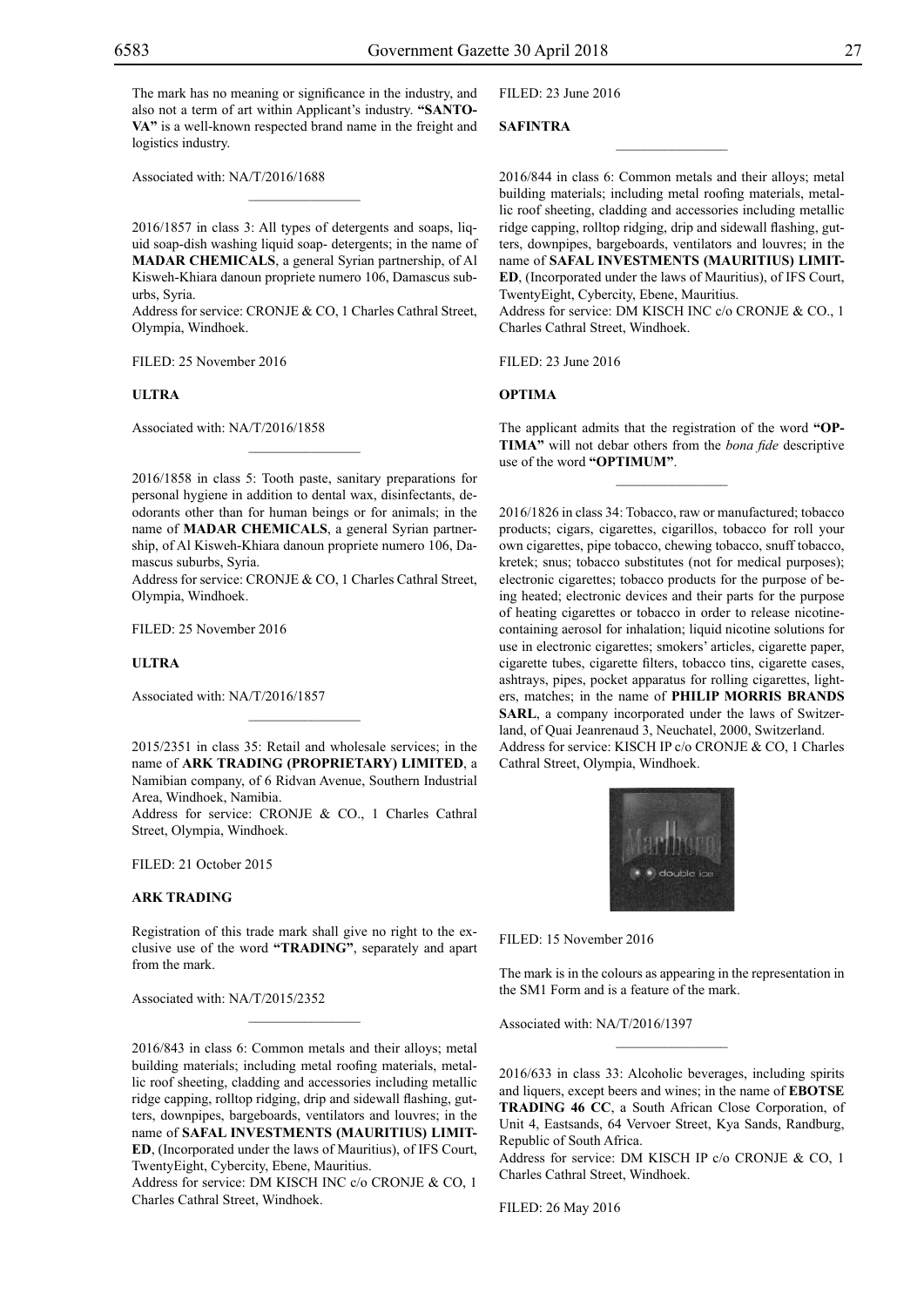The mark has no meaning or significance in the industry, and also not a term of art within Applicant's industry. **"SANTOVA"** is a well-known respected brand name in the freight and logistics industry.

Associated with: NA/T/2016/1688

---

2016/1857 in class 3: All types of detergents and soaps, liquid soap-dish washing liquid soap- detergents; in the name of **MADAR CHEMICALS**, a general Syrian partnership, of Al Kisweh-Khiara danoun propriete numero 106, Damascus suburbs, Syria.
Address for service: CRONJE & CO, 1 Charles Cathral Street, Olympia, Windhoek.

FILED: 25 November 2016

**ULTRA**

Associated with: NA/T/2016/1858

---

2016/1858 in class 5: Tooth paste, sanitary preparations for personal hygiene in addition to dental wax, disinfectants, deodorants other than for human beings or for animals; in the name of **MADAR CHEMICALS**, a general Syrian partnership, of Al Kisweh-Khiara danoun propriete numero 106, Damascus suburbs, Syria.
Address for service: CRONJE & CO, 1 Charles Cathral Street, Olympia, Windhoek.

FILED: 25 November 2016

**ULTRA**

Associated with: NA/T/2016/1857

---

2015/2351 in class 35: Retail and wholesale services; in the name of **ARK TRADING (PROPRIETARY) LIMITED**, a Namibian company, of 6 Ridvan Avenue, Southern Industrial Area, Windhoek, Namibia.
Address for service: CRONJE & CO., 1 Charles Cathral Street, Olympia, Windhoek.

FILED: 21 October 2015

**ARK TRADING**

Registration of this trade mark shall give no right to the exclusive use of the word **"TRADING"**, separately and apart from the mark.

Associated with: NA/T/2015/2352

---

2016/843 in class 6: Common metals and their alloys; metal building materials; including metal roofing materials, metallic roof sheeting, cladding and accessories including metallic ridge capping, rolltop ridging, drip and sidewall flashing, gutters, downpipes, bargeboards, ventilators and louvres; in the name of **SAFAL INVESTMENTS (MAURITIUS) LIMITED**, (Incorporated under the laws of Mauritius), of IFS Court, TwentyEight, Cybercity, Ebene, Mauritius.
Address for service: DM KISCH INC c/o CRONJE & CO, 1 Charles Cathral Street, Windhoek.

FILED: 23 June 2016

**SAFINTRA**

---

2016/844 in class 6: Common metals and their alloys; metal building materials; including metal roofing materials, metallic roof sheeting, cladding and accessories including metallic ridge capping, rolltop ridging, drip and sidewall flashing, gutters, downpipes, bargeboards, ventilators and louvres; in the name of **SAFAL INVESTMENTS (MAURITIUS) LIMITED**, (Incorporated under the laws of Mauritius), of IFS Court, TwentyEight, Cybercity, Ebene, Mauritius.
Address for service: DM KISCH INC c/o CRONJE & CO., 1 Charles Cathral Street, Windhoek.

FILED: 23 June 2016

**OPTIMA**

The applicant admits that the registration of the word **"OPTIMA"** will not debar others from the *bona fide* descriptive use of the word **"OPTIMUM"**.

---

2016/1826 in class 34: Tobacco, raw or manufactured; tobacco products; cigars, cigarettes, cigarillos, tobacco for roll your own cigarettes, pipe tobacco, chewing tobacco, snuff tobacco, kretek; snus; tobacco substitutes (not for medical purposes); electronic cigarettes; tobacco products for the purpose of being heated; electronic devices and their parts for the purpose of heating cigarettes or tobacco in order to release nicotine-containing aerosol for inhalation; liquid nicotine solutions for use in electronic cigarettes; smokers' articles, cigarette paper, cigarette tubes, cigarette filters, tobacco tins, cigarette cases, ashtrays, pipes, pocket apparatus for rolling cigarettes, lighters, matches; in the name of **PHILIP MORRIS BRANDS SARL**, a company incorporated under the laws of Switzerland, of Quai Jeanrenaud 3, Neuchatel, 2000, Switzerland.
Address for service: KISCH IP c/o CRONJE & CO, 1 Charles Cathral Street, Olympia, Windhoek.

FILED: 15 November 2016

The mark is in the colours as appearing in the representation in the SM1 Form and is a feature of the mark.

Associated with: NA/T/2016/1397

---

2016/633 in class 33: Alcoholic beverages, including spirits and liquers, except beers and wines; in the name of **EBOTSE TRADING 46 CC**, a South African Close Corporation, of Unit 4, Eastsands, 64 Vervoer Street, Kya Sands, Randburg, Republic of South Africa.
Address for service: DM KISCH IP c/o CRONJE & CO, 1 Charles Cathral Street, Windhoek.

FILED: 26 May 2016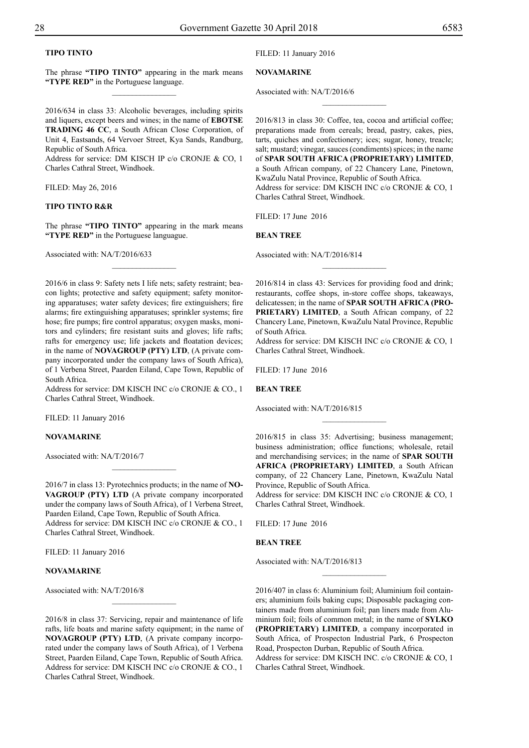**TIPO TINTO**

The phrase **"TIPO TINTO"** appearing in the mark means **"TYPE RED"** in the Portuguese language.

---

2016/634 in class 33: Alcoholic beverages, including spirits and liquers, except beers and wines; in the name of **EBOTSE TRADING 46 CC**, a South African Close Corporation, of Unit 4, Eastsands, 64 Vervoer Street, Kya Sands, Randburg, Republic of South Africa.
Address for service: DM KISCH IP c/o CRONJE & CO, 1 Charles Cathral Street, Windhoek.

FILED: May 26, 2016

**TIPO TINTO R&R**

The phrase **"TIPO TINTO"** appearing in the mark means **"TYPE RED"** in the Portuguese languague.

Associated with: NA/T/2016/633

---

2016/6 in class 9: Safety nets I life nets; safety restraint; beacon lights; protective and safety equipment; safety monitoring apparatuses; water safety devices; fire extinguishers; fire alarms; fire extinguishing apparatuses; sprinkler systems; fire hose; fire pumps; fire control apparatus; oxygen masks, monitors and cylinders; fire resistant suits and gloves; life rafts; rafts for emergency use; life jackets and floatation devices; in the name of **NOVAGROUP (PTY) LTD**, (A private company incorporated under the company laws of South Africa), of 1 Verbena Street, Paarden Eiland, Cape Town, Republic of South Africa.
Address for service: DM KISCH INC c/o CRONJE & CO., 1 Charles Cathral Street, Windhoek.

FILED: 11 January 2016

**NOVAMARINE**

Associated with: NA/T/2016/7

---

2016/7 in class 13: Pyrotechnics products; in the name of **NOVAGROUP (PTY) LTD** (A private company incorporated under the company laws of South Africa), of 1 Verbena Street, Paarden Eiland, Cape Town, Republic of South Africa.
Address for service: DM KISCH INC c/o CRONJE & CO., 1 Charles Cathral Street, Windhoek.

FILED: 11 January 2016

**NOVAMARINE**

Associated with: NA/T/2016/8

---

2016/8 in class 37: Servicing, repair and maintenance of life rafts, life boats and marine safety equipment; in the name of **NOVAGROUP (PTY) LTD**, (A private company incorporated under the company laws of South Africa), of 1 Verbena Street, Paarden Eiland, Cape Town, Republic of South Africa.
Address for service: DM KISCH INC c/o CRONJE & CO., 1 Charles Cathral Street, Windhoek.

FILED: 11 January 2016

**NOVAMARINE**

Associated with: NA/T/2016/6

---

2016/813 in class 30: Coffee, tea, cocoa and artificial coffee; preparations made from cereals; bread, pastry, cakes, pies, tarts, quiches and confectionery; ices; sugar, honey, treacle; salt; mustard; vinegar, sauces (condiments) spices; in the name of **SPAR SOUTH AFRICA (PROPRIETARY) LIMITED**, a South African company, of 22 Chancery Lane, Pinetown, KwaZulu Natal Province, Republic of South Africa.
Address for service: DM KISCH INC c/o CRONJE & CO, 1 Charles Cathral Street, Windhoek.

FILED: 17 June 2016

**BEAN TREE**

Associated with: NA/T/2016/814

---

2016/814 in class 43: Services for providing food and drink; restaurants, coffee shops, in-store coffee shops, takeaways, delicatessen; in the name of **SPAR SOUTH AFRICA (PROPRIETARY) LIMITED**, a South African company, of 22 Chancery Lane, Pinetown, KwaZulu Natal Province, Republic of South Africa.
Address for service: DM KISCH INC c/o CRONJE & CO, 1 Charles Cathral Street, Windhoek.

FILED: 17 June 2016

**BEAN TREE**

Associated with: NA/T/2016/815

---

2016/815 in class 35: Advertising; business management; business administration; office functions; wholesale, retail and merchandising services; in the name of **SPAR SOUTH AFRICA (PROPRIETARY) LIMITED**, a South African company, of 22 Chancery Lane, Pinetown, KwaZulu Natal Province, Republic of South Africa.
Address for service: DM KISCH INC c/o CRONJE & CO, 1 Charles Cathral Street, Windhoek.

FILED: 17 June 2016

**BEAN TREE**

Associated with: NA/T/2016/813

---

2016/407 in class 6: Aluminium foil; Aluminium foil containers; aluminium foils baking cups; Disposable packaging containers made from aluminium foil; pan liners made from Aluminium foil; foils of common metal; in the name of **SYLKO (PROPRIETARY) LIMITED**, a company incorporated in South Africa, of Prospecton Industrial Park, 6 Prospecton Road, Prospecton Durban, Republic of South Africa.
Address for service: DM KISCH INC. c/o CRONJE & CO, 1 Charles Cathral Street, Windhoek.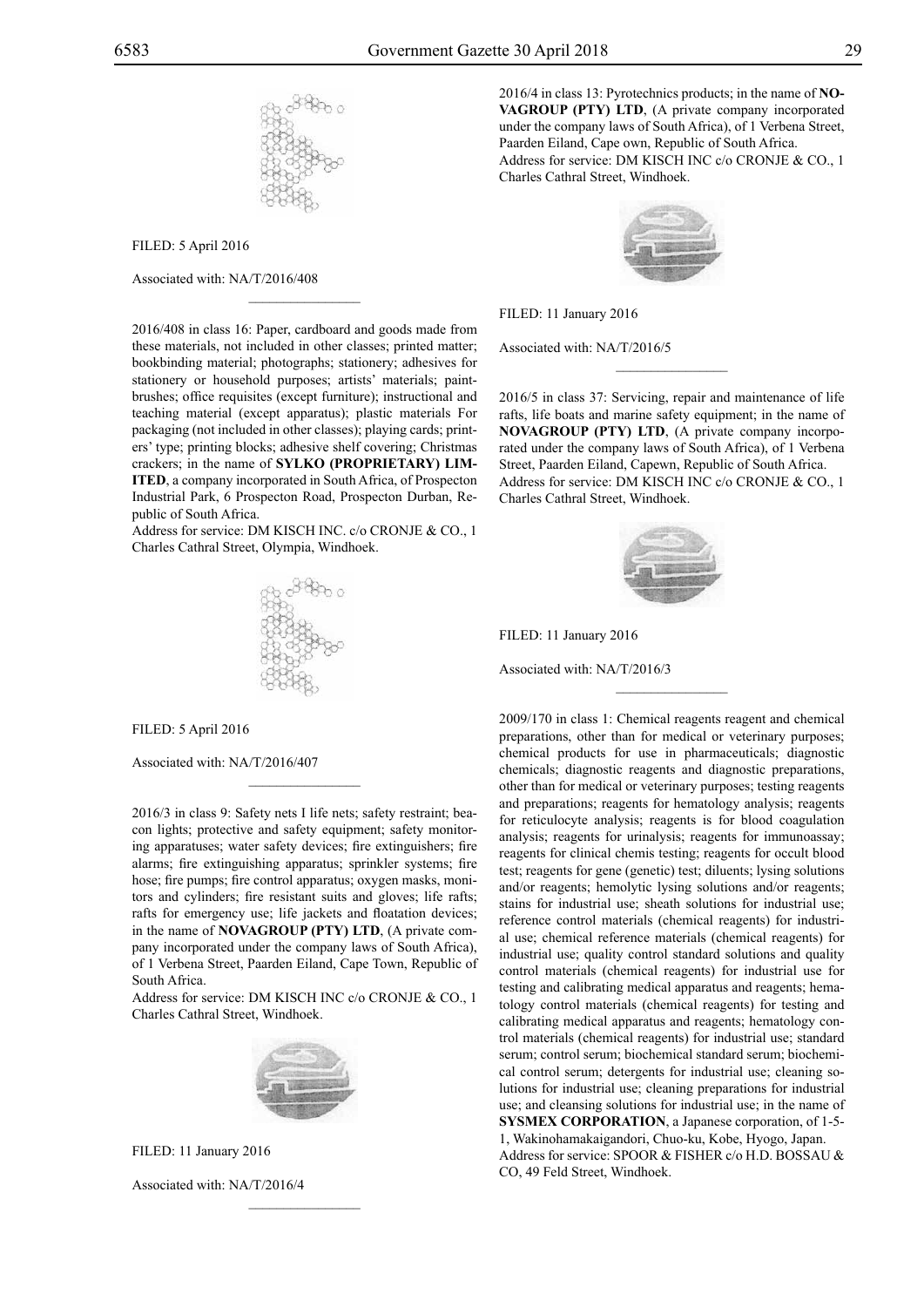FILED: 5 April 2016

Associated with: NA/T/2016/408

2016/408 in class 16: Paper, cardboard and goods made from these materials, not included in other classes; printed matter; bookbinding material; photographs; stationery; adhesives for stationery or household purposes; artists' materials; paintbrushes; office requisites (except furniture); instructional and teaching material (except apparatus); plastic materials For packaging (not included in other classes); playing cards; printers' type; printing blocks; adhesive shelf covering; Christmas crackers; in the name of **SYLKO (PROPRIETARY) LIMITED**, a company incorporated in South Africa, of Prospecton Industrial Park, 6 Prospecton Road, Prospecton Durban, Republic of South Africa.
Address for service: DM KISCH INC. c/o CRONJE & CO., 1 Charles Cathral Street, Olympia, Windhoek.

FILED: 5 April 2016

Associated with: NA/T/2016/407

2016/3 in class 9: Safety nets I life nets; safety restraint; beacon lights; protective and safety equipment; safety monitoring apparatuses; water safety devices; fire extinguishers; fire alarms; fire extinguishing apparatus; sprinkler systems; fire hose; fire pumps; fire control apparatus; oxygen masks, monitors and cylinders; fire resistant suits and gloves; life rafts; rafts for emergency use; life jackets and floatation devices; in the name of **NOVAGROUP (PTY) LTD**, (A private company incorporated under the company laws of South Africa), of 1 Verbena Street, Paarden Eiland, Cape Town, Republic of South Africa.
Address for service: DM KISCH INC c/o CRONJE & CO., 1 Charles Cathral Street, Windhoek.

FILED: 11 January 2016

Associated with: NA/T/2016/4

2016/4 in class 13: Pyrotechnics products; in the name of **NOVAGROUP (PTY) LTD**, (A private company incorporated under the company laws of South Africa), of 1 Verbena Street, Paarden Eiland, Cape own, Republic of South Africa.
Address for service: DM KISCH INC c/o CRONJE & CO., 1 Charles Cathral Street, Windhoek.

FILED: 11 January 2016

Associated with: NA/T/2016/5

2016/5 in class 37: Servicing, repair and maintenance of life rafts, life boats and marine safety equipment; in the name of **NOVAGROUP (PTY) LTD**, (A private company incorporated under the company laws of South Africa), of 1 Verbena Street, Paarden Eiland, Capewn, Republic of South Africa.
Address for service: DM KISCH INC c/o CRONJE & CO., 1 Charles Cathral Street, Windhoek.

FILED: 11 January 2016

Associated with: NA/T/2016/3

2009/170 in class 1: Chemical reagents reagent and chemical preparations, other than for medical or veterinary purposes; chemical products for use in pharmaceuticals; diagnostic chemicals; diagnostic reagents and diagnostic preparations, other than for medical or veterinary purposes; testing reagents and preparations; reagents for hematology analysis; reagents for reticulocyte analysis; reagents is for blood coagulation analysis; reagents for urinalysis; reagents for immunoassay; reagents for clinical chemis testing; reagents for occult blood test; reagents for gene (genetic) test; diluents; lysing solutions and/or reagents; hemolytic lysing solutions and/or reagents; stains for industrial use; sheath solutions for industrial use; reference control materials (chemical reagents) for industrial use; chemical reference materials (chemical reagents) for industrial use; quality control standard solutions and quality control materials (chemical reagents) for industrial use for testing and calibrating medical apparatus and reagents; hematology control materials (chemical reagents) for testing and calibrating medical apparatus and reagents; hematology control materials (chemical reagents) for industrial use; standard serum; control serum; biochemical standard serum; biochemical control serum; detergents for industrial use; cleaning solutions for industrial use; cleaning preparations for industrial use; and cleansing solutions for industrial use; in the name of **SYSMEX CORPORATION**, a Japanese corporation, of 1-5-1, Wakinohamakaigandori, Chuo-ku, Kobe, Hyogo, Japan.
Address for service: SPOOR & FISHER c/o H.D. BOSSAU & CO, 49 Feld Street, Windhoek.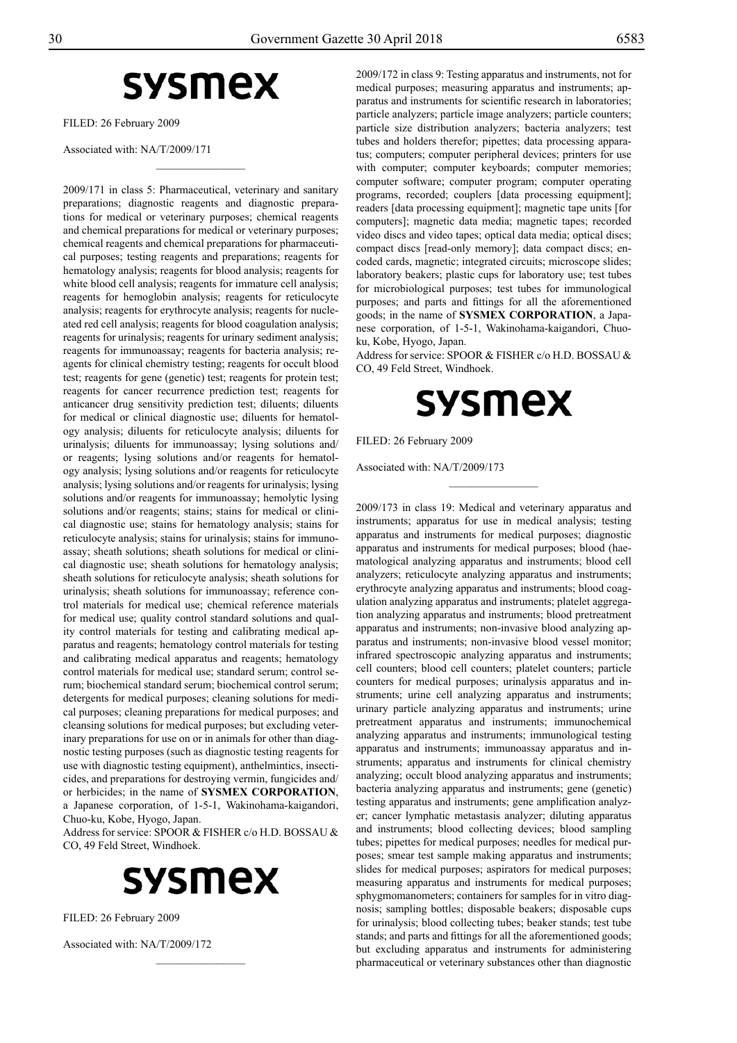# sysmex

FILED: 26 February 2009

Associated with: NA/T/2009/171

2009/171 in class 5: Pharmaceutical, veterinary and sanitary preparations; diagnostic reagents and diagnostic preparations for medical or veterinary purposes; chemical reagents and chemical preparations for medical or veterinary purposes; chemical reagents and chemical preparations for pharmaceutical purposes; testing reagents and preparations; reagents for hematology analysis; reagents for blood analysis; reagents for white blood cell analysis; reagents for immature cell analysis; reagents for hemoglobin analysis; reagents for reticulocyte analysis; reagents for erythrocyte analysis; reagents for nucleated red cell analysis; reagents for blood coagulation analysis; reagents for urinalysis; reagents for urinary sediment analysis; reagents for immunoassay; reagents for bacteria analysis; reagents for clinical chemistry testing; reagents for occult blood test; reagents for gene (genetic) test; reagents for protein test; reagents for cancer recurrence prediction test; reagents for anticancer drug sensitivity prediction test; diluents; diluents for medical or clinical diagnostic use; diluents for hematology analysis; diluents for reticulocyte analysis; diluents for urinalysis; diluents for immunoassay; lysing solutions and/or reagents; lysing solutions and/or reagents for hematology analysis; lysing solutions and/or reagents for reticulocyte analysis; lysing solutions and/or reagents for urinalysis; lysing solutions and/or reagents for immunoassay; hemolytic lysing solutions and/or reagents; stains; stains for medical or clinical diagnostic use; stains for hematology analysis; stains for reticulocyte analysis; stains for urinalysis; stains for immunoassay; sheath solutions; sheath solutions for medical or clinical diagnostic use; sheath solutions for hematology analysis; sheath solutions for reticulocyte analysis; sheath solutions for urinalysis; sheath solutions for immunoassay; reference control materials for medical use; chemical reference materials for medical use; quality control standard solutions and quality control materials for testing and calibrating medical apparatus and reagents; hematology control materials for testing and calibrating medical apparatus and reagents; hematology control materials for medical use; standard serum; control serum; biochemical standard serum; biochemical control serum; detergents for medical purposes; cleaning solutions for medical purposes; cleaning preparations for medical purposes; and cleansing solutions for medical purposes; but excluding veterinary preparations for use on or in animals for other than diagnostic testing purposes (such as diagnostic testing reagents for use with diagnostic testing equipment), anthelmintics, insecticides, and preparations for destroying vermin, fungicides and/or herbicides; in the name of **SYSMEX CORPORATION**, a Japanese corporation, of 1-5-1, Wakinohama-kaigandori, Chuo-ku, Kobe, Hyogo, Japan.
Address for service: SPOOR & FISHER c/o H.D. BOSSAU & CO, 49 Feld Street, Windhoek.

# sysmex

FILED: 26 February 2009

Associated with: NA/T/2009/172

2009/172 in class 9: Testing apparatus and instruments, not for medical purposes; measuring apparatus and instruments; apparatus and instruments for scientific research in laboratories; particle analyzers; particle image analyzers; particle counters; particle size distribution analyzers; bacteria analyzers; test tubes and holders therefor; pipettes; data processing apparatus; computers; computer peripheral devices; printers for use with computer; computer keyboards; computer memories; computer software; computer program; computer operating programs, recorded; couplers [data processing equipment]; readers [data processing equipment]; magnetic tape units [for computers]; magnetic data media; magnetic tapes; recorded video discs and video tapes; optical data media; optical discs; compact discs [read-only memory]; data compact discs; encoded cards, magnetic; integrated circuits; microscope slides; laboratory beakers; plastic cups for laboratory use; test tubes for microbiological purposes; test tubes for immunological purposes; and parts and fittings for all the aforementioned goods; in the name of **SYSMEX CORPORATION**, a Japanese corporation, of 1-5-1, Wakinohama-kaigandori, Chuo-ku, Kobe, Hyogo, Japan.
Address for service: SPOOR & FISHER c/o H.D. BOSSAU & CO, 49 Feld Street, Windhoek.

# sysmex

FILED: 26 February 2009

Associated with: NA/T/2009/173

2009/173 in class 19: Medical and veterinary apparatus and instruments; apparatus for use in medical analysis; testing apparatus and instruments for medical purposes; diagnostic apparatus and instruments for medical purposes; blood (haematological analyzing apparatus and instruments; blood cell analyzers; reticulocyte analyzing apparatus and instruments; erythrocyte analyzing apparatus and instruments; blood coagulation analyzing apparatus and instruments; platelet aggregation analyzing apparatus and instruments; blood pretreatment apparatus and instruments; non-invasive blood analyzing apparatus and instruments; non-invasive blood vessel monitor; infrared spectroscopic analyzing apparatus and instruments; cell counters; blood cell counters; platelet counters; particle counters for medical purposes; urinalysis apparatus and instruments; urine cell analyzing apparatus and instruments; urinary particle analyzing apparatus and instruments; urine pretreatment apparatus and instruments; immunochemical analyzing apparatus and instruments; immunological testing apparatus and instruments; immunoassay apparatus and instruments; apparatus and instruments for clinical chemistry analyzing; occult blood analyzing apparatus and instruments; bacteria analyzing apparatus and instruments; gene (genetic) testing apparatus and instruments; gene amplification analyzer; cancer lymphatic metastasis analyzer; diluting apparatus and instruments; blood collecting devices; blood sampling tubes; pipettes for medical purposes; needles for medical purposes; smear test sample making apparatus and instruments; slides for medical purposes; aspirators for medical purposes; measuring apparatus and instruments for medical purposes; sphygmomanometers; containers for samples for in vitro diagnosis; sampling bottles; disposable beakers; disposable cups for urinalysis; blood collecting tubes; beaker stands; test tube stands; and parts and fittings for all the aforementioned goods; but excluding apparatus and instruments for administering pharmaceutical or veterinary substances other than diagnostic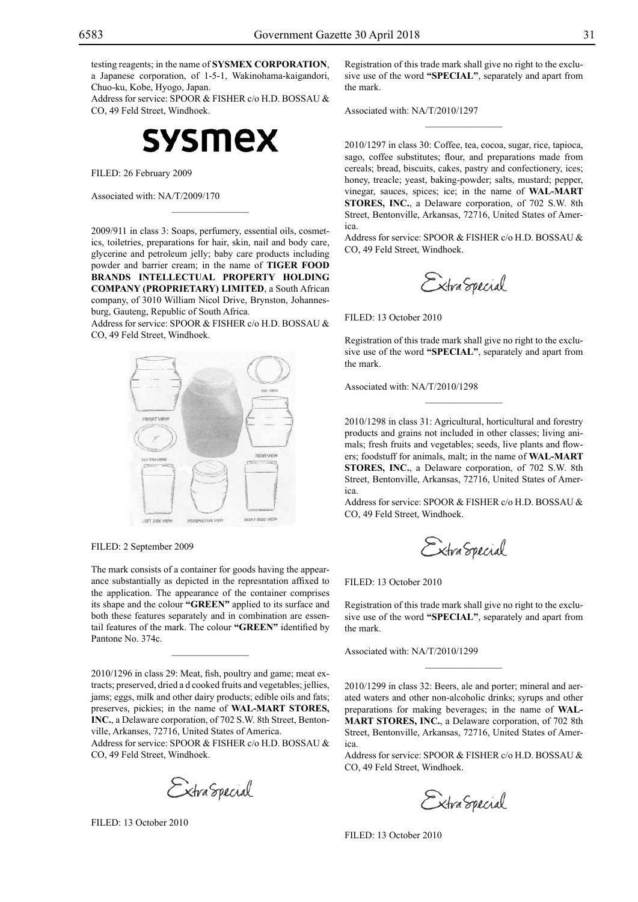testing reagents; in the name of **SYSMEX CORPORATION**, a Japanese corporation, of 1-5-1, Wakinohama-kaigandori, Chuo-ku, Kobe, Hyogo, Japan.
Address for service: SPOOR & FISHER c/o H.D. BOSSAU & CO, 49 Feld Street, Windhoek.

sysmex

FILED: 26 February 2009

Associated with: NA/T/2009/170

---

2009/911 in class 3: Soaps, perfumery, essential oils, cosmetics, toiletries, preparations for hair, skin, nail and body care, glycerine and petroleum jelly; baby care products including powder and barrier cream; in the name of **TIGER FOOD BRANDS INTELLECTUAL PROPERTY HOLDING COMPANY (PROPRIETARY) LIMITED**, a South African company, of 3010 William Nicol Drive, Brynston, Johannesburg, Gauteng, Republic of South Africa.
Address for service: SPOOR & FISHER c/o H.D. BOSSAU & CO, 49 Feld Street, Windhoek.

FILED: 2 September 2009

The mark consists of a container for goods having the appearance substantially as depicted in the represntation affixed to the application. The appearance of the container comprises its shape and the colour **"GREEN"** applied to its surface and both these features separately and in combination are essentail features of the mark. The colour **"GREEN"** identified by Pantone No. 374c.

---

2010/1296 in class 29: Meat, fish, poultry and game; meat extracts; preserved, dried a d cooked fruits and vegetables; jellies, jams; eggs, milk and other dairy products; edible oils and fats; preserves, pickies; in the name of **WAL-MART STORES, INC.**, a Delaware corporation, of 702 S.W. 8th Street, Bentonville, Arkanses, 72716, United States of America.
Address for service: SPOOR & FISHER c/o H.D. BOSSAU & CO, 49 Feld Street, Windhoek.

Extra Special

FILED: 13 October 2010

Registration of this trade mark shall give no right to the exclusive use of the word **"SPECIAL"**, separately and apart from the mark.

Associated with: NA/T/2010/1297

---

2010/1297 in class 30: Coffee, tea, cocoa, sugar, rice, tapioca, sago, coffee substitutes; flour, and preparations made from cereals; bread, biscuits, cakes, pastry and confectionery, ices; honey, treacle; yeast, baking-powder; salts, mustard; pepper, vinegar, sauces, spices; ice; in the name of **WAL-MART STORES, INC.**, a Delaware corporation, of 702 S.W. 8th Street, Bentonville, Arkansas, 72716, United States of America.
Address for service: SPOOR & FISHER c/o H.D. BOSSAU & CO, 49 Feld Street, Windhoek.

Extra Special

FILED: 13 October 2010

Registration of this trade mark shall give no right to the exclusive use of the word **"SPECIAL"**, separately and apart from the mark.

Associated with: NA/T/2010/1298

---

2010/1298 in class 31: Agricultural, horticultural and forestry products and grains not included in other classes; living animals; fresh fruits and vegetables; seeds, live plants and flowers; foodstuff for animals, malt; in the name of **WAL-MART STORES, INC.**, a Delaware corporation, of 702 S.W. 8th Street, Bentonville, Arkansas, 72716, United States of America.
Address for service: SPOOR & FISHER c/o H.D. BOSSAU & CO, 49 Feld Street, Windhoek.

Extra Special

FILED: 13 October 2010

Registration of this trade mark shall give no right to the exclusive use of the word **"SPECIAL"**, separately and apart from the mark.

Associated with: NA/T/2010/1299

---

2010/1299 in class 32: Beers, ale and porter; mineral and aerated waters and other non-alcoholic drinks; syrups and other preparations for making beverages; in the name of **WAL-MART STORES, INC.**, a Delaware corporation, of 702 8th Street, Bentonville, Arkansas, 72716, United States of America.
Address for service: SPOOR & FISHER c/o H.D. BOSSAU & CO, 49 Feld Street, Windhoek.

Extra Special

FILED: 13 October 2010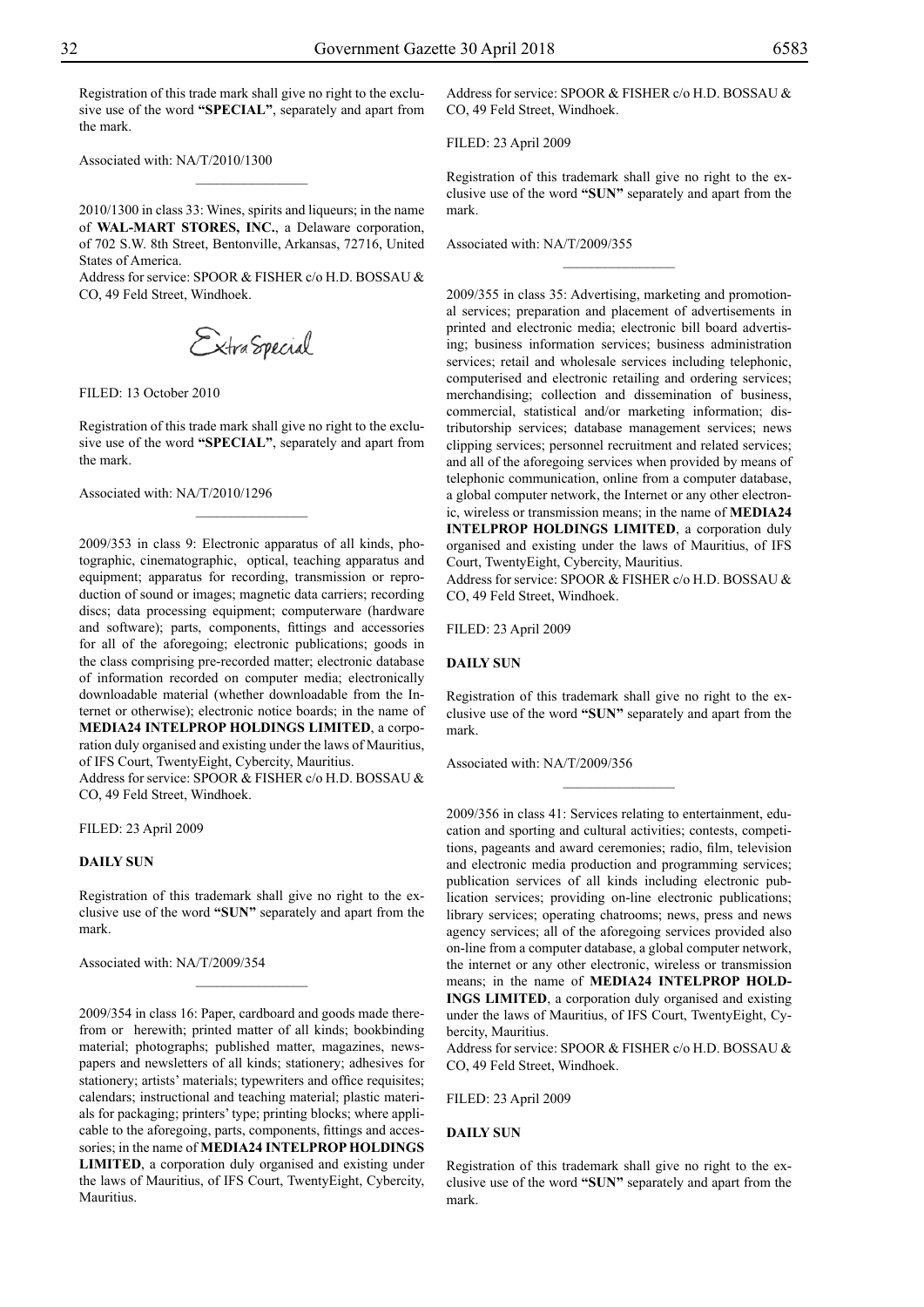Registration of this trade mark shall give no right to the exclusive use of the word **"SPECIAL"**, separately and apart from the mark.

Associated with: NA/T/2010/1300

________________

2010/1300 in class 33: Wines, spirits and liqueurs; in the name of **WAL-MART STORES, INC.**, a Delaware corporation, of 702 S.W. 8th Street, Bentonville, Arkansas, 72716, United States of America.

Address for service: SPOOR & FISHER c/o H.D. BOSSAU & CO, 49 Feld Street, Windhoek.

Extra Special

FILED: 13 October 2010

Registration of this trade mark shall give no right to the exclusive use of the word **"SPECIAL"**, separately and apart from the mark.

Associated with: NA/T/2010/1296

________________

2009/353 in class 9: Electronic apparatus of all kinds, photographic, cinematographic, optical, teaching apparatus and equipment; apparatus for recording, transmission or reproduction of sound or images; magnetic data carriers; recording discs; data processing equipment; computerware (hardware and software); parts, components, fittings and accessories for all of the aforegoing; electronic publications; goods in the class comprising pre-recorded matter; electronic database of information recorded on computer media; electronically downloadable material (whether downloadable from the Internet or otherwise); electronic notice boards; in the name of **MEDIA24 INTELPROP HOLDINGS LIMITED**, a corporation duly organised and existing under the laws of Mauritius, of IFS Court, TwentyEight, Cybercity, Mauritius.

Address for service: SPOOR & FISHER c/o H.D. BOSSAU & CO, 49 Feld Street, Windhoek.

FILED: 23 April 2009

**DAILY SUN**

Registration of this trademark shall give no right to the exclusive use of the word **"SUN"** separately and apart from the mark.

Associated with: NA/T/2009/354

________________

2009/354 in class 16: Paper, cardboard and goods made therefrom or herewith; printed matter of all kinds; bookbinding material; photographs; published matter, magazines, newspapers and newsletters of all kinds; stationery; adhesives for stationery; artists' materials; typewriters and office requisites; calendars; instructional and teaching material; plastic materials for packaging; printers' type; printing blocks; where applicable to the aforegoing, parts, components, fittings and accessories; in the name of **MEDIA24 INTELPROP HOLDINGS LIMITED**, a corporation duly organised and existing under the laws of Mauritius, of IFS Court, TwentyEight, Cybercity, Mauritius.

Address for service: SPOOR & FISHER c/o H.D. BOSSAU & CO, 49 Feld Street, Windhoek.

FILED: 23 April 2009

Registration of this trademark shall give no right to the exclusive use of the word **"SUN"** separately and apart from the mark.

Associated with: NA/T/2009/355

________________

2009/355 in class 35: Advertising, marketing and promotional services; preparation and placement of advertisements in printed and electronic media; electronic bill board advertising; business information services; business administration services; retail and wholesale services including telephonic, computerised and electronic retailing and ordering services; merchandising; collection and dissemination of business, commercial, statistical and/or marketing information; distributorship services; database management services; news clipping services; personnel recruitment and related services; and all of the aforegoing services when provided by means of telephonic communication, online from a computer database, a global computer network, the Internet or any other electronic, wireless or transmission means; in the name of **MEDIA24 INTELPROP HOLDINGS LIMITED**, a corporation duly organised and existing under the laws of Mauritius, of IFS Court, TwentyEight, Cybercity, Mauritius.

Address for service: SPOOR & FISHER c/o H.D. BOSSAU & CO, 49 Feld Street, Windhoek.

FILED: 23 April 2009

**DAILY SUN**

Registration of this trademark shall give no right to the exclusive use of the word **"SUN"** separately and apart from the mark.

Associated with: NA/T/2009/356

________________

2009/356 in class 41: Services relating to entertainment, education and sporting and cultural activities; contests, competitions, pageants and award ceremonies; radio, film, television and electronic media production and programming services; publication services of all kinds including electronic publication services; providing on-line electronic publications; library services; operating chatrooms; news, press and news agency services; all of the aforegoing services provided also on-line from a computer database, a global computer network, the internet or any other electronic, wireless or transmission means; in the name of **MEDIA24 INTELPROP HOLDINGS LIMITED**, a corporation duly organised and existing under the laws of Mauritius, of IFS Court, TwentyEight, Cybercity, Mauritius.

Address for service: SPOOR & FISHER c/o H.D. BOSSAU & CO, 49 Feld Street, Windhoek.

FILED: 23 April 2009

**DAILY SUN**

Registration of this trademark shall give no right to the exclusive use of the word **"SUN"** separately and apart from the mark.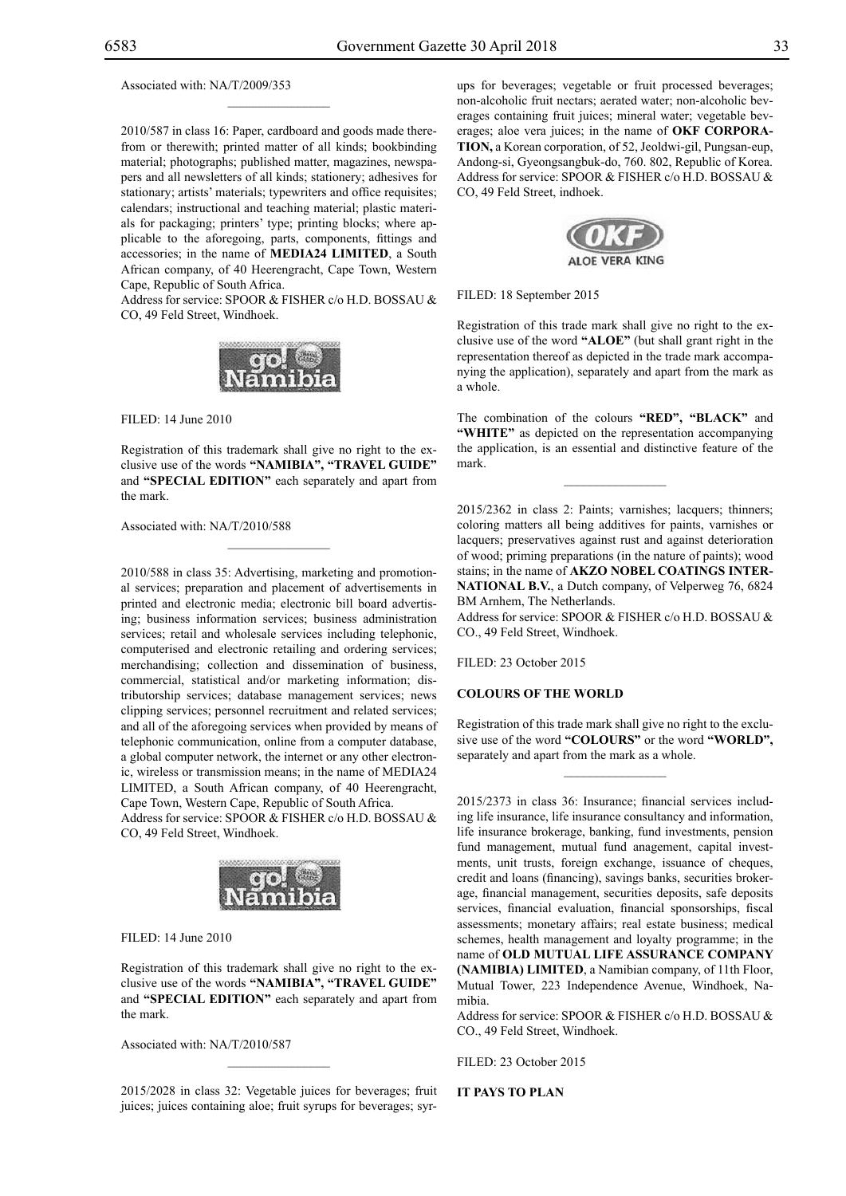Associated with: NA/T/2009/353

---

2010/587 in class 16: Paper, cardboard and goods made therefrom or therewith; printed matter of all kinds; bookbinding material; photographs; published matter, magazines, newspapers and all newsletters of all kinds; stationery; adhesives for stationary; artists' materials; typewriters and office requisites; calendars; instructional and teaching material; plastic materials for packaging; printers' type; printing blocks; where applicable to the aforegoing, parts, components, fittings and accessories; in the name of **MEDIA24 LIMITED**, a South African company, of 40 Heerengracht, Cape Town, Western Cape, Republic of South Africa.

Address for service: SPOOR & FISHER c/o H.D. BOSSAU & CO, 49 Feld Street, Windhoek.

FILED: 14 June 2010

Registration of this trademark shall give no right to the exclusive use of the words **"NAMIBIA", "TRAVEL GUIDE"** and **"SPECIAL EDITION"** each separately and apart from the mark.

Associated with: NA/T/2010/588

---

2010/588 in class 35: Advertising, marketing and promotional services; preparation and placement of advertisements in printed and electronic media; electronic bill board advertising; business information services; business administration services; retail and wholesale services including telephonic, computerised and electronic retailing and ordering services; merchandising; collection and dissemination of business, commercial, statistical and/or marketing information; distributorship services; database management services; news clipping services; personnel recruitment and related services; and all of the aforegoing services when provided by means of telephonic communication, online from a computer database, a global computer network, the internet or any other electronic, wireless or transmission means; in the name of MEDIA24 LIMITED, a South African company, of 40 Heerengracht, Cape Town, Western Cape, Republic of South Africa.

Address for service: SPOOR & FISHER c/o H.D. BOSSAU & CO, 49 Feld Street, Windhoek.

FILED: 14 June 2010

Registration of this trademark shall give no right to the exclusive use of the words **"NAMIBIA", "TRAVEL GUIDE"** and **"SPECIAL EDITION"** each separately and apart from the mark.

Associated with: NA/T/2010/587

---

2015/2028 in class 32: Vegetable juices for beverages; fruit juices; juices containing aloe; fruit syrups for beverages; syrups for beverages; vegetable or fruit processed beverages; non-alcoholic fruit nectars; aerated water; non-alcoholic beverages containing fruit juices; mineral water; vegetable beverages; aloe vera juices; in the name of **OKF CORPORATION,** a Korean corporation, of 52, Jeoldwi-gil, Pungsan-eup, Andong-si, Gyeongsangbuk-do, 760. 802, Republic of Korea.

Address for service: SPOOR & FISHER c/o H.D. BOSSAU & CO, 49 Feld Street, indhoek.

FILED: 18 September 2015

Registration of this trade mark shall give no right to the exclusive use of the word **"ALOE"** (but shall grant right in the representation thereof as depicted in the trade mark accompanying the application), separately and apart from the mark as a whole.

The combination of the colours **"RED", "BLACK"** and **"WHITE"** as depicted on the representation accompanying the application, is an essential and distinctive feature of the mark.

---

2015/2362 in class 2: Paints; varnishes; lacquers; thinners; coloring matters all being additives for paints, varnishes or lacquers; preservatives against rust and against deterioration of wood; priming preparations (in the nature of paints); wood stains; in the name of **AKZO NOBEL COATINGS INTERNATIONAL B.V.**, a Dutch company, of Velperweg 76, 6824 BM Arnhem, The Netherlands.

Address for service: SPOOR & FISHER c/o H.D. BOSSAU & CO., 49 Feld Street, Windhoek.

FILED: 23 October 2015

**COLOURS OF THE WORLD**

Registration of this trade mark shall give no right to the exclusive use of the word **"COLOURS"** or the word **"WORLD",** separately and apart from the mark as a whole.

---

2015/2373 in class 36: Insurance; financial services including life insurance, life insurance consultancy and information, life insurance brokerage, banking, fund investments, pension fund management, mutual fund anagement, capital investments, unit trusts, foreign exchange, issuance of cheques, credit and loans (financing), savings banks, securities brokerage, financial management, securities deposits, safe deposits services, financial evaluation, financial sponsorships, fiscal assessments; monetary affairs; real estate business; medical schemes, health management and loyalty programme; in the name of **OLD MUTUAL LIFE ASSURANCE COMPANY (NAMIBIA) LIMITED**, a Namibian company, of 11th Floor, Mutual Tower, 223 Independence Avenue, Windhoek, Namibia.

Address for service: SPOOR & FISHER c/o H.D. BOSSAU & CO., 49 Feld Street, Windhoek.

FILED: 23 October 2015

**IT PAYS TO PLAN**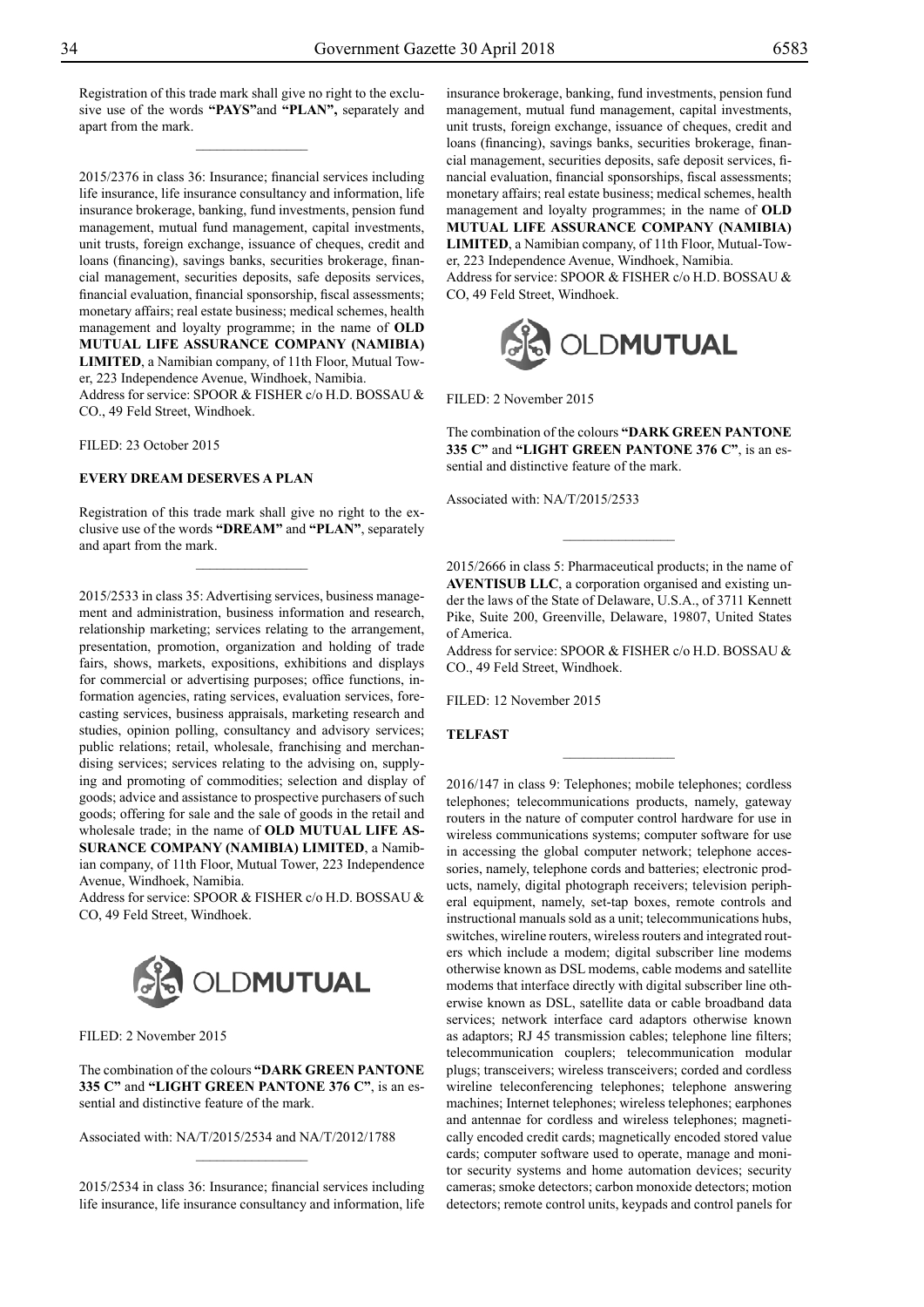Registration of this trade mark shall give no right to the exclusive use of the words **"PAYS"** and **"PLAN"**, separately and apart from the mark.

---

2015/2376 in class 36: Insurance; financial services including life insurance, life insurance consultancy and information, life insurance brokerage, banking, fund investments, pension fund management, mutual fund management, capital investments, unit trusts, foreign exchange, issuance of cheques, credit and loans (financing), savings banks, securities brokerage, financial management, securities deposits, safe deposits services, financial evaluation, financial sponsorship, fiscal assessments; monetary affairs; real estate business; medical schemes, health management and loyalty programme; in the name of **OLD MUTUAL LIFE ASSURANCE COMPANY (NAMIBIA) LIMITED**, a Namibian company, of 11th Floor, Mutual Tower, 223 Independence Avenue, Windhoek, Namibia.
Address for service: SPOOR & FISHER c/o H.D. BOSSAU & CO., 49 Feld Street, Windhoek.

FILED: 23 October 2015

**EVERY DREAM DESERVES A PLAN**

Registration of this trade mark shall give no right to the exclusive use of the words **"DREAM"** and **"PLAN"**, separately and apart from the mark.

---

2015/2533 in class 35: Advertising services, business management and administration, business information and research, relationship marketing; services relating to the arrangement, presentation, promotion, organization and holding of trade fairs, shows, markets, expositions, exhibitions and displays for commercial or advertising purposes; office functions, information agencies, rating services, evaluation services, forecasting services, business appraisals, marketing research and studies, opinion polling, consultancy and advisory services; public relations; retail, wholesale, franchising and merchandising services; services relating to the advising on, supplying and promoting of commodities; selection and display of goods; advice and assistance to prospective purchasers of such goods; offering for sale and the sale of goods in the retail and wholesale trade; in the name of **OLD MUTUAL LIFE ASSURANCE COMPANY (NAMIBIA) LIMITED**, a Namibian company, of 11th Floor, Mutual Tower, 223 Independence Avenue, Windhoek, Namibia.
Address for service: SPOOR & FISHER c/o H.D. BOSSAU & CO, 49 Feld Street, Windhoek.

OLDMUTUAL

FILED: 2 November 2015

The combination of the colours **"DARK GREEN PANTONE 335 C"** and **"LIGHT GREEN PANTONE 376 C"**, is an essential and distinctive feature of the mark.

Associated with: NA/T/2015/2534 and NA/T/2012/1788

---

2015/2534 in class 36: Insurance; financial services including life insurance, life insurance consultancy and information, life insurance brokerage, banking, fund investments, pension fund management, mutual fund management, capital investments, unit trusts, foreign exchange, issuance of cheques, credit and loans (financing), savings banks, securities brokerage, financial management, securities deposits, safe deposit services, financial evaluation, financial sponsorships, fiscal assessments; monetary affairs; real estate business; medical schemes, health management and loyalty programmes; in the name of **OLD MUTUAL LIFE ASSURANCE COMPANY (NAMIBIA) LIMITED**, a Namibian company, of 11th Floor, Mutual-Tower, 223 Independence Avenue, Windhoek, Namibia.
Address for service: SPOOR & FISHER c/o H.D. BOSSAU & CO, 49 Feld Street, Windhoek.

OLDMUTUAL

FILED: 2 November 2015

The combination of the colours **"DARK GREEN PANTONE 335 C"** and **"LIGHT GREEN PANTONE 376 C"**, is an essential and distinctive feature of the mark.

Associated with: NA/T/2015/2533

---

2015/2666 in class 5: Pharmaceutical products; in the name of **AVENTISUB LLC**, a corporation organised and existing under the laws of the State of Delaware, U.S.A., of 3711 Kennett Pike, Suite 200, Greenville, Delaware, 19807, United States of America.
Address for service: SPOOR & FISHER c/o H.D. BOSSAU & CO., 49 Feld Street, Windhoek.

FILED: 12 November 2015

**TELFAST**

---

2016/147 in class 9: Telephones; mobile telephones; cordless telephones; telecommunications products, namely, gateway routers in the nature of computer control hardware for use in wireless communications systems; computer software for use in accessing the global computer network; telephone accessories, namely, telephone cords and batteries; electronic products, namely, digital photograph receivers; television peripheral equipment, namely, set-tap boxes, remote controls and instructional manuals sold as a unit; telecommunications hubs, switches, wireline routers, wireless routers and integrated routers which include a modem; digital subscriber line modems otherwise known as DSL modems, cable modems and satellite modems that interface directly with digital subscriber line otherwise known as DSL, satellite data or cable broadband data services; network interface card adaptors otherwise known as adaptors; RJ 45 transmission cables; telephone line filters; telecommunication couplers; telecommunication modular plugs; transceivers; wireless transceivers; corded and cordless wireline teleconferencing telephones; telephone answering machines; Internet telephones; wireless telephones; earphones and antennae for cordless and wireless telephones; magnetically encoded credit cards; magnetically encoded stored value cards; computer software used to operate, manage and monitor security systems and home automation devices; security cameras; smoke detectors; carbon monoxide detectors; motion detectors; remote control units, keypads and control panels for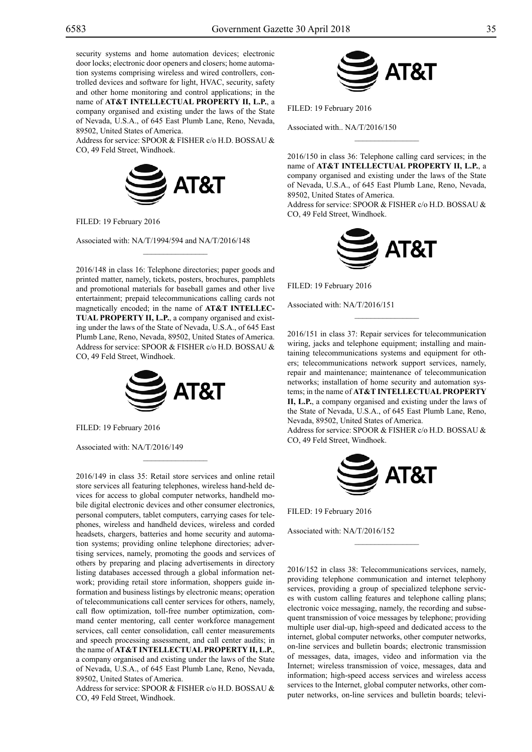security systems and home automation devices; electronic door locks; electronic door openers and closers; home automation systems comprising wireless and wired controllers, controlled devices and software for light, HVAC, security, safety and other home monitoring and control applications; in the name of **AT&T INTELLECTUAL PROPERTY II, L.P.**, a company organised and existing under the laws of the State of Nevada, U.S.A., of 645 East Plumb Lane, Reno, Nevada, 89502, United States of America.

Address for service: SPOOR & FISHER c/o H.D. BOSSAU & CO, 49 Feld Street, Windhoek.

AT&T

FILED: 19 February 2016

Associated with: NA/T/1994/594 and NA/T/2016/148

---

2016/148 in class 16: Telephone directories; paper goods and printed matter, namely, tickets, posters, brochures, pamphlets and promotional materials for baseball games and other live entertainment; prepaid telecommunications calling cards not magnetically encoded; in the name of **AT&T INTELLECTUAL PROPERTY II, L.P.**, a company organised and existing under the laws of the State of Nevada, U.S.A., of 645 East Plumb Lane, Reno, Nevada, 89502, United States of America.

Address for service: SPOOR & FISHER c/o H.D. BOSSAU & CO, 49 Feld Street, Windhoek.

AT&T

FILED: 19 February 2016

Associated with: NA/T/2016/149

---

2016/149 in class 35: Retail store services and online retail store services all featuring telephones, wireless hand-held devices for access to global computer networks, handheld mobile digital electronic devices and other consumer electronics, personal computers, tablet computers, carrying cases for telephones, wireless and handheld devices, wireless and corded headsets, chargers, batteries and home security and automation systems; providing online telephone directories; advertising services, namely, promoting the goods and services of others by preparing and placing advertisements in directory listing databases accessed through a global information network; providing retail store information, shoppers guide information and business listings by electronic means; operation of telecommunications call center services for others, namely, call flow optimization, toll-free number optimization, command center mentoring, call center workforce management services, call center consolidation, call center measurements and speech processing assessment, and call center audits; in the name of **AT&T INTELLECTUAL PROPERTY II, L.P.**, a company organised and existing under the laws of the State of Nevada, U.S.A., of 645 East Plumb Lane, Reno, Nevada, 89502, United States of America.

Address for service: SPOOR & FISHER c/o H.D. BOSSAU & CO, 49 Feld Street, Windhoek.

AT&T

FILED: 19 February 2016

Associated with.. NA/T/2016/150

---

2016/150 in class 36: Telephone calling card services; in the name of **AT&T INTELLECTUAL PROPERTY II, L.P.**, a company organised and existing under the laws of the State of Nevada, U.S.A., of 645 East Plumb Lane, Reno, Nevada, 89502, United States of America.

Address for service: SPOOR & FISHER c/o H.D. BOSSAU & CO, 49 Feld Street, Windhoek.

AT&T

FILED: 19 February 2016

Associated with: NA/T/2016/151

---

2016/151 in class 37: Repair services for telecommunication wiring, jacks and telephone equipment; installing and maintaining telecommunications systems and equipment for others; telecommunications network support services, namely, repair and maintenance; maintenance of telecommunication networks; installation of home security and automation systems; in the name of **AT&T INTELLECTUAL PROPERTY II, L.P.**, a company organised and existing under the laws of the State of Nevada, U.S.A., of 645 East Plumb Lane, Reno, Nevada, 89502, United States of America.

Address for service: SPOOR & FISHER c/o H.D. BOSSAU & CO, 49 Feld Street, Windhoek.

AT&T

FILED: 19 February 2016

Associated with: NA/T/2016/152

---

2016/152 in class 38: Telecommunications services, namely, providing telephone communication and internet telephony services, providing a group of specialized telephone services with custom calling features and telephone calling plans; electronic voice messaging, namely, the recording and subsequent transmission of voice messages by telephone; providing multiple user dial-up, high-speed and dedicated access to the internet, global computer networks, other computer networks, on-line services and bulletin boards; electronic transmission of messages, data, images, video and information via the Internet; wireless transmission of voice, messages, data and information; high-speed access services and wireless access services to the Internet, global computer networks, other computer networks, on-line services and bulletin boards; televi-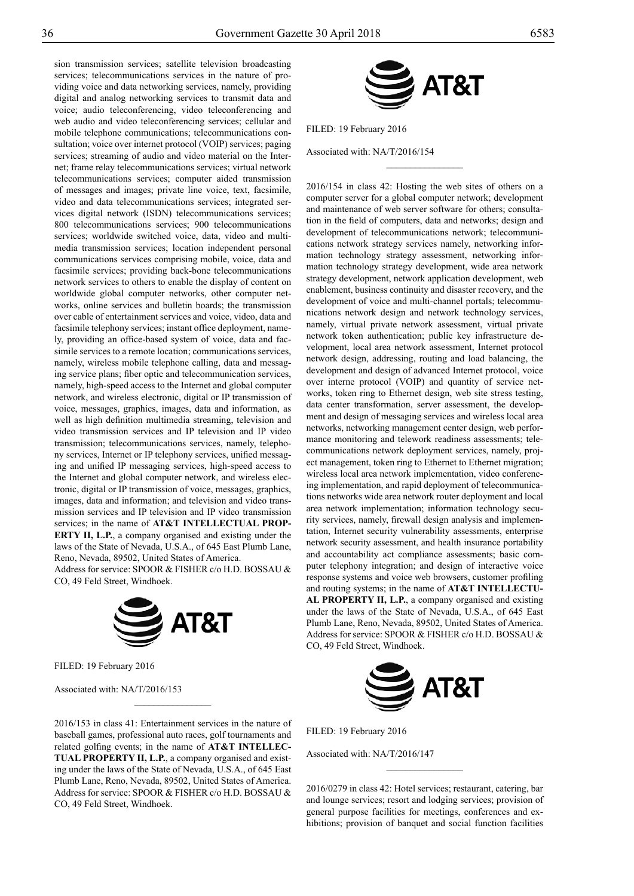sion transmission services; satellite television broadcasting services; telecommunications services in the nature of providing voice and data networking services, namely, providing digital and analog networking services to transmit data and voice; audio teleconferencing, video teleconferencing and web audio and video teleconferencing services; cellular and mobile telephone communications; telecommunications consultation; voice over internet protocol (VOIP) services; paging services; streaming of audio and video material on the Internet; frame relay telecommunications services; virtual network telecommunications services; computer aided transmission of messages and images; private line voice, text, facsimile, video and data telecommunications services; integrated services digital network (ISDN) telecommunications services; 800 telecommunications services; 900 telecommunications services; worldwide switched voice, data, video and multimedia transmission services; location independent personal communications services comprising mobile, voice, data and facsimile services; providing back-bone telecommunications network services to others to enable the display of content on worldwide global computer networks, other computer networks, online services and bulletin boards; the transmission over cable of entertainment services and voice, video, data and facsimile telephony services; instant office deployment, namely, providing an office-based system of voice, data and facsimile services to a remote location; communications services, namely, wireless mobile telephone calling, data and messaging service plans; fiber optic and telecommunication services, namely, high-speed access to the Internet and global computer network, and wireless electronic, digital or IP transmission of voice, messages, graphics, images, data and information, as well as high definition multimedia streaming, television and video transmission services and IP television and IP video transmission; telecommunications services, namely, telephony services, Internet or IP telephony services, unified messaging and unified IP messaging services, high-speed access to the Internet and global computer network, and wireless electronic, digital or IP transmission of voice, messages, graphics, images, data and information; and television and video transmission services and IP television and IP video transmission services; in the name of **AT&T INTELLECTUAL PROPERTY II, L.P.**, a company organised and existing under the laws of the State of Nevada, U.S.A., of 645 East Plumb Lane, Reno, Nevada, 89502, United States of America.
Address for service: SPOOR & FISHER c/o H.D. BOSSAU & CO, 49 Feld Street, Windhoek.

AT&T

FILED: 19 February 2016

Associated with: NA/T/2016/153

---

2016/153 in class 41: Entertainment services in the nature of baseball games, professional auto races, golf tournaments and related golfing events; in the name of **AT&T INTELLECTUAL PROPERTY II, L.P.**, a company organised and existing under the laws of the State of Nevada, U.S.A., of 645 East Plumb Lane, Reno, Nevada, 89502, United States of America.
Address for service: SPOOR & FISHER c/o H.D. BOSSAU & CO, 49 Feld Street, Windhoek.

AT&T

FILED: 19 February 2016

Associated with: NA/T/2016/154

---

2016/154 in class 42: Hosting the web sites of others on a computer server for a global computer network; development and maintenance of web server software for others; consultation in the field of computers, data and networks; design and development of telecommunications network; telecommunications network strategy services namely, networking information technology strategy assessment, networking information technology strategy development, wide area network strategy development, network application development, web enablement, business continuity and disaster recovery, and the development of voice and multi-channel portals; telecommunications network design and network technology services, namely, virtual private network assessment, virtual private network token authentication; public key infrastructure development, local area network assessment, Internet protocol network design, addressing, routing and load balancing, the development and design of advanced Internet protocol, voice over interne protocol (VOIP) and quantity of service networks, token ring to Ethernet design, web site stress testing, data center transformation, server assessment, the development and design of messaging services and wireless local area networks, networking management center design, web performance monitoring and telework readiness assessments; telecommunications network deployment services, namely, project management, token ring to Ethernet to Ethernet migration; wireless local area network implementation, video conferencing implementation, and rapid deployment of telecommunications networks wide area network router deployment and local area network implementation; information technology security services, namely, firewall design analysis and implementation, Internet security vulnerability assessments, enterprise network security assessment, and health insurance portability and accountability act compliance assessments; basic computer telephony integration; and design of interactive voice response systems and voice web browsers, customer profiling and routing systems; in the name of **AT&T INTELLECTUAL PROPERTY II, L.P.**, a company organised and existing under the laws of the State of Nevada, U.S.A., of 645 East Plumb Lane, Reno, Nevada, 89502, United States of America.
Address for service: SPOOR & FISHER c/o H.D. BOSSAU & CO, 49 Feld Street, Windhoek.

AT&T

FILED: 19 February 2016

Associated with: NA/T/2016/147

---

2016/0279 in class 42: Hotel services; restaurant, catering, bar and lounge services; resort and lodging services; provision of general purpose facilities for meetings, conferences and exhibitions; provision of banquet and social function facilities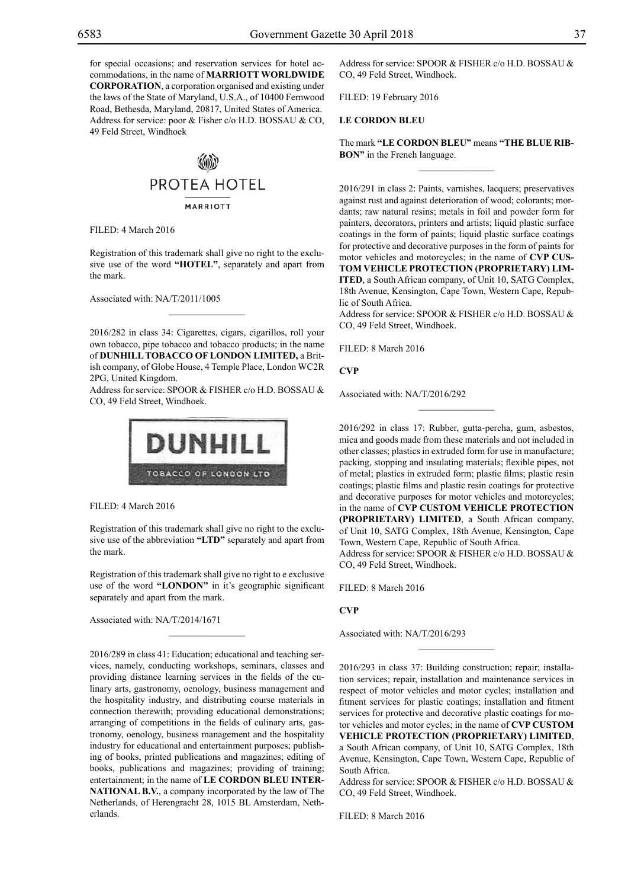for special occasions; and reservation services for hotel accommodations, in the name of **MARRIOTT WORLDWIDE CORPORATION**, a corporation organised and existing under the laws of the State of Maryland, U.S.A., of 10400 Fernwood Road, Bethesda, Maryland, 20817, United States of America. Address for service: poor & Fisher c/o H.D. BOSSAU & CO, 49 Feld Street, Windhoek

PROTEA HOTEL

MARRIOTT

FILED: 4 March 2016

Registration of this trademark shall give no right to the exclusive use of the word **"HOTEL"**, separately and apart from the mark.

Associated with: NA/T/2011/1005

---

2016/282 in class 34: Cigarettes, cigars, cigarillos, roll your own tobacco, pipe tobacco and tobacco products; in the name of **DUNHILL TOBACCO OF LONDON LIMITED,** a British company, of Globe House, 4 Temple Place, London WC2R 2PG, United Kingdom.
Address for service: SPOOR & FISHER c/o H.D. BOSSAU & CO, 49 Feld Street, Windhoek.

DUNHILL

TOBACCO OF LONDON LTD

FILED: 4 March 2016

Registration of this trademark shall give no right to the exclusive use of the abbreviation **"LTD"** separately and apart from the mark.

Registration of this trademark shall give no right to e exclusive use of the word **"LONDON"** in it's geographic significant separately and apart from the mark.

Associated with: NA/T/2014/1671

---

2016/289 in class 41: Education; educational and teaching services, namely, conducting workshops, seminars, classes and providing distance learning services in the fields of the culinary arts, gastronomy, oenology, business management and the hospitality industry, and distributing course materials in connection therewith; providing educational demonstrations; arranging of competitions in the fields of culinary arts, gastronomy, oenology, business management and the hospitality industry for educational and entertainment purposes; publishing of books, printed publications and magazines; editing of books, publications and magazines; providing of training; entertainment; in the name of **LE CORDON BLEU INTERNATIONAL B.V.**, a company incorporated by the law of The Netherlands, of Herengracht 28, 1015 BL Amsterdam, Netherlands.
Address for service: SPOOR & FISHER c/o H.D. BOSSAU & CO, 49 Feld Street, Windhoek.

FILED: 19 February 2016

**LE CORDON BLEU**

The mark **"LE CORDON BLEU"** means **"THE BLUE RIBBON"** in the French language.

---

2016/291 in class 2: Paints, varnishes, lacquers; preservatives against rust and against deterioration of wood; colorants; mordants; raw natural resins; metals in foil and powder form for painters, decorators, printers and artists; liquid plastic surface coatings in the form of paints; liquid plastic surface coatings for protective and decorative purposes in the form of paints for motor vehicles and motorcycles; in the name of **CVP CUSTOM VEHICLE PROTECTION (PROPRIETARY) LIMITED**, a South African company, of Unit 10, SATG Complex, 18th Avenue, Kensington, Cape Town, Western Cape, Republic of South Africa.
Address for service: SPOOR & FISHER c/o H.D. BOSSAU & CO, 49 Feld Street, Windhoek.

FILED: 8 March 2016

**CVP**

Associated with: NA/T/2016/292

---

2016/292 in class 17: Rubber, gutta-percha, gum, asbestos, mica and goods made from these materials and not included in other classes; plastics in extruded form for use in manufacture; packing, stopping and insulating materials; flexible pipes, not of metal; plastics in extruded form; plastic films; plastic resin coatings; plastic films and plastic resin coatings for protective and decorative purposes for motor vehicles and motorcycles; in the name of **CVP CUSTOM VEHICLE PROTECTION (PROPRIETARY) LIMITED**, a South African company, of Unit 10, SATG Complex, 18th Avenue, Kensington, Cape Town, Western Cape, Republic of South Africa.
Address for service: SPOOR & FISHER c/o H.D. BOSSAU & CO, 49 Feld Street, Windhoek.

FILED: 8 March 2016

**CVP**

Associated with: NA/T/2016/293

---

2016/293 in class 37: Building construction; repair; installation services; repair, installation and maintenance services in respect of motor vehicles and motor cycles; installation and fitment services for plastic coatings; installation and fitment services for protective and decorative plastic coatings for motor vehicles and motor cycles; in the name of **CVP CUSTOM VEHICLE PROTECTION (PROPRIETARY) LIMITED**, a South African company, of Unit 10, SATG Complex, 18th Avenue, Kensington, Cape Town, Western Cape, Republic of South Africa.
Address for service: SPOOR & FISHER c/o H.D. BOSSAU & CO, 49 Feld Street, Windhoek.

FILED: 8 March 2016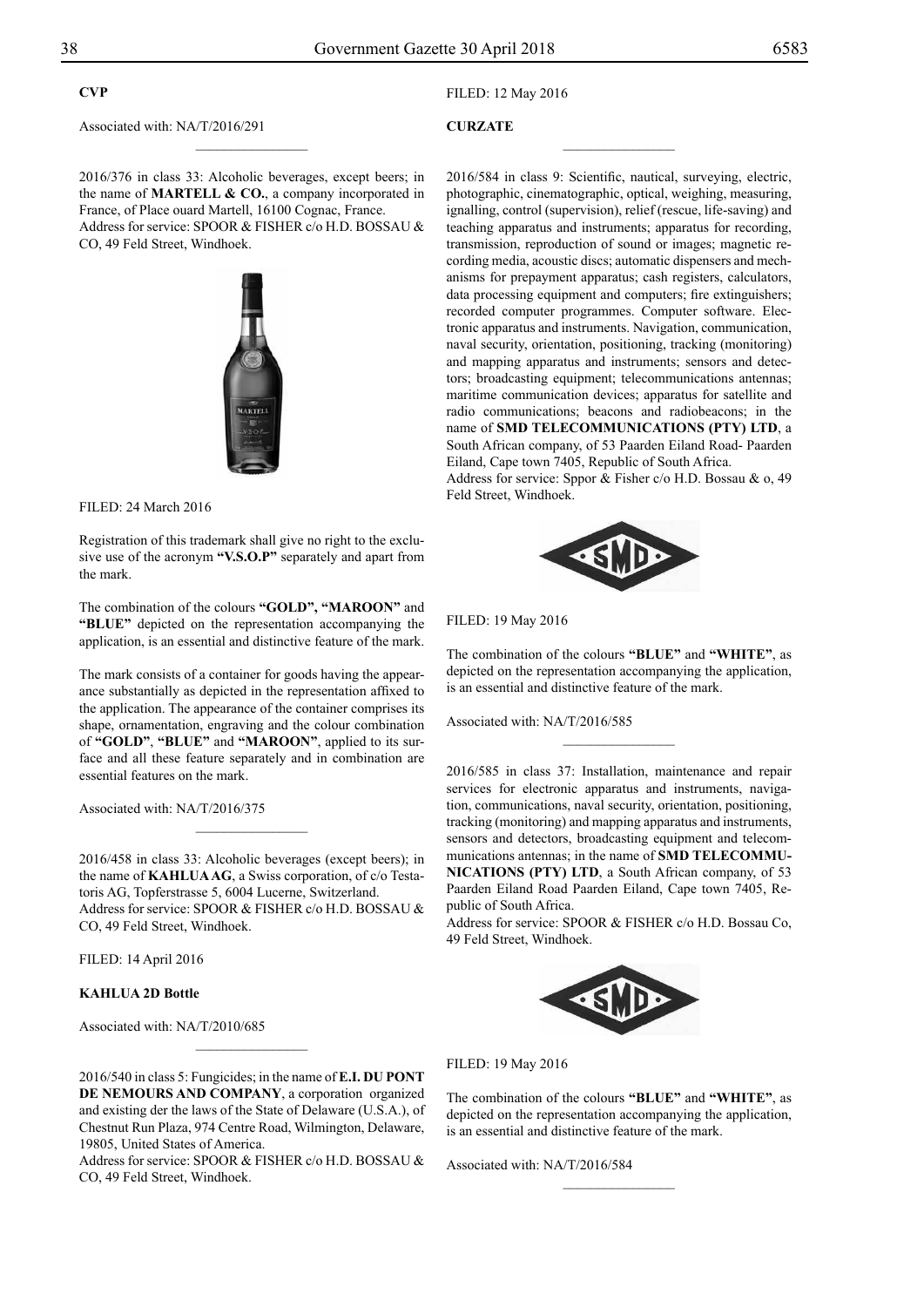**CVP**

Associated with: NA/T/2016/291

---

2016/376 in class 33: Alcoholic beverages, except beers; in the name of **MARTELL & CO.**, a company incorporated in France, of Place ouard Martell, 16100 Cognac, France.
Address for service: SPOOR & FISHER c/o H.D. BOSSAU & CO, 49 Feld Street, Windhoek.

FILED: 24 March 2016

Registration of this trademark shall give no right to the exclusive use of the acronym **"V.S.O.P"** separately and apart from the mark.

The combination of the colours **"GOLD", "MAROON"** and **"BLUE"** depicted on the representation accompanying the application, is an essential and distinctive feature of the mark.

The mark consists of a container for goods having the appearance substantially as depicted in the representation affixed to the application. The appearance of the container comprises its shape, ornamentation, engraving and the colour combination of **"GOLD"**, **"BLUE"** and **"MAROON"**, applied to its surface and all these feature separately and in combination are essential features on the mark.

Associated with: NA/T/2016/375

---

2016/458 in class 33: Alcoholic beverages (except beers); in the name of **KAHLUA AG**, a Swiss corporation, of c/o Testatoris AG, Topferstrasse 5, 6004 Lucerne, Switzerland.
Address for service: SPOOR & FISHER c/o H.D. BOSSAU & CO, 49 Feld Street, Windhoek.

FILED: 14 April 2016

**KAHLUA 2D Bottle**

Associated with: NA/T/2010/685

---

2016/540 in class 5: Fungicides; in the name of **E.I. DU PONT DE NEMOURS AND COMPANY**, a corporation organized and existing der the laws of the State of Delaware (U.S.A.), of Chestnut Run Plaza, 974 Centre Road, Wilmington, Delaware, 19805, United States of America.
Address for service: SPOOR & FISHER c/o H.D. BOSSAU & CO, 49 Feld Street, Windhoek.

FILED: 12 May 2016

**CURZATE**

---

2016/584 in class 9: Scientific, nautical, surveying, electric, photographic, cinematographic, optical, weighing, measuring, ignalling, control (supervision), relief (rescue, life-saving) and teaching apparatus and instruments; apparatus for recording, transmission, reproduction of sound or images; magnetic recording media, acoustic discs; automatic dispensers and mechanisms for prepayment apparatus; cash registers, calculators, data processing equipment and computers; fire extinguishers; recorded computer programmes. Computer software. Electronic apparatus and instruments. Navigation, communication, naval security, orientation, positioning, tracking (monitoring) and mapping apparatus and instruments; sensors and detectors; broadcasting equipment; telecommunications antennas; maritime communication devices; apparatus for satellite and radio communications; beacons and radiobeacons; in the name of **SMD TELECOMMUNICATIONS (PTY) LTD**, a South African company, of 53 Paarden Eiland Road- Paarden Eiland, Cape town 7405, Republic of South Africa.
Address for service: Sppor & Fisher c/o H.D. Bossau & o, 49 Feld Street, Windhoek.

FILED: 19 May 2016

The combination of the colours **"BLUE"** and **"WHITE"**, as depicted on the representation accompanying the application, is an essential and distinctive feature of the mark.

Associated with: NA/T/2016/585

---

2016/585 in class 37: Installation, maintenance and repair services for electronic apparatus and instruments, navigation, communications, naval security, orientation, positioning, tracking (monitoring) and mapping apparatus and instruments, sensors and detectors, broadcasting equipment and telecommunications antennas; in the name of **SMD TELECOMMUNICATIONS (PTY) LTD**, a South African company, of 53 Paarden Eiland Road Paarden Eiland, Cape town 7405, Republic of South Africa.
Address for service: SPOOR & FISHER c/o H.D. Bossau Co, 49 Feld Street, Windhoek.

FILED: 19 May 2016

The combination of the colours **"BLUE"** and **"WHITE"**, as depicted on the representation accompanying the application, is an essential and distinctive feature of the mark.

Associated with: NA/T/2016/584

---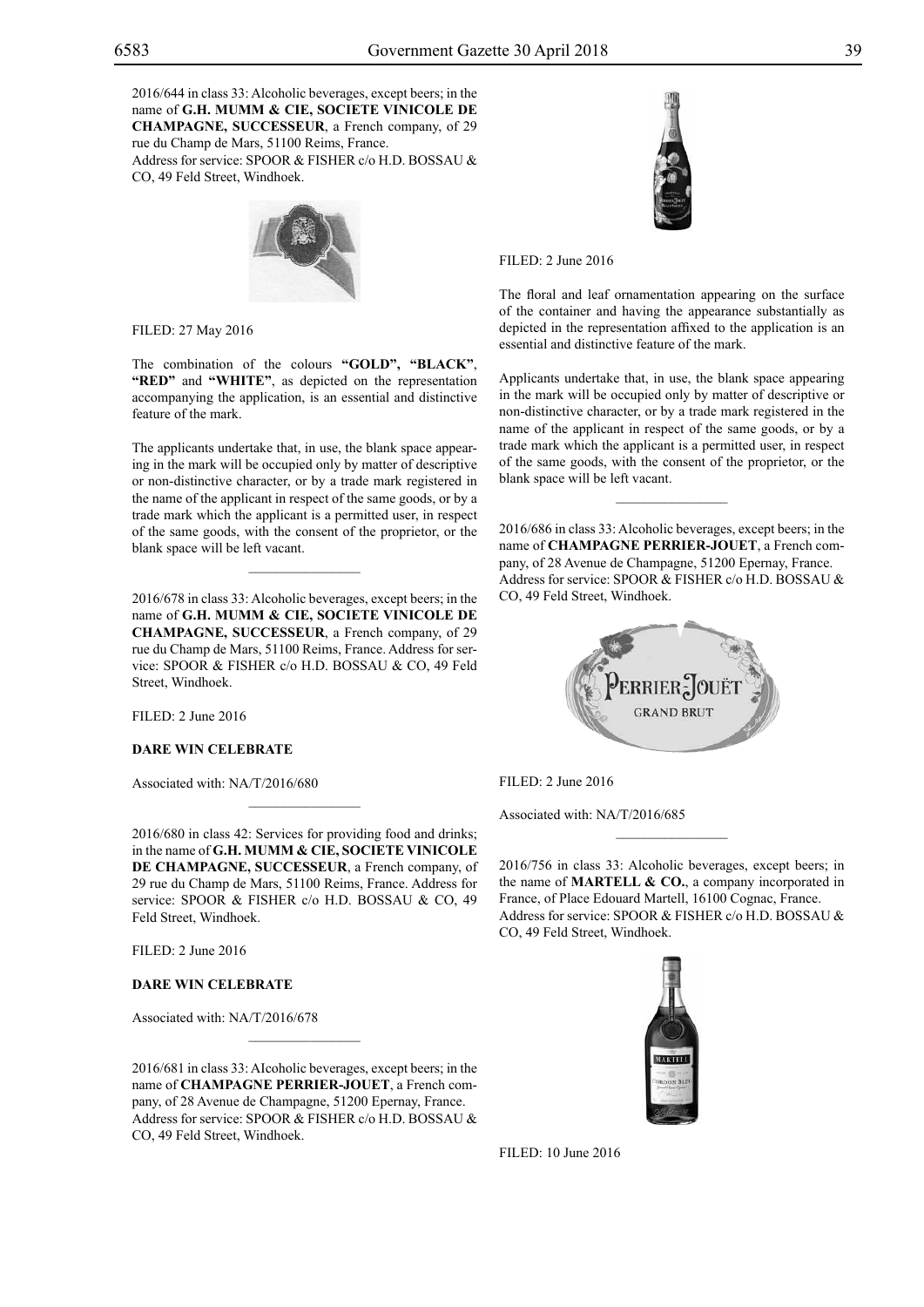2016/644 in class 33: Alcoholic beverages, except beers; in the name of **G.H. MUMM & CIE, SOCIETE VINICOLE DE CHAMPAGNE, SUCCESSEUR**, a French company, of 29 rue du Champ de Mars, 51100 Reims, France.
Address for service: SPOOR & FISHER c/o H.D. BOSSAU & CO, 49 Feld Street, Windhoek.

FILED: 27 May 2016

The combination of the colours **"GOLD", "BLACK", "RED"** and **"WHITE"**, as depicted on the representation accompanying the application, is an essential and distinctive feature of the mark.

The applicants undertake that, in use, the blank space appearing in the mark will be occupied only by matter of descriptive or non-distinctive character, or by a trade mark registered in the name of the applicant in respect of the same goods, or by a trade mark which the applicant is a permitted user, in respect of the same goods, with the consent of the proprietor, or the blank space will be left vacant.

---

2016/678 in class 33: Alcoholic beverages, except beers; in the name of **G.H. MUMM & CIE, SOCIETE VINICOLE DE CHAMPAGNE, SUCCESSEUR**, a French company, of 29 rue du Champ de Mars, 51100 Reims, France. Address for service: SPOOR & FISHER c/o H.D. BOSSAU & CO, 49 Feld Street, Windhoek.

FILED: 2 June 2016

**DARE WIN CELEBRATE**

Associated with: NA/T/2016/680

---

2016/680 in class 42: Services for providing food and drinks; in the name of **G.H. MUMM & CIE, SOCIETE VINICOLE DE CHAMPAGNE, SUCCESSEUR**, a French company, of 29 rue du Champ de Mars, 51100 Reims, France. Address for service: SPOOR & FISHER c/o H.D. BOSSAU & CO, 49 Feld Street, Windhoek.

FILED: 2 June 2016

**DARE WIN CELEBRATE**

Associated with: NA/T/2016/678

---

2016/681 in class 33: Alcoholic beverages, except beers; in the name of **CHAMPAGNE PERRIER-JOUET**, a French company, of 28 Avenue de Champagne, 51200 Epernay, France. Address for service: SPOOR & FISHER c/o H.D. BOSSAU & CO, 49 Feld Street, Windhoek.

FILED: 2 June 2016

The floral and leaf ornamentation appearing on the surface of the container and having the appearance substantially as depicted in the representation affixed to the application is an essential and distinctive feature of the mark.

Applicants undertake that, in use, the blank space appearing in the mark will be occupied only by matter of descriptive or non-distinctive character, or by a trade mark registered in the name of the applicant in respect of the same goods, or by a trade mark which the applicant is a permitted user, in respect of the same goods, with the consent of the proprietor, or the blank space will be left vacant.

---

2016/686 in class 33: Alcoholic beverages, except beers; in the name of **CHAMPAGNE PERRIER-JOUET**, a French company, of 28 Avenue de Champagne, 51200 Epernay, France. Address for service: SPOOR & FISHER c/o H.D. BOSSAU & CO, 49 Feld Street, Windhoek.

FILED: 2 June 2016

Associated with: NA/T/2016/685

---

2016/756 in class 33: Alcoholic beverages, except beers; in the name of **MARTELL & CO.**, a company incorporated in France, of Place Edouard Martell, 16100 Cognac, France. Address for service: SPOOR & FISHER c/o H.D. BOSSAU & CO, 49 Feld Street, Windhoek.

FILED: 10 June 2016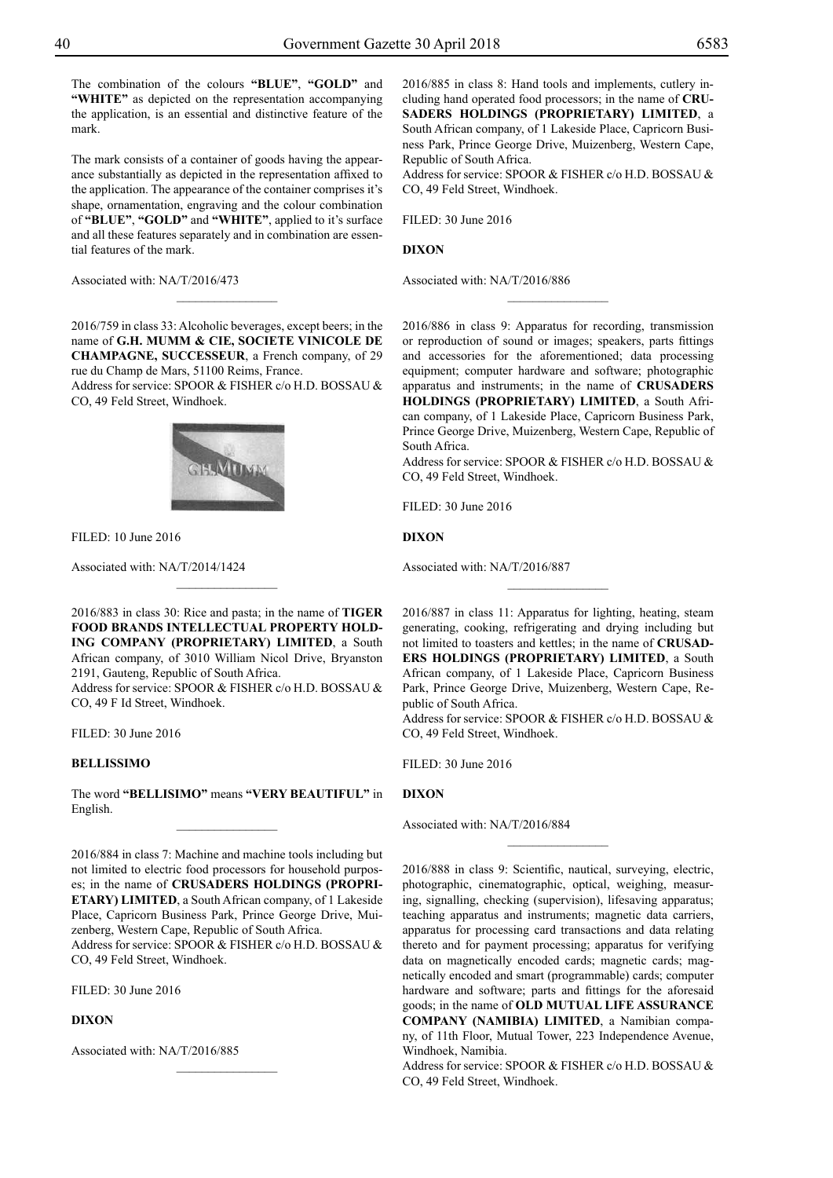The combination of the colours **"BLUE"**, **"GOLD"** and **"WHITE"** as depicted on the representation accompanying the application, is an essential and distinctive feature of the mark.

The mark consists of a container of goods having the appearance substantially as depicted in the representation affixed to the application. The appearance of the container comprises it's shape, ornamentation, engraving and the colour combination of **"BLUE"**, **"GOLD"** and **"WHITE"**, applied to it's surface and all these features separately and in combination are essential features of the mark.

Associated with: NA/T/2016/473

---

2016/759 in class 33: Alcoholic beverages, except beers; in the name of **G.H. MUMM & CIE, SOCIETE VINICOLE DE CHAMPAGNE, SUCCESSEUR**, a French company, of 29 rue du Champ de Mars, 51100 Reims, France.
Address for service: SPOOR & FISHER c/o H.D. BOSSAU & CO, 49 Feld Street, Windhoek.

FILED: 10 June 2016

Associated with: NA/T/2014/1424

---

2016/883 in class 30: Rice and pasta; in the name of **TIGER FOOD BRANDS INTELLECTUAL PROPERTY HOLDING COMPANY (PROPRIETARY) LIMITED**, a South African company, of 3010 William Nicol Drive, Bryanston 2191, Gauteng, Republic of South Africa.
Address for service: SPOOR & FISHER c/o H.D. BOSSAU & CO, 49 F Id Street, Windhoek.

FILED: 30 June 2016

**BELLISSIMO**

The word **"BELLISIMO"** means **"VERY BEAUTIFUL"** in English.

---

2016/884 in class 7: Machine and machine tools including but not limited to electric food processors for household purposes; in the name of **CRUSADERS HOLDINGS (PROPRIETARY) LIMITED**, a South African company, of 1 Lakeside Place, Capricorn Business Park, Prince George Drive, Muizenberg, Western Cape, Republic of South Africa.
Address for service: SPOOR & FISHER c/o H.D. BOSSAU & CO, 49 Feld Street, Windhoek.

FILED: 30 June 2016

**DIXON**

Associated with: NA/T/2016/885

---

2016/885 in class 8: Hand tools and implements, cutlery including hand operated food processors; in the name of **CRUSADERS HOLDINGS (PROPRIETARY) LIMITED**, a South African company, of 1 Lakeside Place, Capricorn Business Park, Prince George Drive, Muizenberg, Western Cape, Republic of South Africa.
Address for service: SPOOR & FISHER c/o H.D. BOSSAU & CO, 49 Feld Street, Windhoek.

FILED: 30 June 2016

**DIXON**

Associated with: NA/T/2016/886

---

2016/886 in class 9: Apparatus for recording, transmission or reproduction of sound or images; speakers, parts fittings and accessories for the aforementioned; data processing equipment; computer hardware and software; photographic apparatus and instruments; in the name of **CRUSADERS HOLDINGS (PROPRIETARY) LIMITED**, a South African company, of 1 Lakeside Place, Capricorn Business Park, Prince George Drive, Muizenberg, Western Cape, Republic of South Africa.
Address for service: SPOOR & FISHER c/o H.D. BOSSAU & CO, 49 Feld Street, Windhoek.

FILED: 30 June 2016

**DIXON**

Associated with: NA/T/2016/887

---

2016/887 in class 11: Apparatus for lighting, heating, steam generating, cooking, refrigerating and drying including but not limited to toasters and kettles; in the name of **CRUSADERS HOLDINGS (PROPRIETARY) LIMITED**, a South African company, of 1 Lakeside Place, Capricorn Business Park, Prince George Drive, Muizenberg, Western Cape, Republic of South Africa.
Address for service: SPOOR & FISHER c/o H.D. BOSSAU & CO, 49 Feld Street, Windhoek.

FILED: 30 June 2016

**DIXON**

Associated with: NA/T/2016/884

---

2016/888 in class 9: Scientific, nautical, surveying, electric, photographic, cinematographic, optical, weighing, measuring, signalling, checking (supervision), lifesaving apparatus; teaching apparatus and instruments; magnetic data carriers, apparatus for processing card transactions and data relating thereto and for payment processing; apparatus for verifying data on magnetically encoded cards; magnetic cards; magnetically encoded and smart (programmable) cards; computer hardware and software; parts and fittings for the aforesaid goods; in the name of **OLD MUTUAL LIFE ASSURANCE COMPANY (NAMIBIA) LIMITED**, a Namibian company, of 11th Floor, Mutual Tower, 223 Independence Avenue, Windhoek, Namibia.
Address for service: SPOOR & FISHER c/o H.D. BOSSAU & CO, 49 Feld Street, Windhoek.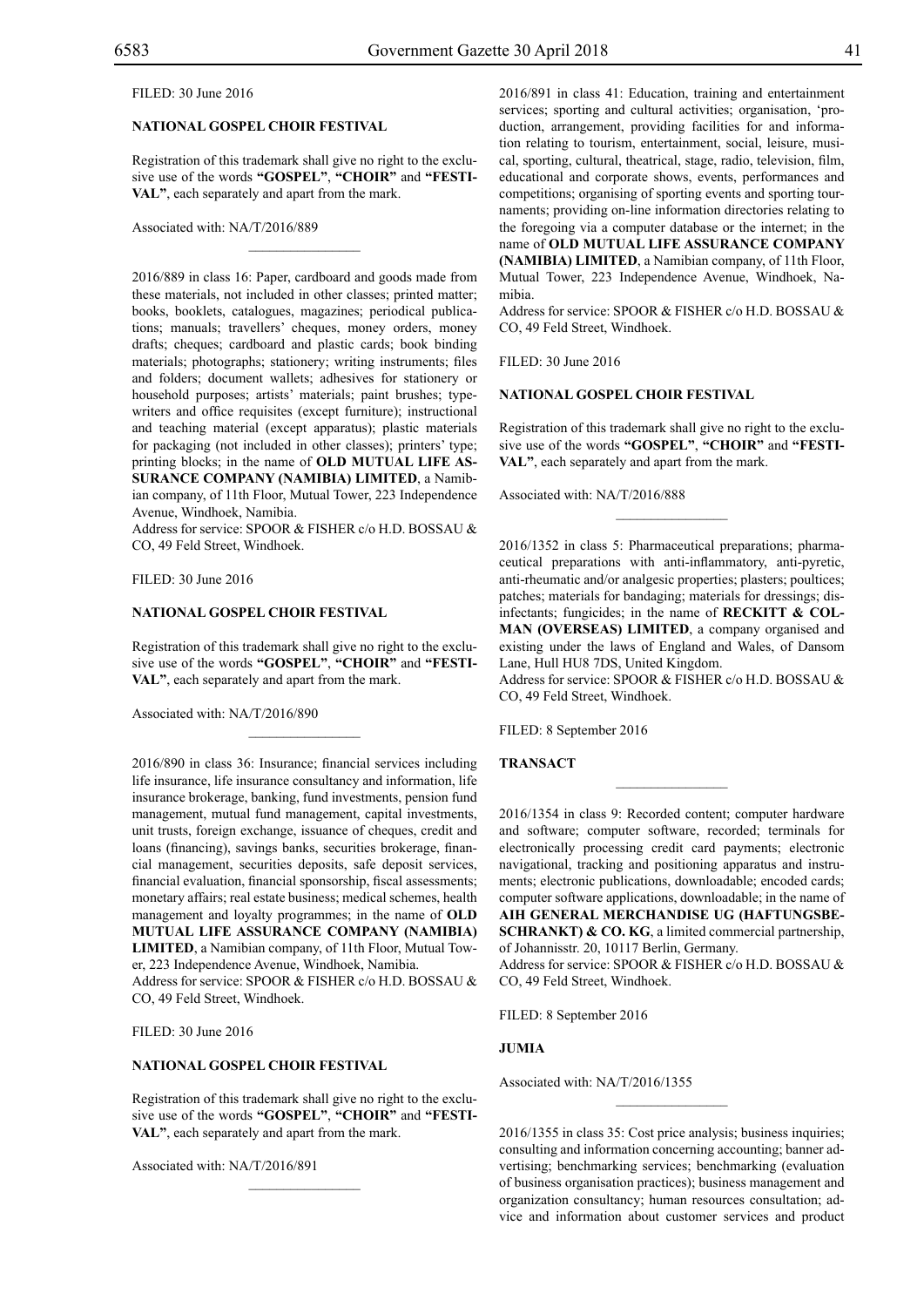FILED: 30 June 2016

**NATIONAL GOSPEL CHOIR FESTIVAL**

Registration of this trademark shall give no right to the exclusive use of the words **"GOSPEL"**, **"CHOIR"** and **"FESTIVAL"**, each separately and apart from the mark.

Associated with: NA/T/2016/889

________________

2016/889 in class 16: Paper, cardboard and goods made from these materials, not included in other classes; printed matter; books, booklets, catalogues, magazines; periodical publications; manuals; travellers' cheques, money orders, money drafts; cheques; cardboard and plastic cards; book binding materials; photographs; stationery; writing instruments; files and folders; document wallets; adhesives for stationery or household purposes; artists' materials; paint brushes; typewriters and office requisites (except furniture); instructional and teaching material (except apparatus); plastic materials for packaging (not included in other classes); printers' type; printing blocks; in the name of **OLD MUTUAL LIFE ASSURANCE COMPANY (NAMIBIA) LIMITED**, a Namibian company, of 11th Floor, Mutual Tower, 223 Independence Avenue, Windhoek, Namibia.
Address for service: SPOOR & FISHER c/o H.D. BOSSAU & CO, 49 Feld Street, Windhoek.

FILED: 30 June 2016

**NATIONAL GOSPEL CHOIR FESTIVAL**

Registration of this trademark shall give no right to the exclusive use of the words **"GOSPEL"**, **"CHOIR"** and **"FESTIVAL"**, each separately and apart from the mark.

Associated with: NA/T/2016/890

________________

2016/890 in class 36: Insurance; financial services including life insurance, life insurance consultancy and information, life insurance brokerage, banking, fund investments, pension fund management, mutual fund management, capital investments, unit trusts, foreign exchange, issuance of cheques, credit and loans (financing), savings banks, securities brokerage, financial management, securities deposits, safe deposit services, financial evaluation, financial sponsorship, fiscal assessments; monetary affairs; real estate business; medical schemes, health management and loyalty programmes; in the name of **OLD MUTUAL LIFE ASSURANCE COMPANY (NAMIBIA) LIMITED**, a Namibian company, of 11th Floor, Mutual Tower, 223 Independence Avenue, Windhoek, Namibia.
Address for service: SPOOR & FISHER c/o H.D. BOSSAU & CO, 49 Feld Street, Windhoek.

FILED: 30 June 2016

**NATIONAL GOSPEL CHOIR FESTIVAL**

Registration of this trademark shall give no right to the exclusive use of the words **"GOSPEL"**, **"CHOIR"** and **"FESTIVAL"**, each separately and apart from the mark.

Associated with: NA/T/2016/891

________________

2016/891 in class 41: Education, training and entertainment services; sporting and cultural activities; organisation, 'production, arrangement, providing facilities for and information relating to tourism, entertainment, social, leisure, musical, sporting, cultural, theatrical, stage, radio, television, film, educational and corporate shows, events, performances and competitions; organising of sporting events and sporting tournaments; providing on-line information directories relating to the foregoing via a computer database or the internet; in the name of **OLD MUTUAL LIFE ASSURANCE COMPANY (NAMIBIA) LIMITED**, a Namibian company, of 11th Floor, Mutual Tower, 223 Independence Avenue, Windhoek, Namibia.
Address for service: SPOOR & FISHER c/o H.D. BOSSAU & CO, 49 Feld Street, Windhoek.

FILED: 30 June 2016

**NATIONAL GOSPEL CHOIR FESTIVAL**

Registration of this trademark shall give no right to the exclusive use of the words **"GOSPEL"**, **"CHOIR"** and **"FESTIVAL"**, each separately and apart from the mark.

Associated with: NA/T/2016/888

________________

2016/1352 in class 5: Pharmaceutical preparations; pharmaceutical preparations with anti-inflammatory, anti-pyretic, anti-rheumatic and/or analgesic properties; plasters; poultices; patches; materials for bandaging; materials for dressings; disinfectants; fungicides; in the name of **RECKITT & COLMAN (OVERSEAS) LIMITED**, a company organised and existing under the laws of England and Wales, of Dansom Lane, Hull HU8 7DS, United Kingdom.
Address for service: SPOOR & FISHER c/o H.D. BOSSAU & CO, 49 Feld Street, Windhoek.

FILED: 8 September 2016

**TRANSACT**

________________

2016/1354 in class 9: Recorded content; computer hardware and software; computer software, recorded; terminals for electronically processing credit card payments; electronic navigational, tracking and positioning apparatus and instruments; electronic publications, downloadable; encoded cards; computer software applications, downloadable; in the name of **AIH GENERAL MERCHANDISE UG (HAFTUNGSBESCHRANKT) & CO. KG**, a limited commercial partnership, of Johannisstr. 20, 10117 Berlin, Germany.
Address for service: SPOOR & FISHER c/o H.D. BOSSAU & CO, 49 Feld Street, Windhoek.

FILED: 8 September 2016

**JUMIA**

Associated with: NA/T/2016/1355

________________

2016/1355 in class 35: Cost price analysis; business inquiries; consulting and information concerning accounting; banner advertising; benchmarking services; benchmarking (evaluation of business organisation practices); business management and organization consultancy; human resources consultation; advice and information about customer services and product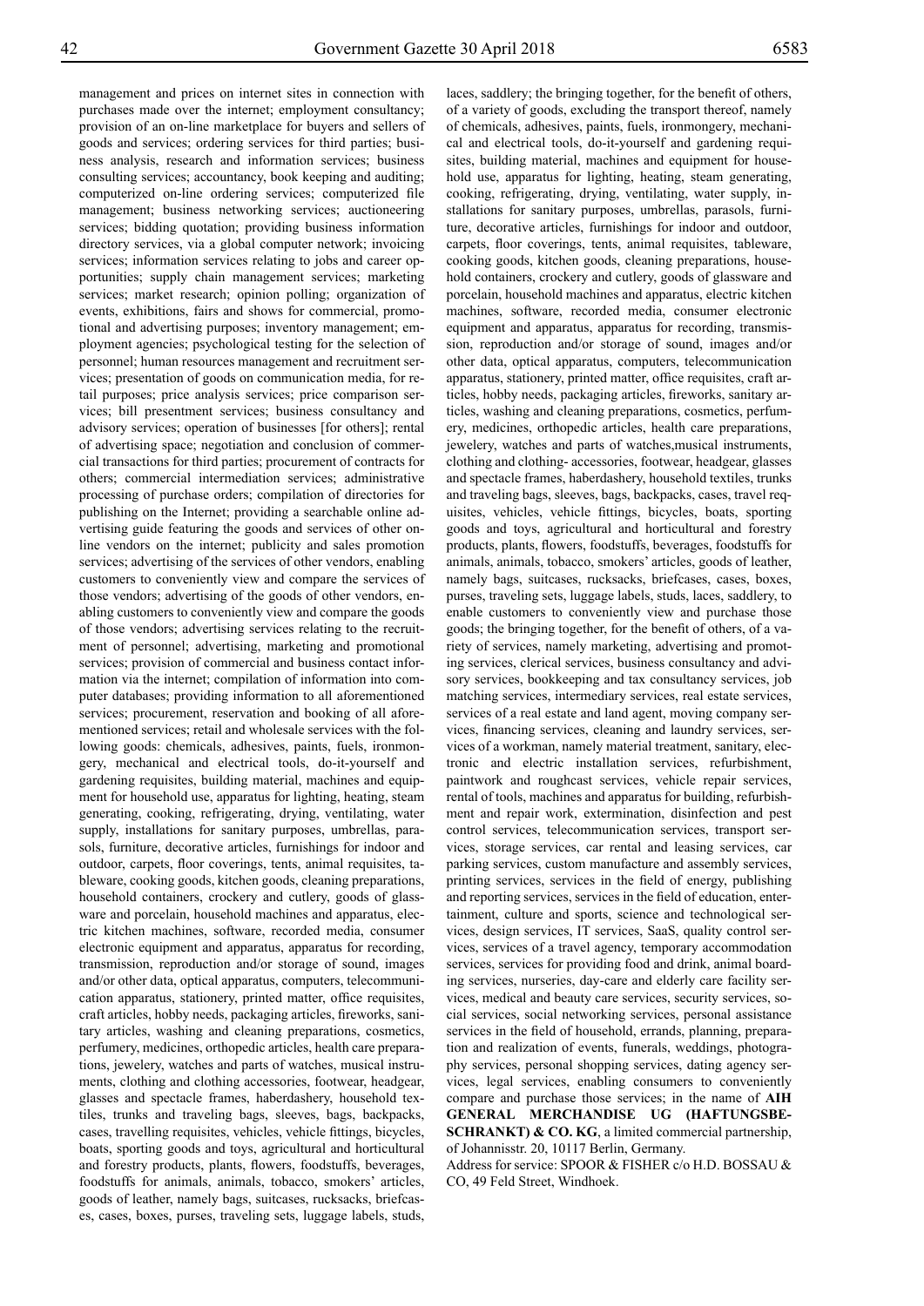management and prices on internet sites in connection with purchases made over the internet; employment consultancy; provision of an on-line marketplace for buyers and sellers of goods and services; ordering services for third parties; business analysis, research and information services; business consulting services; accountancy, book keeping and auditing; computerized on-line ordering services; computerized file management; business networking services; auctioneering services; bidding quotation; providing business information directory services, via a global computer network; invoicing services; information services relating to jobs and career opportunities; supply chain management services; marketing services; market research; opinion polling; organization of events, exhibitions, fairs and shows for commercial, promotional and advertising purposes; inventory management; employment agencies; psychological testing for the selection of personnel; human resources management and recruitment services; presentation of goods on communication media, for retail purposes; price analysis services; price comparison services; bill presentment services; business consultancy and advisory services; operation of businesses [for others]; rental of advertising space; negotiation and conclusion of commercial transactions for third parties; procurement of contracts for others; commercial intermediation services; administrative processing of purchase orders; compilation of directories for publishing on the Internet; providing a searchable online advertising guide featuring the goods and services of other online vendors on the internet; publicity and sales promotion services; advertising of the services of other vendors, enabling customers to conveniently view and compare the services of those vendors; advertising of the goods of other vendors, enabling customers to conveniently view and compare the goods of those vendors; advertising services relating to the recruitment of personnel; advertising, marketing and promotional services; provision of commercial and business contact information via the internet; compilation of information into computer databases; providing information to all aforementioned services; procurement, reservation and booking of all aforementioned services; retail and wholesale services with the following goods: chemicals, adhesives, paints, fuels, ironmongery, mechanical and electrical tools, do-it-yourself and gardening requisites, building material, machines and equipment for household use, apparatus for lighting, heating, steam generating, cooking, refrigerating, drying, ventilating, water supply, installations for sanitary purposes, umbrellas, parasols, furniture, decorative articles, furnishings for indoor and outdoor, carpets, floor coverings, tents, animal requisites, tableware, cooking goods, kitchen goods, cleaning preparations, household containers, crockery and cutlery, goods of glassware and porcelain, household machines and apparatus, electric kitchen machines, software, recorded media, consumer electronic equipment and apparatus, apparatus for recording, transmission, reproduction and/or storage of sound, images and/or other data, optical apparatus, computers, telecommunication apparatus, stationery, printed matter, office requisites, craft articles, hobby needs, packaging articles, fireworks, sanitary articles, washing and cleaning preparations, cosmetics, perfumery, medicines, orthopedic articles, health care preparations, jewelery, watches and parts of watches, musical instruments, clothing and clothing accessories, footwear, headgear, glasses and spectacle frames, haberdashery, household textiles, trunks and traveling bags, sleeves, bags, backpacks, cases, travelling requisites, vehicles, vehicle fittings, bicycles, boats, sporting goods and toys, agricultural and horticultural and forestry products, plants, flowers, foodstuffs, beverages, foodstuffs for animals, animals, tobacco, smokers' articles, goods of leather, namely bags, suitcases, rucksacks, briefcases, cases, boxes, purses, traveling sets, luggage labels, studs, laces, saddlery; the bringing together, for the benefit of others, of a variety of goods, excluding the transport thereof, namely of chemicals, adhesives, paints, fuels, ironmongery, mechanical and electrical tools, do-it-yourself and gardening requisites, building material, machines and equipment for household use, apparatus for lighting, heating, steam generating, cooking, refrigerating, drying, ventilating, water supply, installations for sanitary purposes, umbrellas, parasols, furniture, decorative articles, furnishings for indoor and outdoor, carpets, floor coverings, tents, animal requisites, tableware, cooking goods, kitchen goods, cleaning preparations, household containers, crockery and cutlery, goods of glassware and porcelain, household machines and apparatus, electric kitchen machines, software, recorded media, consumer electronic equipment and apparatus, apparatus for recording, transmission, reproduction and/or storage of sound, images and/or other data, optical apparatus, computers, telecommunication apparatus, stationery, printed matter, office requisites, craft articles, hobby needs, packaging articles, fireworks, sanitary articles, washing and cleaning preparations, cosmetics, perfumery, medicines, orthopedic articles, health care preparations, jewelery, watches and parts of watches,musical instruments, clothing and clothing- accessories, footwear, headgear, glasses and spectacle frames, haberdashery, household textiles, trunks and traveling bags, sleeves, bags, backpacks, cases, travel requisites, vehicles, vehicle fittings, bicycles, boats, sporting goods and toys, agricultural and horticultural and forestry products, plants, flowers, foodstuffs, beverages, foodstuffs for animals, animals, tobacco, smokers' articles, goods of leather, namely bags, suitcases, rucksacks, briefcases, cases, boxes, purses, traveling sets, luggage labels, studs, laces, saddlery, to enable customers to conveniently view and purchase those goods; the bringing together, for the benefit of others, of a variety of services, namely marketing, advertising and promoting services, clerical services, business consultancy and advisory services, bookkeeping and tax consultancy services, job matching services, intermediary services, real estate services, services of a real estate and land agent, moving company services, financing services, cleaning and laundry services, services of a workman, namely material treatment, sanitary, electronic and electric installation services, refurbishment, paintwork and roughcast services, vehicle repair services, rental of tools, machines and apparatus for building, refurbishment and repair work, extermination, disinfection and pest control services, telecommunication services, transport services, storage services, car rental and leasing services, car parking services, custom manufacture and assembly services, printing services, services in the field of energy, publishing and reporting services, services in the field of education, entertainment, culture and sports, science and technological services, design services, IT services, SaaS, quality control services, services of a travel agency, temporary accommodation services, services for providing food and drink, animal boarding services, nurseries, day-care and elderly care facility services, medical and beauty care services, security services, social services, social networking services, personal assistance services in the field of household, errands, planning, preparation and realization of events, funerals, weddings, photography services, personal shopping services, dating agency services, legal services, enabling consumers to conveniently compare and purchase those services; in the name of **AIH GENERAL MERCHANDISE UG (HAFTUNGSBESCHRANKT) & CO. KG**, a limited commercial partnership, of Johannisstr. 20, 10117 Berlin, Germany.

Address for service: SPOOR & FISHER c/o H.D. BOSSAU & CO, 49 Feld Street, Windhoek.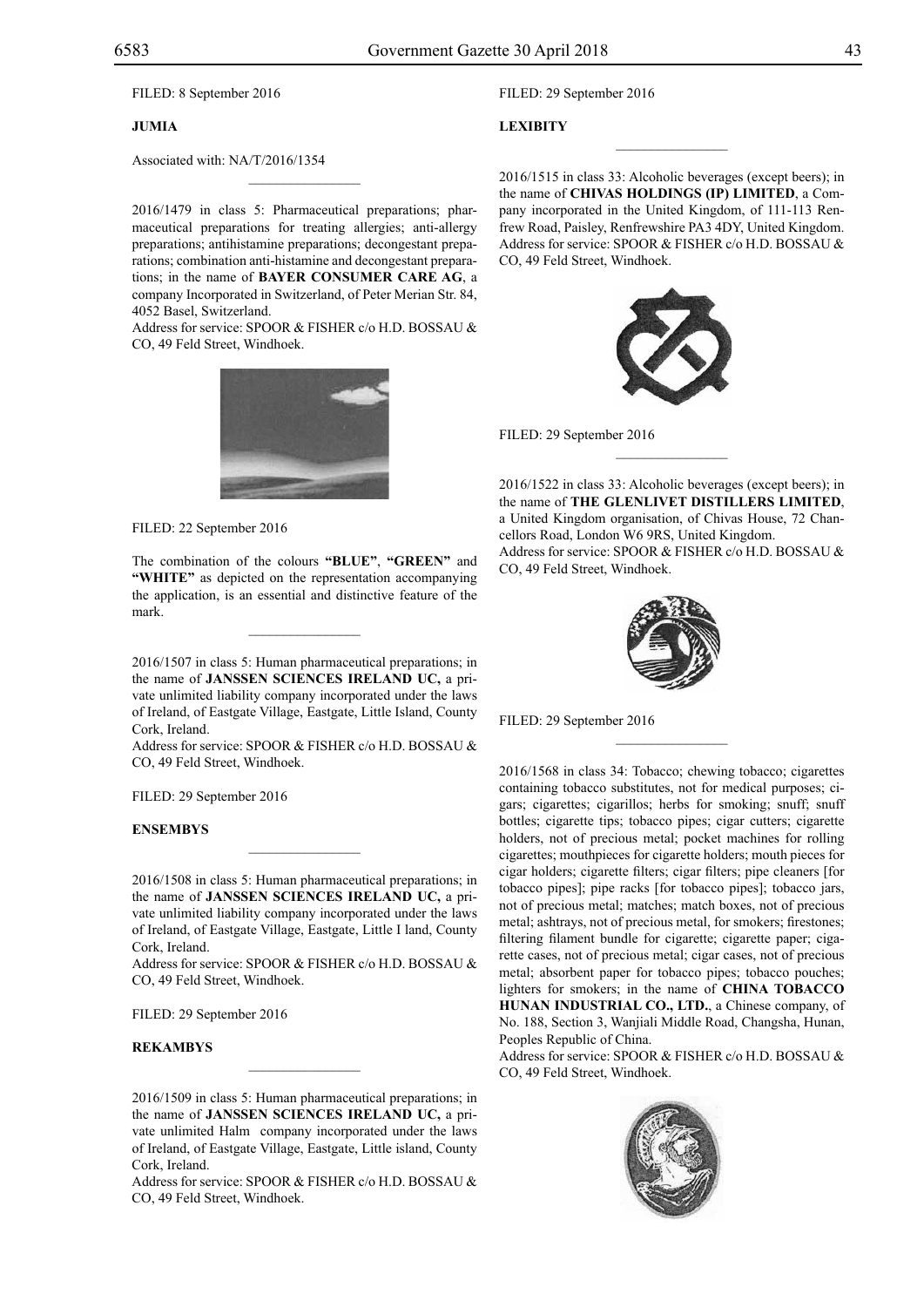FILED: 8 September 2016

**JUMIA**

Associated with: NA/T/2016/1354

---

2016/1479 in class 5: Pharmaceutical preparations; pharmaceutical preparations for treating allergies; anti-allergy preparations; antihistamine preparations; decongestant preparations; combination anti-histamine and decongestant preparations; in the name of **BAYER CONSUMER CARE AG**, a company Incorporated in Switzerland, of Peter Merian Str. 84, 4052 Basel, Switzerland.
Address for service: SPOOR & FISHER c/o H.D. BOSSAU & CO, 49 Feld Street, Windhoek.

FILED: 22 September 2016

The combination of the colours **"BLUE"**, **"GREEN"** and **"WHITE"** as depicted on the representation accompanying the application, is an essential and distinctive feature of the mark.

---

2016/1507 in class 5: Human pharmaceutical preparations; in the name of **JANSSEN SCIENCES IRELAND UC,** a private unlimited liability company incorporated under the laws of Ireland, of Eastgate Village, Eastgate, Little Island, County Cork, Ireland.
Address for service: SPOOR & FISHER c/o H.D. BOSSAU & CO, 49 Feld Street, Windhoek.

FILED: 29 September 2016

**ENSEMBYS**

---

2016/1508 in class 5: Human pharmaceutical preparations; in the name of **JANSSEN SCIENCES IRELAND UC,** a private unlimited liability company incorporated under the laws of Ireland, of Eastgate Village, Eastgate, Little I land, County Cork, Ireland.
Address for service: SPOOR & FISHER c/o H.D. BOSSAU & CO, 49 Feld Street, Windhoek.

FILED: 29 September 2016

**REKAMBYS**

---

2016/1509 in class 5: Human pharmaceutical preparations; in the name of **JANSSEN SCIENCES IRELAND UC,** a private unlimited Halm company incorporated under the laws of Ireland, of Eastgate Village, Eastgate, Little island, County Cork, Ireland.
Address for service: SPOOR & FISHER c/o H.D. BOSSAU & CO, 49 Feld Street, Windhoek.

FILED: 29 September 2016

**LEXIBITY**

---

2016/1515 in class 33: Alcoholic beverages (except beers); in the name of **CHIVAS HOLDINGS (IP) LIMITED**, a Company incorporated in the United Kingdom, of 111-113 Renfrew Road, Paisley, Renfrewshire PA3 4DY, United Kingdom.
Address for service: SPOOR & FISHER c/o H.D. BOSSAU & CO, 49 Feld Street, Windhoek.

FILED: 29 September 2016

---

2016/1522 in class 33: Alcoholic beverages (except beers); in the name of **THE GLENLIVET DISTILLERS LIMITED**, a United Kingdom organisation, of Chivas House, 72 Chancellors Road, London W6 9RS, United Kingdom.
Address for service: SPOOR & FISHER c/o H.D. BOSSAU & CO, 49 Feld Street, Windhoek.

FILED: 29 September 2016

---

2016/1568 in class 34: Tobacco; chewing tobacco; cigarettes containing tobacco substitutes, not for medical purposes; cigars; cigarettes; cigarillos; herbs for smoking; snuff; snuff bottles; cigarette tips; tobacco pipes; cigar cutters; cigarette holders, not of precious metal; pocket machines for rolling cigarettes; mouthpieces for cigarette holders; mouth pieces for cigar holders; cigarette filters; cigar filters; pipe cleaners [for tobacco pipes]; pipe racks [for tobacco pipes]; tobacco jars, not of precious metal; matches; match boxes, not of precious metal; ashtrays, not of precious metal, for smokers; firestones; filtering filament bundle for cigarette; cigarette paper; cigarette cases, not of precious metal; cigar cases, not of precious metal; absorbent paper for tobacco pipes; tobacco pouches; lighters for smokers; in the name of **CHINA TOBACCO HUNAN INDUSTRIAL CO., LTD.**, a Chinese company, of No. 188, Section 3, Wanjiali Middle Road, Changsha, Hunan, Peoples Republic of China.
Address for service: SPOOR & FISHER c/o H.D. BOSSAU & CO, 49 Feld Street, Windhoek.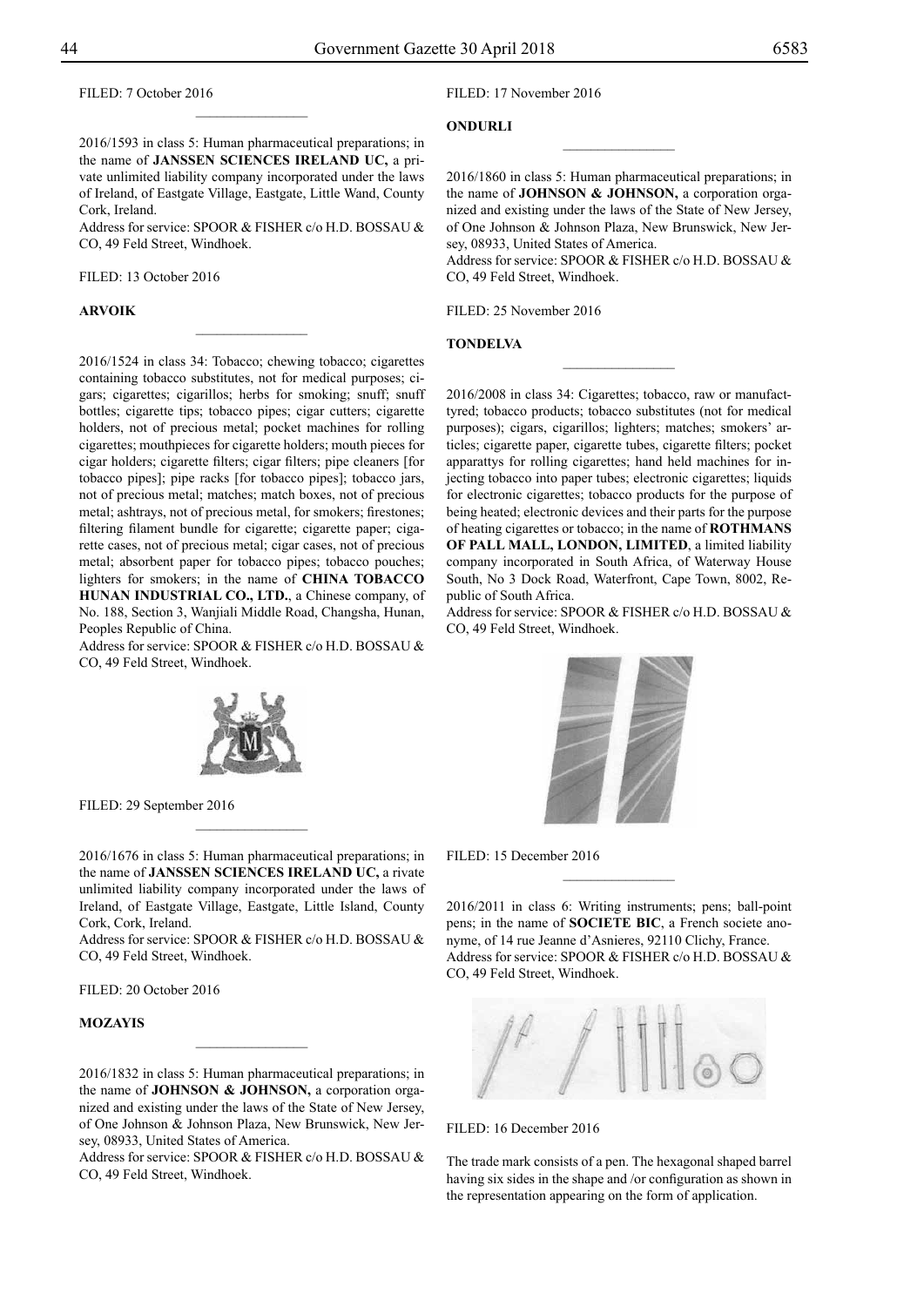FILED: 7 October 2016

---

2016/1593 in class 5: Human pharmaceutical preparations; in the name of **JANSSEN SCIENCES IRELAND UC,** a private unlimited liability company incorporated under the laws of Ireland, of Eastgate Village, Eastgate, Little Wand, County Cork, Ireland.

Address for service: SPOOR & FISHER c/o H.D. BOSSAU & CO, 49 Feld Street, Windhoek.

FILED: 13 October 2016

**ARVOIK**

---

2016/1524 in class 34: Tobacco; chewing tobacco; cigarettes containing tobacco substitutes, not for medical purposes; cigars; cigarettes; cigarillos; herbs for smoking; snuff; snuff bottles; cigarette tips; tobacco pipes; cigar cutters; cigarette holders, not of precious metal; pocket machines for rolling cigarettes; mouthpieces for cigarette holders; mouth pieces for cigar holders; cigarette filters; cigar filters; pipe cleaners [for tobacco pipes]; pipe racks [for tobacco pipes]; tobacco jars, not of precious metal; matches; match boxes, not of precious metal; ashtrays, not of precious metal, for smokers; firestones; filtering filament bundle for cigarette; cigarette paper; cigarette cases, not of precious metal; cigar cases, not of precious metal; absorbent paper for tobacco pipes; tobacco pouches; lighters for smokers; in the name of **CHINA TOBACCO HUNAN INDUSTRIAL CO., LTD.**, a Chinese company, of No. 188, Section 3, Wanjiali Middle Road, Changsha, Hunan, Peoples Republic of China.

Address for service: SPOOR & FISHER c/o H.D. BOSSAU & CO, 49 Feld Street, Windhoek.

FILED: 29 September 2016

---

2016/1676 in class 5: Human pharmaceutical preparations; in the name of **JANSSEN SCIENCES IRELAND UC,** a rivate unlimited liability company incorporated under the laws of Ireland, of Eastgate Village, Eastgate, Little Island, County Cork, Cork, Ireland.

Address for service: SPOOR & FISHER c/o H.D. BOSSAU & CO, 49 Feld Street, Windhoek.

FILED: 20 October 2016

**MOZAYIS**

---

2016/1832 in class 5: Human pharmaceutical preparations; in the name of **JOHNSON & JOHNSON,** a corporation organized and existing under the laws of the State of New Jersey, of One Johnson & Johnson Plaza, New Brunswick, New Jersey, 08933, United States of America.

Address for service: SPOOR & FISHER c/o H.D. BOSSAU & CO, 49 Feld Street, Windhoek.

FILED: 17 November 2016

**ONDURLI**

---

2016/1860 in class 5: Human pharmaceutical preparations; in the name of **JOHNSON & JOHNSON,** a corporation organized and existing under the laws of the State of New Jersey, of One Johnson & Johnson Plaza, New Brunswick, New Jersey, 08933, United States of America.

Address for service: SPOOR & FISHER c/o H.D. BOSSAU & CO, 49 Feld Street, Windhoek.

FILED: 25 November 2016

**TONDELVA**

---

2016/2008 in class 34: Cigarettes; tobacco, raw or manufacttyred; tobacco products; tobacco substitutes (not for medical purposes); cigars, cigarillos; lighters; matches; smokers' articles; cigarette paper, cigarette tubes, cigarette filters; pocket apparattys for rolling cigarettes; hand held machines for injecting tobacco into paper tubes; electronic cigarettes; liquids for electronic cigarettes; tobacco products for the purpose of being heated; electronic devices and their parts for the purpose of heating cigarettes or tobacco; in the name of **ROTHMANS OF PALL MALL, LONDON, LIMITED**, a limited liability company incorporated in South Africa, of Waterway House South, No 3 Dock Road, Waterfront, Cape Town, 8002, Republic of South Africa.

Address for service: SPOOR & FISHER c/o H.D. BOSSAU & CO, 49 Feld Street, Windhoek.

FILED: 15 December 2016

---

2016/2011 in class 6: Writing instruments; pens; ball-point pens; in the name of **SOCIETE BIC**, a French societe anonyme, of 14 rue Jeanne d'Asnieres, 92110 Clichy, France.

Address for service: SPOOR & FISHER c/o H.D. BOSSAU & CO, 49 Feld Street, Windhoek.

FILED: 16 December 2016

The trade mark consists of a pen. The hexagonal shaped barrel having six sides in the shape and /or configuration as shown in the representation appearing on the form of application.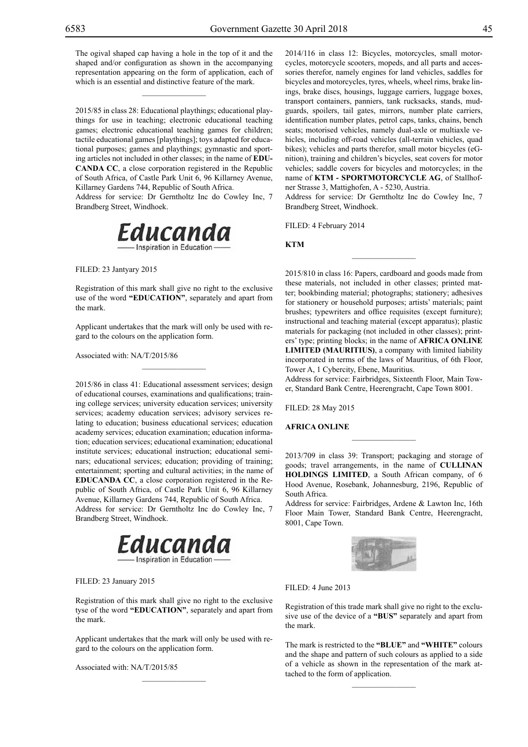The ogival shaped cap having a hole in the top of it and the shaped and/or configuration as shown in the accompanying representation appearing on the form of application, each of which is an essential and distinctive feature of the mark.

---

2015/85 in class 28: Educational playthings; educational playthings for use in teaching; electronic educational teaching games; electronic educational teaching games for children; tactile educational games [playthings]; toys adapted for educational purposes; games and playthings; gymnastic and sporting articles not included in other classes; in the name of **EDUCANDA CC**, a close corporation registered in the Republic of South Africa, of Castle Park Unit 6, 96 Killarney Avenue, Killarney Gardens 744, Republic of South Africa.

Address for service: Dr Gerntholtz Inc do Cowley Inc, 7 Brandberg Street, Windhoek.

Educanda
Inspiration in Education

FILED: 23 Jantyary 2015

Registration of this mark shall give no right to the exclusive use of the word **"EDUCATION"**, separately and apart from the mark.

Applicant undertakes that the mark will only be used with regard to the colours on the application form.

Associated with: NA/T/2015/86

---

2015/86 in class 41: Educational assessment services; design of educational courses, examinations and qualifications; training college services; university education services; university services; academy education services; advisory services relating to education; business educational services; education academy services; education examination; education information; education services; educational examination; educational institute services; educational instruction; educational seminars; educational services; education; providing of training; entertainment; sporting and cultural activities; in the name of **EDUCANDA CC**, a close corporation registered in the Republic of South Africa, of Castle Park Unit 6, 96 Killarney Avenue, Killarney Gardens 744, Republic of South Africa.

Address for service: Dr Gerntholtz Inc do Cowley Inc, 7 Brandberg Street, Windhoek.

Educanda
Inspiration in Education

FILED: 23 January 2015

Registration of this mark shall give no right to the exclusive tyse of the word **"EDUCATION"**, separately and apart from the mark.

Applicant undertakes that the mark will only be used with regard to the colours on the application form.

Associated with: NA/T/2015/85

---

2014/116 in class 12: Bicycles, motorcycles, small motorcycles, motorcycle scooters, mopeds, and all parts and accessories therefor, namely engines for land vehicles, saddles for bicycles and motorcycles, tyres, wheels, wheel rims, brake linings, brake discs, housings, luggage carriers, luggage boxes, transport containers, panniers, tank rucksacks, stands, mudguards, spoilers, tail gates, mirrors, number plate carriers, identification number plates, petrol caps, tanks, chains, bench seats; motorised vehicles, namely dual-axle or multiaxle vehicles, including off-road vehicles (all-terrain vehicles, quad bikes); vehicles and parts therefor, small motor bicycles (eGnition), training and children's bicycles, seat covers for motor vehicles; saddle covers for bicycles and motorcycles; in the name of **KTM - SPORTMOTORCYCLE AG**, of Stallhofner Strasse 3, Mattighofen, A - 5230, Austria.

Address for service: Dr Gerntholtz Inc do Cowley Inc, 7 Brandberg Street, Windhoek.

FILED: 4 February 2014

**KTM**

---

2015/810 in class 16: Papers, cardboard and goods made from these materials, not included in other classes; printed matter; bookbinding material; photographs; stationery; adhesives for stationery or household purposes; artists' materials; paint brushes; typewriters and office requisites (except furniture); instructional and teaching material (except apparatus); plastic materials for packaging (not included in other classes); printers' type; printing blocks; in the name of **AFRICA ONLINE LIMITED (MAURITIUS)**, a company with limited liability incorporated in terms of the laws of Mauritius, of 6th Floor, Tower A, 1 Cybercity, Ebene, Mauritius.

Address for service: Fairbridges, Sixteenth Floor, Main Tower, Standard Bank Centre, Heerengracht, Cape Town 8001.

FILED: 28 May 2015

**AFRICA ONLINE**

---

2013/709 in class 39: Transport; packaging and storage of goods; travel arrangements, in the name of **CULLINAN HOLDINGS LIMITED**, a South African company, of 6 Hood Avenue, Rosebank, Johannesburg, 2196, Republic of South Africa.

Address for service: Fairbridges, Ardene & Lawton Inc, 16th Floor Main Tower, Standard Bank Centre, Heerengracht, 8001, Cape Town.

FILED: 4 June 2013

Registration of this trade mark shall give no right to the exclusive use of the device of a **"BUS"** separately and apart from the mark.

The mark is restricted to the **"BLUE"** and **"WHITE"** colours and the shape and pattern of such colours as applied to a side of a vehicle as shown in the representation of the mark attached to the form of application.

---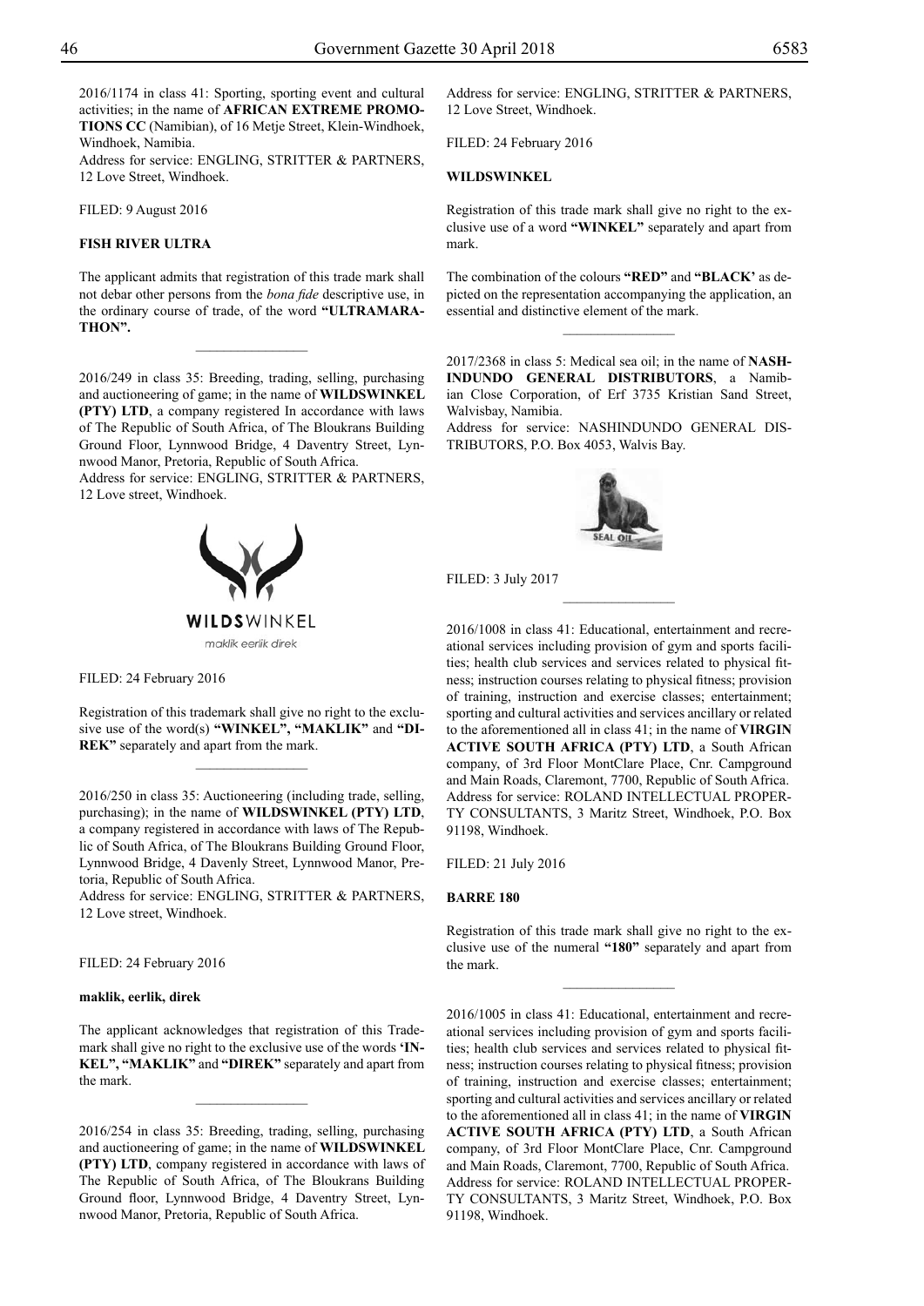2016/1174 in class 41: Sporting, sporting event and cultural activities; in the name of **AFRICAN EXTREME PROMOTIONS CC** (Namibian), of 16 Metje Street, Klein-Windhoek, Windhoek, Namibia.
Address for service: ENGLING, STRITTER & PARTNERS, 12 Love Street, Windhoek.

FILED: 9 August 2016

**FISH RIVER ULTRA**

The applicant admits that registration of this trade mark shall not debar other persons from the *bona fide* descriptive use, in the ordinary course of trade, of the word **"ULTRAMARATHON".**

---

2016/249 in class 35: Breeding, trading, selling, purchasing and auctioneering of game; in the name of **WILDSWINKEL (PTY) LTD**, a company registered In accordance with laws of The Republic of South Africa, of The Bloukrans Building Ground Floor, Lynnwood Bridge, 4 Daventry Street, Lynnwood Manor, Pretoria, Republic of South Africa.
Address for service: ENGLING, STRITTER & PARTNERS, 12 Love street, Windhoek.

WILDSWINKEL
maklik eerlik direk

FILED: 24 February 2016

Registration of this trademark shall give no right to the exclusive use of the word(s) **"WINKEL", "MAKLIK"** and **"DIREK"** separately and apart from the mark.

---

2016/250 in class 35: Auctioneering (including trade, selling, purchasing); in the name of **WILDSWINKEL (PTY) LTD**, a company registered in accordance with laws of The Republic of South Africa, of The Bloukrans Building Ground Floor, Lynnwood Bridge, 4 Davenly Street, Lynnwood Manor, Pretoria, Republic of South Africa.
Address for service: ENGLING, STRITTER & PARTNERS, 12 Love street, Windhoek.

FILED: 24 February 2016

**maklik, eerlik, direk**

The applicant acknowledges that registration of this Trademark shall give no right to the exclusive use of the words **'INKEL", "MAKLIK"** and **"DIREK"** separately and apart from the mark.

---

2016/254 in class 35: Breeding, trading, selling, purchasing and auctioneering of game; in the name of **WILDSWINKEL (PTY) LTD**, company registered in accordance with laws of The Republic of South Africa, of The Bloukrans Building Ground floor, Lynnwood Bridge, 4 Daventry Street, Lynnwood Manor, Pretoria, Republic of South Africa.
Address for service: ENGLING, STRITTER & PARTNERS, 12 Love Street, Windhoek.

FILED: 24 February 2016

**WILDSWINKEL**

Registration of this trade mark shall give no right to the exclusive use of a word **"WINKEL"** separately and apart from mark.

The combination of the colours **"RED"** and **"BLACK'** as depicted on the representation accompanying the application, an essential and distinctive element of the mark.

---

2017/2368 in class 5: Medical sea oil; in the name of **NASHINDUNDO GENERAL DISTRIBUTORS**, a Namibian Close Corporation, of Erf 3735 Kristian Sand Street, Walvisbay, Namibia.
Address for service: NASHINDUNDO GENERAL DISTRIBUTORS, P.O. Box 4053, Walvis Bay.

SEAL OIL

FILED: 3 July 2017

---

2016/1008 in class 41: Educational, entertainment and recreational services including provision of gym and sports facilities; health club services and services related to physical fitness; instruction courses relating to physical fitness; provision of training, instruction and exercise classes; entertainment; sporting and cultural activities and services ancillary or related to the aforementioned all in class 41; in the name of **VIRGIN ACTIVE SOUTH AFRICA (PTY) LTD**, a South African company, of 3rd Floor MontClare Place, Cnr. Campground and Main Roads, Claremont, 7700, Republic of South Africa.
Address for service: ROLAND INTELLECTUAL PROPERTY CONSULTANTS, 3 Maritz Street, Windhoek, P.O. Box 91198, Windhoek.

FILED: 21 July 2016

**BARRE 180**

Registration of this trade mark shall give no right to the exclusive use of the numeral **"180"** separately and apart from the mark.

---

2016/1005 in class 41: Educational, entertainment and recreational services including provision of gym and sports facilities; health club services and services related to physical fitness; instruction courses relating to physical fitness; provision of training, instruction and exercise classes; entertainment; sporting and cultural activities and services ancillary or related to the aforementioned all in class 41; in the name of **VIRGIN ACTIVE SOUTH AFRICA (PTY) LTD**, a South African company, of 3rd Floor MontClare Place, Cnr. Campground and Main Roads, Claremont, 7700, Republic of South Africa.
Address for service: ROLAND INTELLECTUAL PROPERTY CONSULTANTS, 3 Maritz Street, Windhoek, P.O. Box 91198, Windhoek.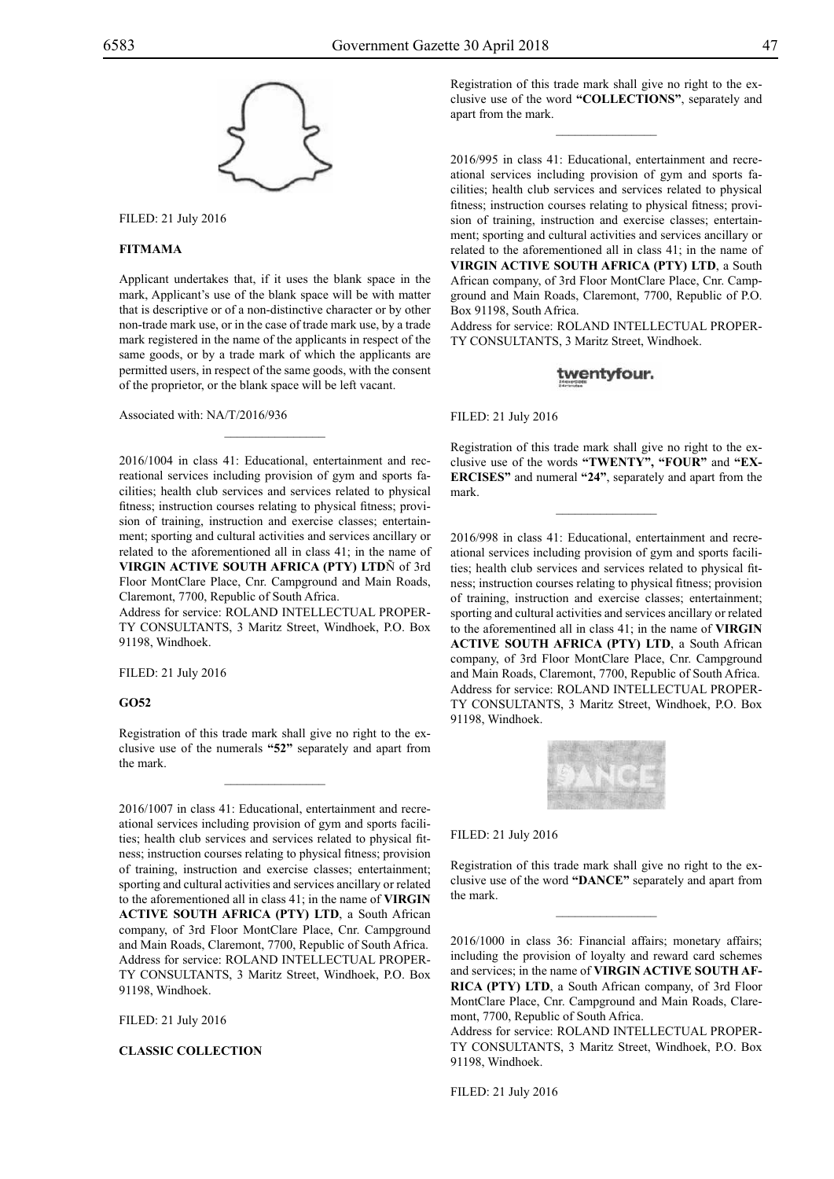FILED: 21 July 2016

**FITMAMA**

Applicant undertakes that, if it uses the blank space in the mark, Applicant's use of the blank space will be with matter that is descriptive or of a non-distinctive character or by other non-trade mark use, or in the case of trade mark use, by a trade mark registered in the name of the applicants in respect of the same goods, or by a trade mark of which the applicants are permitted users, in respect of the same goods, with the consent of the proprietor, or the blank space will be left vacant.

Associated with: NA/T/2016/936

---

2016/1004 in class 41: Educational, entertainment and recreational services including provision of gym and sports facilities; health club services and services related to physical fitness; instruction courses relating to physical fitness; provision of training, instruction and exercise classes; entertainment; sporting and cultural activities and services ancillary or related to the aforementioned all in class 41; in the name of **VIRGIN ACTIVE SOUTH AFRICA (PTY) LTD**Ñ of 3rd Floor MontClare Place, Cnr. Campground and Main Roads, Claremont, 7700, Republic of South Africa.
Address for service: ROLAND INTELLECTUAL PROPERTY CONSULTANTS, 3 Maritz Street, Windhoek, P.O. Box 91198, Windhoek.

FILED: 21 July 2016

**GO52**

Registration of this trade mark shall give no right to the exclusive use of the numerals **"52"** separately and apart from the mark.

---

2016/1007 in class 41: Educational, entertainment and recreational services including provision of gym and sports facilities; health club services and services related to physical fitness; instruction courses relating to physical fitness; provision of training, instruction and exercise classes; entertainment; sporting and cultural activities and services ancillary or related to the aforementioned all in class 41; in the name of **VIRGIN ACTIVE SOUTH AFRICA (PTY) LTD**, a South African company, of 3rd Floor MontClare Place, Cnr. Campground and Main Roads, Claremont, 7700, Republic of South Africa.
Address for service: ROLAND INTELLECTUAL PROPERTY CONSULTANTS, 3 Maritz Street, Windhoek, P.O. Box 91198, Windhoek.

FILED: 21 July 2016

**CLASSIC COLLECTION**

Registration of this trade mark shall give no right to the exclusive use of the word **"COLLECTIONS"**, separately and apart from the mark.

---

2016/995 in class 41: Educational, entertainment and recreational services including provision of gym and sports facilities; health club services and services related to physical fitness; instruction courses relating to physical fitness; provision of training, instruction and exercise classes; entertainment; sporting and cultural activities and services ancillary or related to the aforementioned all in class 41; in the name of **VIRGIN ACTIVE SOUTH AFRICA (PTY) LTD**, a South African company, of 3rd Floor MontClare Place, Cnr. Campground and Main Roads, Claremont, 7700, Republic of P.O. Box 91198, South Africa.
Address for service: ROLAND INTELLECTUAL PROPERTY CONSULTANTS, 3 Maritz Street, Windhoek.

twentyfour.

FILED: 21 July 2016

Registration of this trade mark shall give no right to the exclusive use of the words **"TWENTY", "FOUR"** and **"EXERCISES"** and numeral **"24"**, separately and apart from the mark.

---

2016/998 in class 41: Educational, entertainment and recreational services including provision of gym and sports facilities; health club services and services related to physical fitness; instruction courses relating to physical fitness; provision of training, instruction and exercise classes; entertainment; sporting and cultural activities and services ancillary or related to the aforementined all in class 41; in the name of **VIRGIN ACTIVE SOUTH AFRICA (PTY) LTD**, a South African company, of 3rd Floor MontClare Place, Cnr. Campground and Main Roads, Claremont, 7700, Republic of South Africa.
Address for service: ROLAND INTELLECTUAL PROPERTY CONSULTANTS, 3 Maritz Street, Windhoek, P.O. Box 91198, Windhoek.

FILED: 21 July 2016

Registration of this trade mark shall give no right to the exclusive use of the word **"DANCE"** separately and apart from the mark.

---

2016/1000 in class 36: Financial affairs; monetary affairs; including the provision of loyalty and reward card schemes and services; in the name of **VIRGIN ACTIVE SOUTH AFRICA (PTY) LTD**, a South African company, of 3rd Floor MontClare Place, Cnr. Campground and Main Roads, Claremont, 7700, Republic of South Africa.
Address for service: ROLAND INTELLECTUAL PROPERTY CONSULTANTS, 3 Maritz Street, Windhoek, P.O. Box 91198, Windhoek.

FILED: 21 July 2016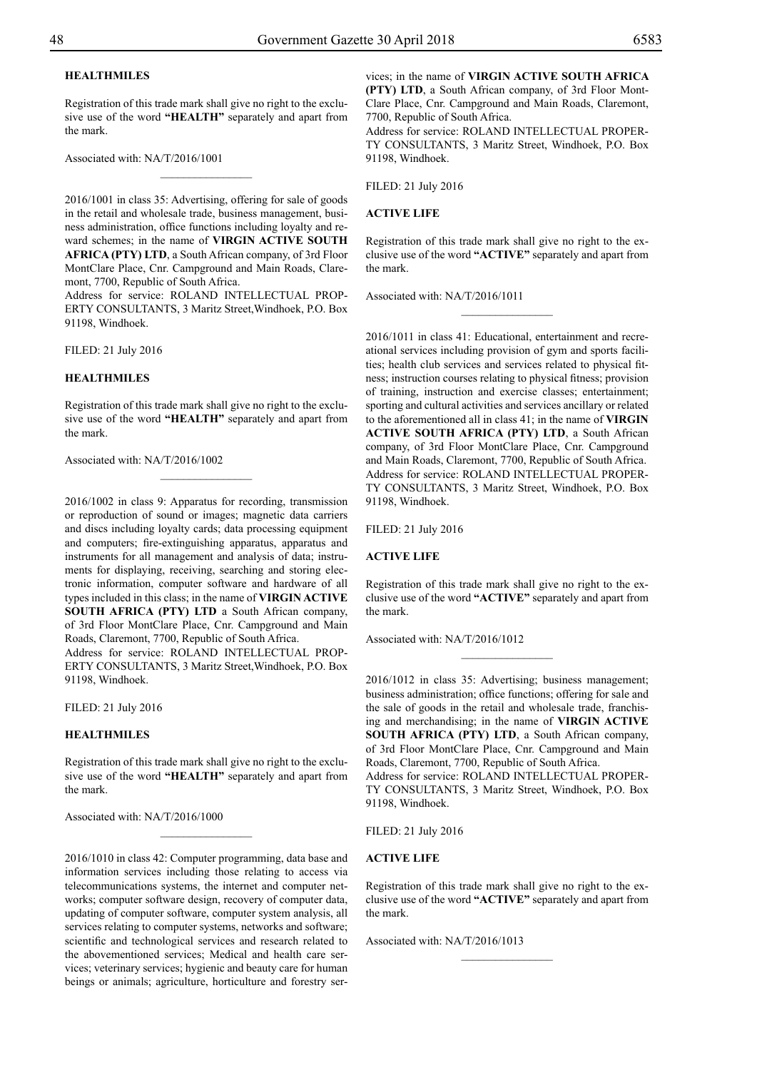**HEALTHMILES**

Registration of this trade mark shall give no right to the exclusive use of the word **"HEALTH"** separately and apart from the mark.

Associated with: NA/T/2016/1001

---

2016/1001 in class 35: Advertising, offering for sale of goods in the retail and wholesale trade, business management, business administration, office functions including loyalty and reward schemes; in the name of **VIRGIN ACTIVE SOUTH AFRICA (PTY) LTD**, a South African company, of 3rd Floor MontClare Place, Cnr. Campground and Main Roads, Claremont, 7700, Republic of South Africa.

Address for service: ROLAND INTELLECTUAL PROPERTY CONSULTANTS, 3 Maritz Street,Windhoek, P.O. Box 91198, Windhoek.

FILED: 21 July 2016

**HEALTHMILES**

Registration of this trade mark shall give no right to the exclusive use of the word **"HEALTH"** separately and apart from the mark.

Associated with: NA/T/2016/1002

---

2016/1002 in class 9: Apparatus for recording, transmission or reproduction of sound or images; magnetic data carriers and discs including loyalty cards; data processing equipment and computers; fire-extinguishing apparatus, apparatus and instruments for all management and analysis of data; instruments for displaying, receiving, searching and storing electronic information, computer software and hardware of all types included in this class; in the name of **VIRGIN ACTIVE SOUTH AFRICA (PTY) LTD** a South African company, of 3rd Floor MontClare Place, Cnr. Campground and Main Roads, Claremont, 7700, Republic of South Africa.

Address for service: ROLAND INTELLECTUAL PROPERTY CONSULTANTS, 3 Maritz Street,Windhoek, P.O. Box 91198, Windhoek.

FILED: 21 July 2016

**HEALTHMILES**

Registration of this trade mark shall give no right to the exclusive use of the word **"HEALTH"** separately and apart from the mark.

Associated with: NA/T/2016/1000

---

2016/1010 in class 42: Computer programming, data base and information services including those relating to access via telecommunications systems, the internet and computer networks; computer software design, recovery of computer data, updating of computer software, computer system analysis, all services relating to computer systems, networks and software; scientific and technological services and research related to the abovementioned services; Medical and health care services; veterinary services; hygienic and beauty care for human beings or animals; agriculture, horticulture and forestry services; in the name of **VIRGIN ACTIVE SOUTH AFRICA (PTY) LTD**, a South African company, of 3rd Floor MontClare Place, Cnr. Campground and Main Roads, Claremont, 7700, Republic of South Africa.

Address for service: ROLAND INTELLECTUAL PROPERTY CONSULTANTS, 3 Maritz Street, Windhoek, P.O. Box 91198, Windhoek.

FILED: 21 July 2016

**ACTIVE LIFE**

Registration of this trade mark shall give no right to the exclusive use of the word **"ACTIVE"** separately and apart from the mark.

Associated with: NA/T/2016/1011

---

2016/1011 in class 41: Educational, entertainment and recreational services including provision of gym and sports facilities; health club services and services related to physical fitness; instruction courses relating to physical fitness; provision of training, instruction and exercise classes; entertainment; sporting and cultural activities and services ancillary or related to the aforementioned all in class 41; in the name of **VIRGIN ACTIVE SOUTH AFRICA (PTY) LTD**, a South African company, of 3rd Floor MontClare Place, Cnr. Campground and Main Roads, Claremont, 7700, Republic of South Africa.

Address for service: ROLAND INTELLECTUAL PROPERTY CONSULTANTS, 3 Maritz Street, Windhoek, P.O. Box 91198, Windhoek.

FILED: 21 July 2016

**ACTIVE LIFE**

Registration of this trade mark shall give no right to the exclusive use of the word **"ACTIVE"** separately and apart from the mark.

Associated with: NA/T/2016/1012

---

2016/1012 in class 35: Advertising; business management; business administration; office functions; offering for sale and the sale of goods in the retail and wholesale trade, franchising and merchandising; in the name of **VIRGIN ACTIVE SOUTH AFRICA (PTY) LTD**, a South African company, of 3rd Floor MontClare Place, Cnr. Campground and Main Roads, Claremont, 7700, Republic of South Africa.

Address for service: ROLAND INTELLECTUAL PROPERTY CONSULTANTS, 3 Maritz Street, Windhoek, P.O. Box 91198, Windhoek.

FILED: 21 July 2016

**ACTIVE LIFE**

Registration of this trade mark shall give no right to the exclusive use of the word **"ACTIVE"** separately and apart from the mark.

Associated with: NA/T/2016/1013

---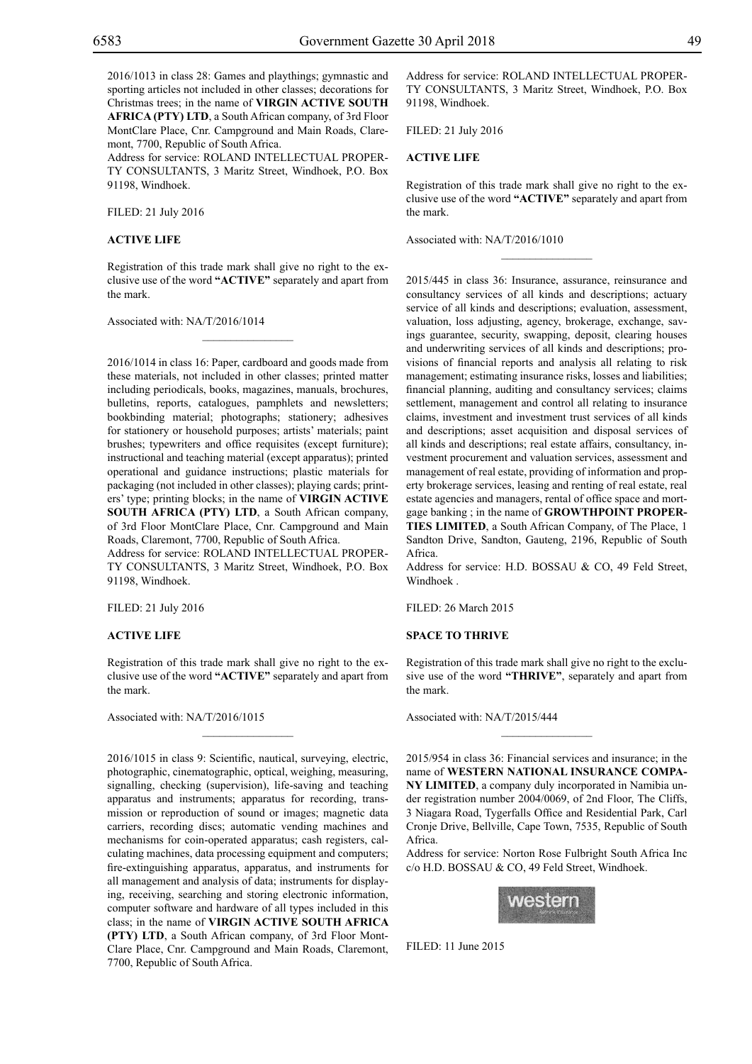2016/1013 in class 28: Games and playthings; gymnastic and sporting articles not included in other classes; decorations for Christmas trees; in the name of **VIRGIN ACTIVE SOUTH AFRICA (PTY) LTD**, a South African company, of 3rd Floor MontClare Place, Cnr. Campground and Main Roads, Claremont, 7700, Republic of South Africa.
Address for service: ROLAND INTELLECTUAL PROPERTY CONSULTANTS, 3 Maritz Street, Windhoek, P.O. Box 91198, Windhoek.

FILED: 21 July 2016

**ACTIVE LIFE**

Registration of this trade mark shall give no right to the exclusive use of the word **"ACTIVE"** separately and apart from the mark.

Associated with: NA/T/2016/1014

---

2016/1014 in class 16: Paper, cardboard and goods made from these materials, not included in other classes; printed matter including periodicals, books, magazines, manuals, brochures, bulletins, reports, catalogues, pamphlets and newsletters; bookbinding material; photographs; stationery; adhesives for stationery or household purposes; artists' materials; paint brushes; typewriters and office requisites (except furniture); instructional and teaching material (except apparatus); printed operational and guidance instructions; plastic materials for packaging (not included in other classes); playing cards; printers' type; printing blocks; in the name of **VIRGIN ACTIVE SOUTH AFRICA (PTY) LTD**, a South African company, of 3rd Floor MontClare Place, Cnr. Campground and Main Roads, Claremont, 7700, Republic of South Africa.
Address for service: ROLAND INTELLECTUAL PROPERTY CONSULTANTS, 3 Maritz Street, Windhoek, P.O. Box 91198, Windhoek.

FILED: 21 July 2016

**ACTIVE LIFE**

Registration of this trade mark shall give no right to the exclusive use of the word **"ACTIVE"** separately and apart from the mark.

Associated with: NA/T/2016/1015

---

2016/1015 in class 9: Scientific, nautical, surveying, electric, photographic, cinematographic, optical, weighing, measuring, signalling, checking (supervision), life-saving and teaching apparatus and instruments; apparatus for recording, transmission or reproduction of sound or images; magnetic data carriers, recording discs; automatic vending machines and mechanisms for coin-operated apparatus; cash registers, calculating machines, data processing equipment and computers; fire-extinguishing apparatus, apparatus, and instruments for all management and analysis of data; instruments for displaying, receiving, searching and storing electronic information, computer software and hardware of all types included in this class; in the name of **VIRGIN ACTIVE SOUTH AFRICA (PTY) LTD**, a South African company, of 3rd Floor MontClare Place, Cnr. Campground and Main Roads, Claremont, 7700, Republic of South Africa.
Address for service: ROLAND INTELLECTUAL PROPERTY CONSULTANTS, 3 Maritz Street, Windhoek, P.O. Box 91198, Windhoek.

FILED: 21 July 2016

**ACTIVE LIFE**

Registration of this trade mark shall give no right to the exclusive use of the word **"ACTIVE"** separately and apart from the mark.

Associated with: NA/T/2016/1010

---

2015/445 in class 36: Insurance, assurance, reinsurance and consultancy services of all kinds and descriptions; actuary service of all kinds and descriptions; evaluation, assessment, valuation, loss adjusting, agency, brokerage, exchange, savings guarantee, security, swapping, deposit, clearing houses and underwriting services of all kinds and descriptions; provisions of financial reports and analysis all relating to risk management; estimating insurance risks, losses and liabilities; financial planning, auditing and consultancy services; claims settlement, management and control all relating to insurance claims, investment and investment trust services of all kinds and descriptions; asset acquisition and disposal services of all kinds and descriptions; real estate affairs, consultancy, investment procurement and valuation services, assessment and management of real estate, providing of information and property brokerage services, leasing and renting of real estate, real estate agencies and managers, rental of office space and mortgage banking ; in the name of **GROWTHPOINT PROPERTIES LIMITED**, a South African Company, of The Place, 1 Sandton Drive, Sandton, Gauteng, 2196, Republic of South Africa.
Address for service: H.D. BOSSAU & CO, 49 Feld Street, Windhoek .

FILED: 26 March 2015

**SPACE TO THRIVE**

Registration of this trade mark shall give no right to the exclusive use of the word **"THRIVE"**, separately and apart from the mark.

Associated with: NA/T/2015/444

---

2015/954 in class 36: Financial services and insurance; in the name of **WESTERN NATIONAL INSURANCE COMPANY LIMITED**, a company duly incorporated in Namibia under registration number 2004/0069, of 2nd Floor, The Cliffs, 3 Niagara Road, Tygerfalls Office and Residential Park, Carl Cronje Drive, Bellville, Cape Town, 7535, Republic of South Africa.
Address for service: Norton Rose Fulbright South Africa Inc c/o H.D. BOSSAU & CO, 49 Feld Street, Windhoek.

western

FILED: 11 June 2015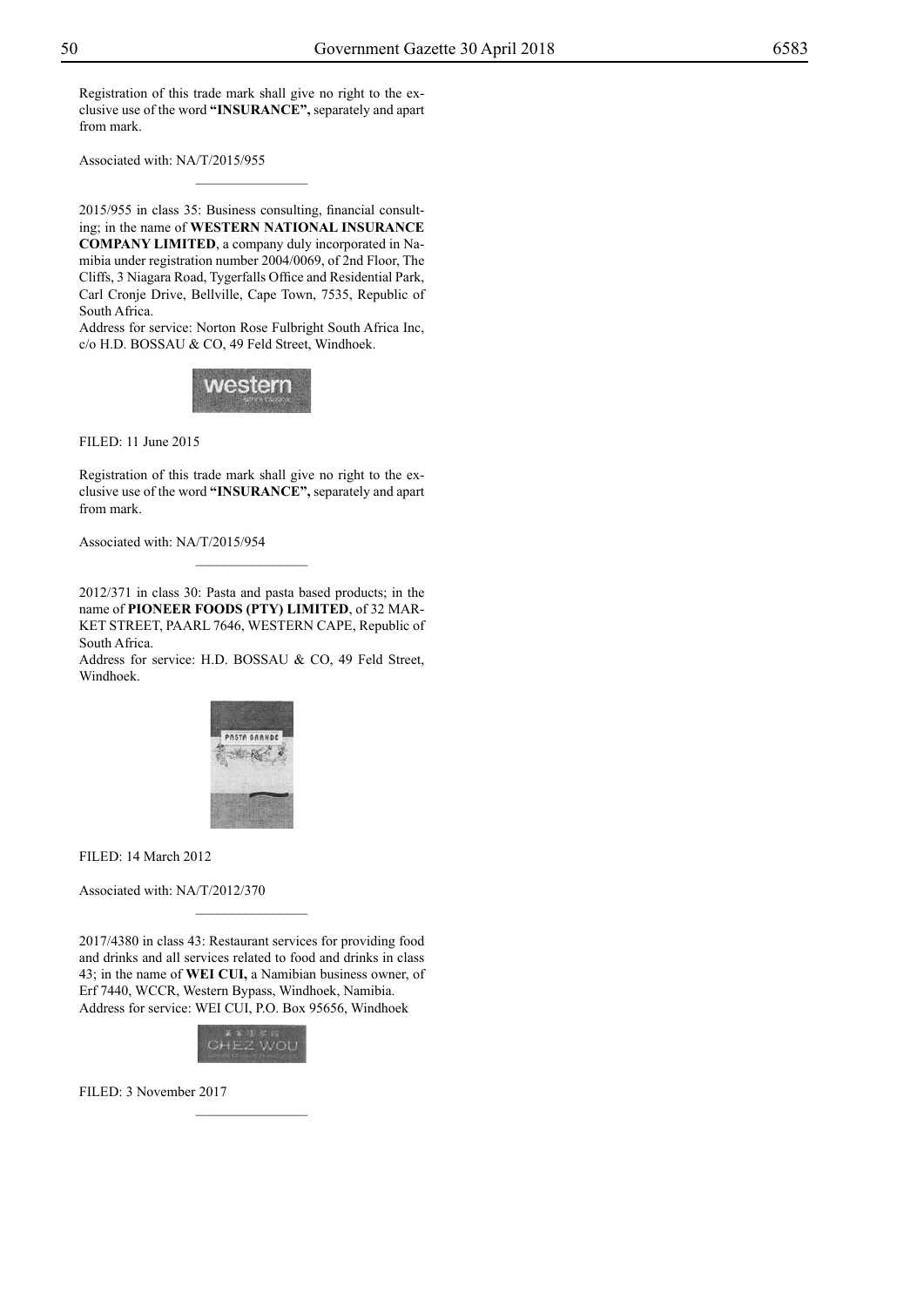Registration of this trade mark shall give no right to the exclusive use of the word **"INSURANCE",** separately and apart from mark.

Associated with: NA/T/2015/955

---

2015/955 in class 35: Business consulting, financial consulting; in the name of **WESTERN NATIONAL INSURANCE COMPANY LIMITED**, a company duly incorporated in Namibia under registration number 2004/0069, of 2nd Floor, The Cliffs, 3 Niagara Road, Tygerfalls Office and Residential Park, Carl Cronje Drive, Bellville, Cape Town, 7535, Republic of South Africa.
Address for service: Norton Rose Fulbright South Africa Inc, c/o H.D. BOSSAU & CO, 49 Feld Street, Windhoek.

FILED: 11 June 2015

Registration of this trade mark shall give no right to the exclusive use of the word **"INSURANCE",** separately and apart from mark.

Associated with: NA/T/2015/954

---

2012/371 in class 30: Pasta and pasta based products; in the name of **PIONEER FOODS (PTY) LIMITED**, of 32 MARKET STREET, PAARL 7646, WESTERN CAPE, Republic of South Africa.
Address for service: H.D. BOSSAU & CO, 49 Feld Street, Windhoek.

FILED: 14 March 2012

Associated with: NA/T/2012/370

---

2017/4380 in class 43: Restaurant services for providing food and drinks and all services related to food and drinks in class 43; in the name of **WEI CUI,** a Namibian business owner, of Erf 7440, WCCR, Western Bypass, Windhoek, Namibia.
Address for service: WEI CUI, P.O. Box 95656, Windhoek

FILED: 3 November 2017

---